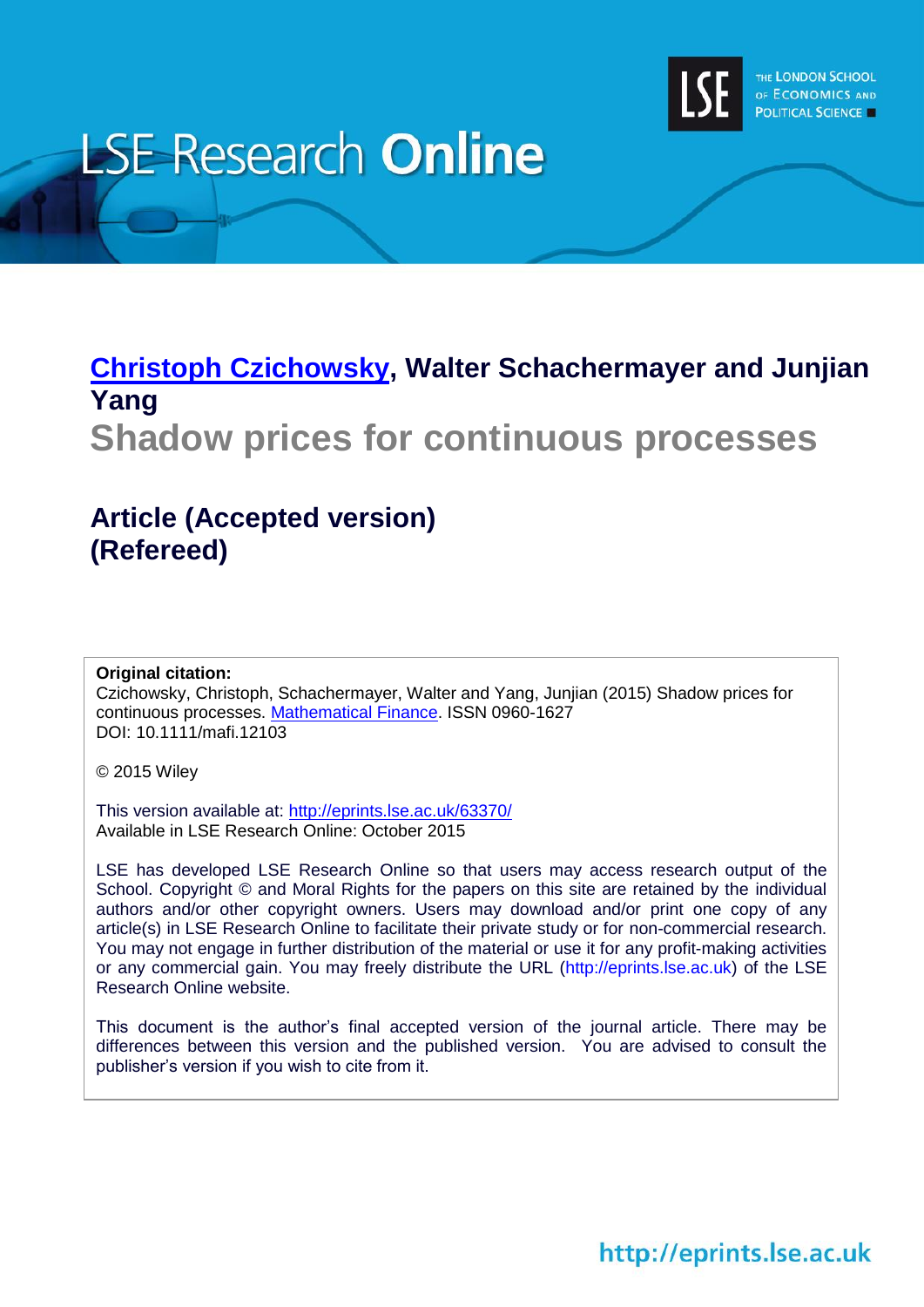# LSE Research Online

**Christoph Czichowsky, Walter Schachermayer and Junjian Yang**

## Shadow prices for continuous processes

### Article (Accepted version)
### (Refereed)

**Original citation:**
Czichowsky, Christoph, Schachermayer, Walter and Yang, Junjian (2015) Shadow prices for continuous processes. Mathematical Finance. ISSN 0960-1627
DOI: 10.1111/mafi.12103

© 2015 Wiley

This version available at: http://eprints.lse.ac.uk/63370/
Available in LSE Research Online: October 2015

LSE has developed LSE Research Online so that users may access research output of the School. Copyright © and Moral Rights for the papers on this site are retained by the individual authors and/or other copyright owners. Users may download and/or print one copy of any article(s) in LSE Research Online to facilitate their private study or for non-commercial research. You may not engage in further distribution of the material or use it for any profit-making activities or any commercial gain. You may freely distribute the URL (http://eprints.lse.ac.uk) of the LSE Research Online website.

This document is the author's final accepted version of the journal article. There may be differences between this version and the published version. You are advised to consult the publisher's version if you wish to cite from it.

http://eprints.lse.ac.uk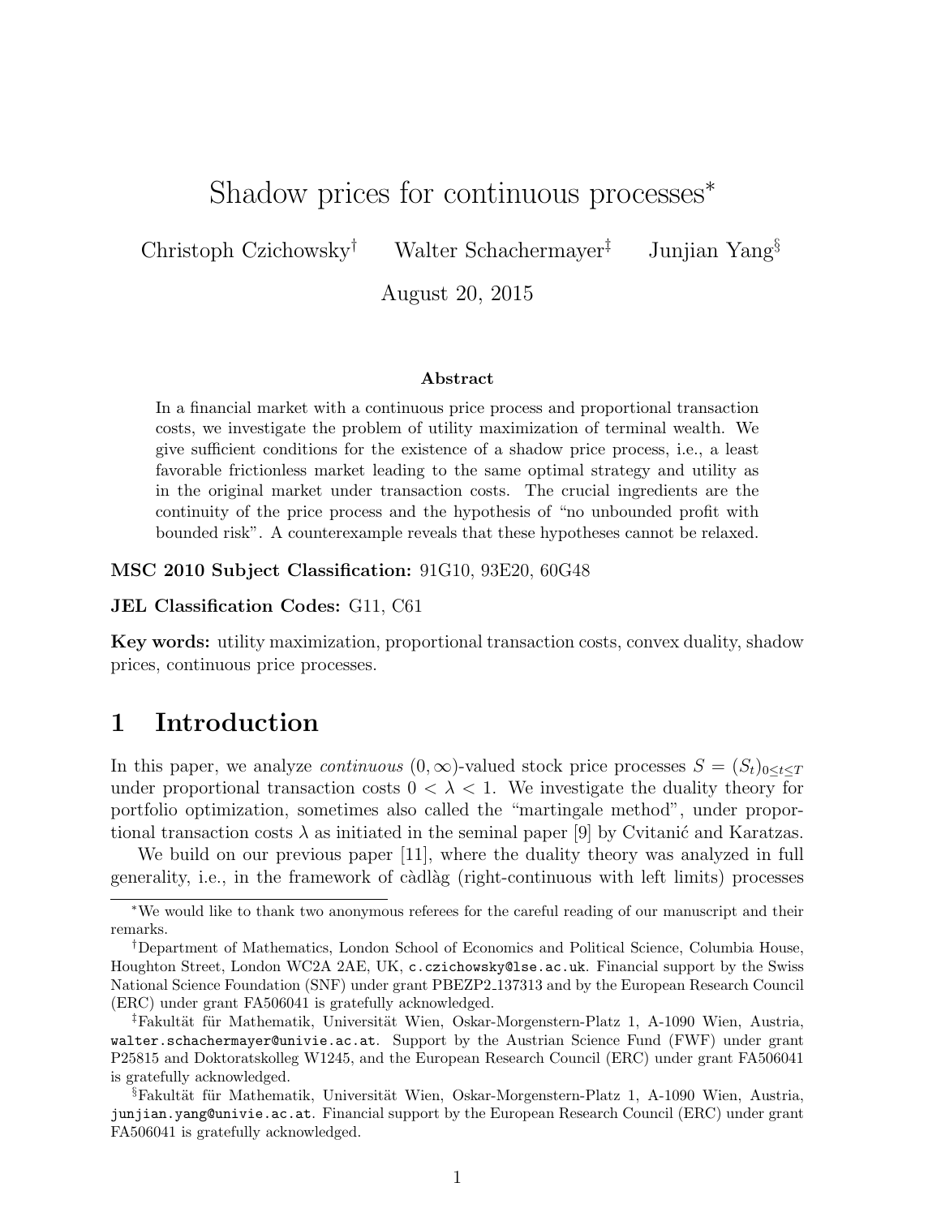# Shadow prices for continuous processes*

Christoph Czichowsky[†] Walter Schachermayer[‡] Junjian Yang[§]

August 20, 2015

### Abstract

In a financial market with a continuous price process and proportional transaction costs, we investigate the problem of utility maximization of terminal wealth. We give sufficient conditions for the existence of a shadow price process, i.e., a least favorable frictionless market leading to the same optimal strategy and utility as in the original market under transaction costs. The crucial ingredients are the continuity of the price process and the hypothesis of "no unbounded profit with bounded risk". A counterexample reveals that these hypotheses cannot be relaxed.

**MSC 2010 Subject Classification:** 91G10, 93E20, 60G48

**JEL Classification Codes:** G11, C61

**Key words:** utility maximization, proportional transaction costs, convex duality, shadow prices, continuous price processes.

## 1 Introduction

In this paper, we analyze *continuous* $(0,\infty)$-valued stock price processes $S = (S_t)_{0\leq t\leq T}$ under proportional transaction costs $0 < \lambda < 1$. We investigate the duality theory for portfolio optimization, sometimes also called the "martingale method", under proportional transaction costs $\lambda$ as initiated in the seminal paper [9] by Cvitanić and Karatzas.

We build on our previous paper [11], where the duality theory was analyzed in full generality, i.e., in the framework of càdlàg (right-continuous with left limits) processes

---

*We would like to thank two anonymous referees for the careful reading of our manuscript and their remarks.

†Department of Mathematics, London School of Economics and Political Science, Columbia House, Houghton Street, London WC2A 2AE, UK, c.czichowsky@lse.ac.uk. Financial support by the Swiss National Science Foundation (SNF) under grant PBEZP2_137313 and by the European Research Council (ERC) under grant FA506041 is gratefully acknowledged.

‡Fakultät für Mathematik, Universität Wien, Oskar-Morgenstern-Platz 1, A-1090 Wien, Austria, walter.schachermayer@univie.ac.at. Support by the Austrian Science Fund (FWF) under grant P25815 and Doktoratskolleg W1245, and the European Research Council (ERC) under grant FA506041 is gratefully acknowledged.

§Fakultät für Mathematik, Universität Wien, Oskar-Morgenstern-Platz 1, A-1090 Wien, Austria, junjian.yang@univie.ac.at. Financial support by the European Research Council (ERC) under grant FA506041 is gratefully acknowledged.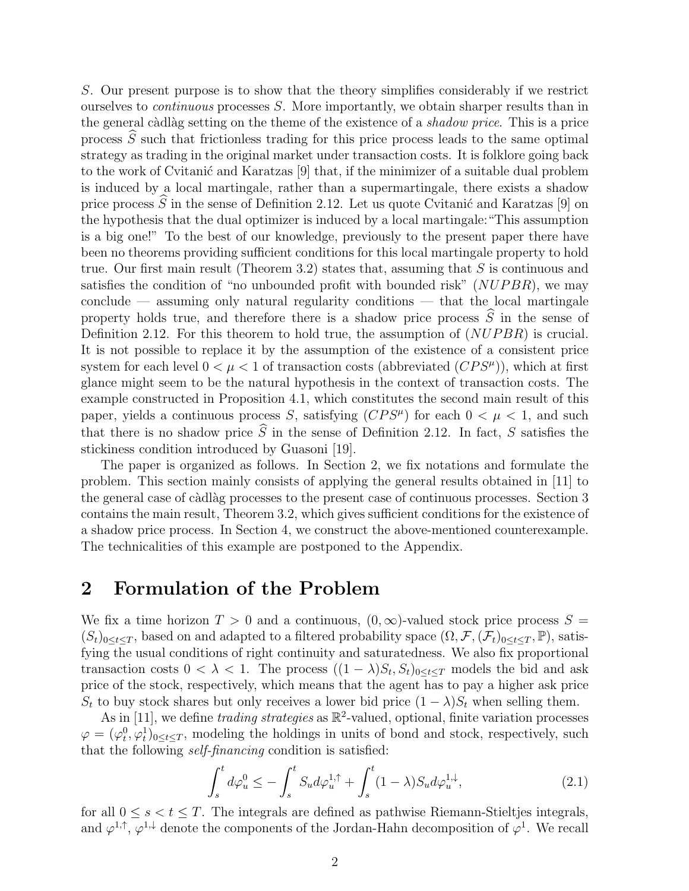$S$. Our present purpose is to show that the theory simplifies considerably if we restrict ourselves to *continuous* processes $S$. More importantly, we obtain sharper results than in the general càdlàg setting on the theme of the existence of a *shadow price*. This is a price process $\widehat{S}$ such that frictionless trading for this price process leads to the same optimal strategy as trading in the original market under transaction costs. It is folklore going back to the work of Cvitanić and Karatzas [9] that, if the minimizer of a suitable dual problem is induced by a local martingale, rather than a supermartingale, there exists a shadow price process $\widehat{S}$ in the sense of Definition 2.12. Let us quote Cvitanić and Karatzas [9] on the hypothesis that the dual optimizer is induced by a local martingale: "This assumption is a big one!" To the best of our knowledge, previously to the present paper there have been no theorems providing sufficient conditions for this local martingale property to hold true. Our first main result (Theorem 3.2) states that, assuming that $S$ is continuous and satisfies the condition of "no unbounded profit with bounded risk" ($NUPBR$), we may conclude — assuming only natural regularity conditions — that the local martingale property holds true, and therefore there is a shadow price process $\widehat{S}$ in the sense of Definition 2.12. For this theorem to hold true, the assumption of ($NUPBR$) is crucial. It is not possible to replace it by the assumption of the existence of a consistent price system for each level $0 < \mu < 1$ of transaction costs (abbreviated ($CPS^\mu$)), which at first glance might seem to be the natural hypothesis in the context of transaction costs. The example constructed in Proposition 4.1, which constitutes the second main result of this paper, yields a continuous process $S$, satisfying ($CPS^\mu$) for each $0 < \mu < 1$, and such that there is no shadow price $\widehat{S}$ in the sense of Definition 2.12. In fact, $S$ satisfies the stickiness condition introduced by Guasoni [19].

The paper is organized as follows. In Section 2, we fix notations and formulate the problem. This section mainly consists of applying the general results obtained in [11] to the general case of càdlàg processes to the present case of continuous processes. Section 3 contains the main result, Theorem 3.2, which gives sufficient conditions for the existence of a shadow price process. In Section 4, we construct the above-mentioned counterexample. The technicalities of this example are postponed to the Appendix.

# 2 Formulation of the Problem

We fix a time horizon $T > 0$ and a continuous, $(0, \infty)$-valued stock price process $S = (S_t)_{0 \le t \le T}$, based on and adapted to a filtered probability space $(\Omega, \mathcal{F}, (\mathcal{F}_t)_{0 \le t \le T}, \mathbb{P})$, satisfying the usual conditions of right continuity and saturatedness. We also fix proportional transaction costs $0 < \lambda < 1$. The process $((1-\lambda)S_t, S_t)_{0 \le t \le T}$ models the bid and ask price of the stock, respectively, which means that the agent has to pay a higher ask price $S_t$ to buy stock shares but only receives a lower bid price $(1-\lambda)S_t$ when selling them.

As in [11], we define *trading strategies* as $\mathbb{R}^2$-valued, optional, finite variation processes $\varphi = (\varphi_t^0, \varphi_t^1)_{0 \le t \le T}$, modeling the holdings in units of bond and stock, respectively, such that the following *self-financing* condition is satisfied:

$$\int_s^t d\varphi_u^0 \le -\int_s^t S_u d\varphi_u^{1,\uparrow} + \int_s^t (1-\lambda) S_u d\varphi_u^{1,\downarrow}, \tag{2.1}$$

for all $0 \le s < t \le T$. The integrals are defined as pathwise Riemann-Stieltjes integrals, and $\varphi^{1,\uparrow}$, $\varphi^{1,\downarrow}$ denote the components of the Jordan-Hahn decomposition of $\varphi^1$. We recall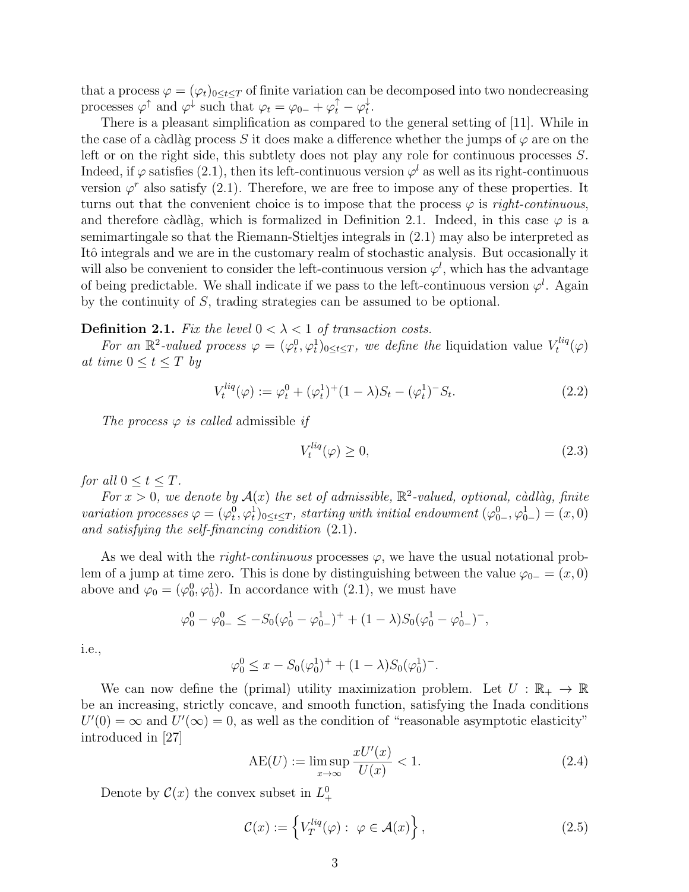that a process $\varphi = (\varphi_t)_{0 \le t \le T}$ of finite variation can be decomposed into two nondecreasing processes $\varphi^\uparrow$ and $\varphi^\downarrow$ such that $\varphi_t = \varphi_{0-} + \varphi^\uparrow_t - \varphi^\downarrow_t$.

There is a pleasant simplification as compared to the general setting of [11]. While in the case of a càdlàg process $S$ it does make a difference whether the jumps of $\varphi$ are on the left or on the right side, this subtlety does not play any role for continuous processes $S$. Indeed, if $\varphi$ satisfies (2.1), then its left-continuous version $\varphi^l$ as well as its right-continuous version $\varphi^r$ also satisfy (2.1). Therefore, we are free to impose any of these properties. It turns out that the convenient choice is to impose that the process $\varphi$ is *right-continuous*, and therefore càdlàg, which is formalized in Definition 2.1. Indeed, in this case $\varphi$ is a semimartingale so that the Riemann-Stieltjes integrals in (2.1) may also be interpreted as Itô integrals and we are in the customary realm of stochastic analysis. But occasionally it will also be convenient to consider the left-continuous version $\varphi^l$, which has the advantage of being predictable. We shall indicate if we pass to the left-continuous version $\varphi^l$. Again by the continuity of $S$, trading strategies can be assumed to be optional.

**Definition 2.1.** *Fix the level $0 < \lambda < 1$ of transaction costs.*

*For an $\mathbb{R}^2$-valued process $\varphi = (\varphi^0_t, \varphi^1_t)_{0 \le t \le T}$, we define the* liquidation value $V^{liq}_t(\varphi)$ *at time $0 \le t \le T$ by*

$$V^{liq}_t(\varphi) := \varphi^0_t + (\varphi^1_t)^+(1-\lambda)S_t - (\varphi^1_t)^- S_t. \tag{2.2}$$

*The process $\varphi$ is called* admissible *if*

$$V^{liq}_t(\varphi) \ge 0, \tag{2.3}$$

*for all $0 \le t \le T$.*

*For $x > 0$, we denote by $\mathcal{A}(x)$ the set of admissible, $\mathbb{R}^2$-valued, optional, càdlàg, finite variation processes $\varphi = (\varphi^0_t, \varphi^1_t)_{0 \le t \le T}$, starting with initial endowment $(\varphi^0_{0-}, \varphi^1_{0-}) = (x, 0)$ and satisfying the self-financing condition (2.1).*

As we deal with the *right-continuous* processes $\varphi$, we have the usual notational problem of a jump at time zero. This is done by distinguishing between the value $\varphi_{0-} = (x, 0)$ above and $\varphi_0 = (\varphi^0_0, \varphi^1_0)$. In accordance with (2.1), we must have

$$\varphi^0_0 - \varphi^0_{0-} \le -S_0(\varphi^1_0 - \varphi^1_{0-})^+ + (1-\lambda)S_0(\varphi^1_0 - \varphi^1_{0-})^-,$$

i.e.,

$$\varphi^0_0 \le x - S_0(\varphi^1_0)^+ + (1-\lambda)S_0(\varphi^1_0)^-.$$

We can now define the (primal) utility maximization problem. Let $U : \mathbb{R}_+ \to \mathbb{R}$ be an increasing, strictly concave, and smooth function, satisfying the Inada conditions $U'(0) = \infty$ and $U'(\infty) = 0$, as well as the condition of "reasonable asymptotic elasticity" introduced in [27]

$$\mathrm{AE}(U) := \limsup_{x \to \infty} \frac{xU'(x)}{U(x)} < 1. \tag{2.4}$$

Denote by $\mathcal{C}(x)$ the convex subset in $L^0_+$

$$\mathcal{C}(x) := \left\{ V^{liq}_T(\varphi) : \ \varphi \in \mathcal{A}(x) \right\}, \tag{2.5}$$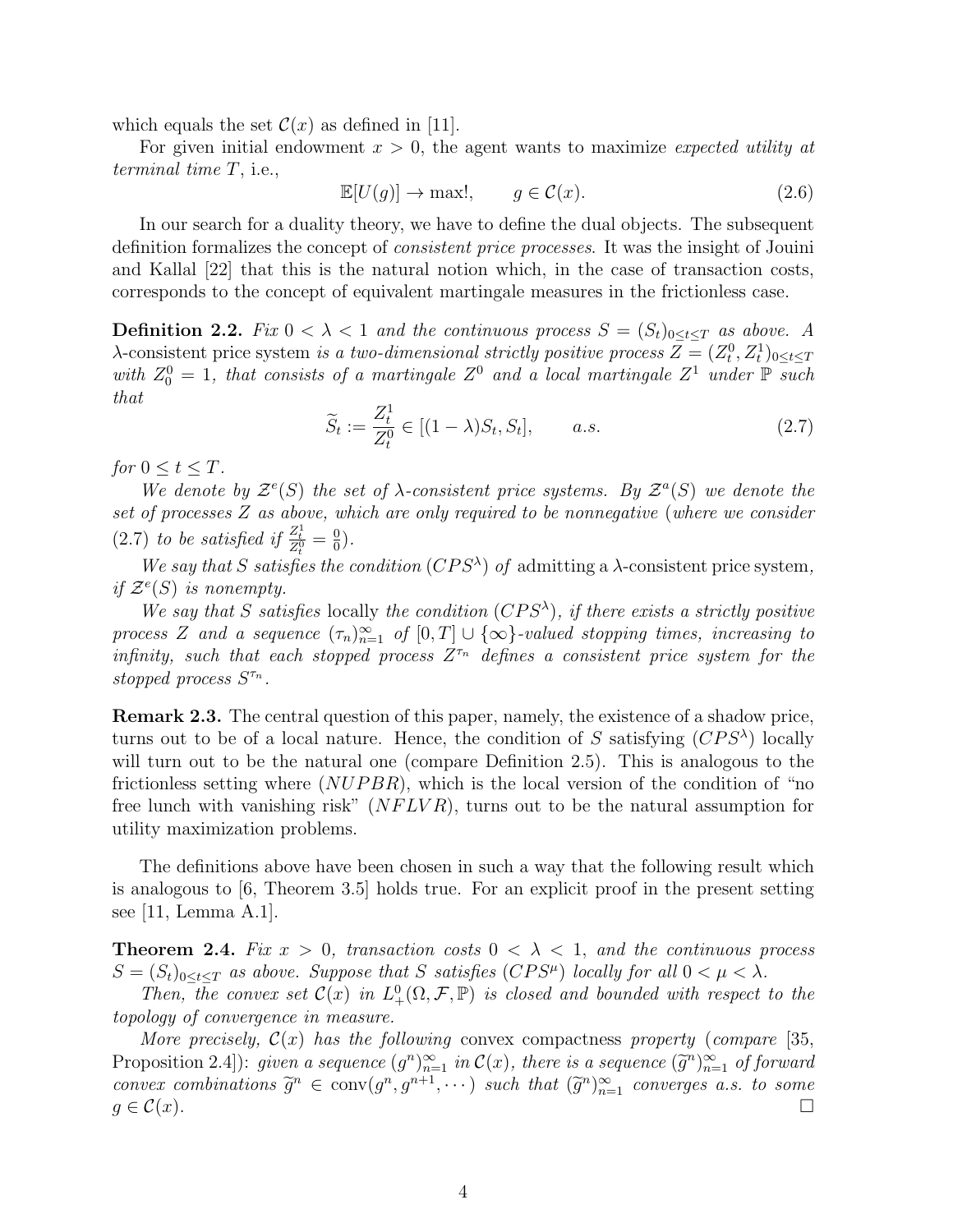which equals the set $\mathcal{C}(x)$ as defined in [11].

For given initial endowment $x > 0$, the agent wants to maximize *expected utility at terminal time* $T$, i.e.,

$$\mathbb{E}[U(g)] \to \max!, \qquad g \in \mathcal{C}(x). \tag{2.6}$$

In our search for a duality theory, we have to define the dual objects. The subsequent definition formalizes the concept of *consistent price processes*. It was the insight of Jouini and Kallal [22] that this is the natural notion which, in the case of transaction costs, corresponds to the concept of equivalent martingale measures in the frictionless case.

**Definition 2.2.** *Fix $0 < \lambda < 1$ and the continuous process $S = (S_t)_{0 \leq t \leq T}$ as above. A* $\lambda$-consistent price system *is a two-dimensional strictly positive process $Z = (Z_t^0, Z_t^1)_{0 \leq t \leq T}$ with $Z_0^0 = 1$, that consists of a martingale $Z^0$ and a local martingale $Z^1$ under $\mathbb{P}$ such that*

$$\widetilde{S}_t := \frac{Z_t^1}{Z_t^0} \in [(1-\lambda)S_t, S_t], \qquad a.s. \tag{2.7}$$

*for $0 \leq t \leq T$.*

*We denote by $\mathcal{Z}^e(S)$ the set of $\lambda$-consistent price systems. By $\mathcal{Z}^a(S)$ we denote the set of processes $Z$ as above, which are only required to be nonnegative (where we consider (2.7) to be satisfied if $\frac{Z_t^1}{Z_t^0} = \frac{0}{0}$).*

*We say that $S$ satisfies the condition $(CPS^\lambda)$ of* admitting a $\lambda$-consistent price system*, if $\mathcal{Z}^e(S)$ is nonempty.*

*We say that $S$ satisfies* locally *the condition $(CPS^\lambda)$, if there exists a strictly positive process $Z$ and a sequence $(\tau_n)_{n=1}^\infty$ of $[0,T] \cup \{\infty\}$-valued stopping times, increasing to infinity, such that each stopped process $Z^{\tau_n}$ defines a consistent price system for the stopped process $S^{\tau_n}$.*

**Remark 2.3.** The central question of this paper, namely, the existence of a shadow price, turns out to be of a local nature. Hence, the condition of $S$ satisfying $(CPS^\lambda)$ locally will turn out to be the natural one (compare Definition 2.5). This is analogous to the frictionless setting where $(NUPBR)$, which is the local version of the condition of "no free lunch with vanishing risk" $(NFLVR)$, turns out to be the natural assumption for utility maximization problems.

The definitions above have been chosen in such a way that the following result which is analogous to [6, Theorem 3.5] holds true. For an explicit proof in the present setting see [11, Lemma A.1].

**Theorem 2.4.** *Fix $x > 0$, transaction costs $0 < \lambda < 1$, and the continuous process $S = (S_t)_{0 \leq t \leq T}$ as above. Suppose that $S$ satisfies $(CPS^\mu)$ locally for all $0 < \mu < \lambda$.*

*Then, the convex set $\mathcal{C}(x)$ in $L_+^0(\Omega, \mathcal{F}, \mathbb{P})$ is closed and bounded with respect to the topology of convergence in measure.*

*More precisely, $\mathcal{C}(x)$ has the following* convex compactness *property (compare [35, Proposition 2.4]): given a sequence $(g^n)_{n=1}^\infty$ in $\mathcal{C}(x)$, there is a sequence $(\widetilde{g}^n)_{n=1}^\infty$ of forward convex combinations $\widetilde{g}^n \in \operatorname{conv}(g^n, g^{n+1}, \cdots)$ such that $(\widetilde{g}^n)_{n=1}^\infty$ converges a.s. to some $g \in \mathcal{C}(x)$.* □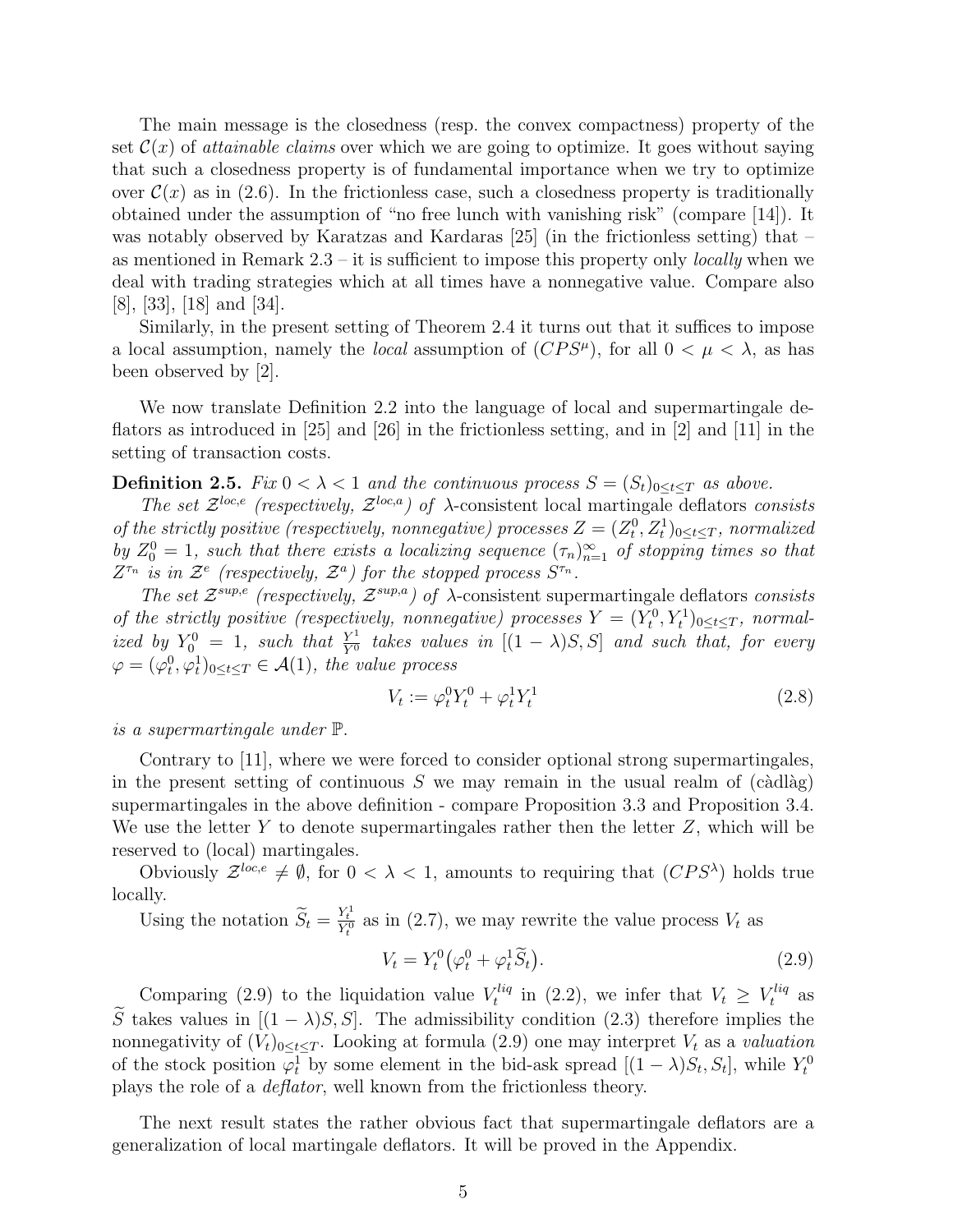The main message is the closedness (resp. the convex compactness) property of the set $\mathcal{C}(x)$ of *attainable claims* over which we are going to optimize. It goes without saying that such a closedness property is of fundamental importance when we try to optimize over $\mathcal{C}(x)$ as in (2.6). In the frictionless case, such a closedness property is traditionally obtained under the assumption of "no free lunch with vanishing risk" (compare [14]). It was notably observed by Karatzas and Kardaras [25] (in the frictionless setting) that – as mentioned in Remark 2.3 – it is sufficient to impose this property only *locally* when we deal with trading strategies which at all times have a nonnegative value. Compare also [8], [33], [18] and [34].

Similarly, in the present setting of Theorem 2.4 it turns out that it suffices to impose a local assumption, namely the *local* assumption of $(CPS^\mu)$, for all $0 < \mu < \lambda$, as has been observed by [2].

We now translate Definition 2.2 into the language of local and supermartingale deflators as introduced in [25] and [26] in the frictionless setting, and in [2] and [11] in the setting of transaction costs.

**Definition 2.5.** *Fix $0 < \lambda < 1$ and the continuous process $S = (S_t)_{0 \leq t \leq T}$ as above.*

*The set $\mathcal{Z}^{loc,e}$ (respectively, $\mathcal{Z}^{loc,a}$) of* $\lambda$-consistent local martingale deflators *consists of the strictly positive (respectively, nonnegative) processes $Z = (Z_t^0, Z_t^1)_{0 \leq t \leq T}$, normalized by $Z_0^0 = 1$, such that there exists a localizing sequence $(\tau_n)_{n=1}^\infty$ of stopping times so that $Z^{\tau_n}$ is in $\mathcal{Z}^e$ (respectively, $\mathcal{Z}^a$) for the stopped process $S^{\tau_n}$.*

*The set $\mathcal{Z}^{sup,e}$ (respectively, $\mathcal{Z}^{sup,a}$) of* $\lambda$-consistent supermartingale deflators *consists of the strictly positive (respectively, nonnegative) processes $Y = (Y_t^0, Y_t^1)_{0 \leq t \leq T}$, normalized by $Y_0^0 = 1$, such that $\frac{Y^1}{Y^0}$ takes values in $[(1-\lambda)S, S]$ and such that, for every $\varphi = (\varphi_t^0, \varphi_t^1)_{0 \leq t \leq T} \in \mathcal{A}(1)$, the value process*

$$V_t := \varphi_t^0 Y_t^0 + \varphi_t^1 Y_t^1 \tag{2.8}$$

*is a supermartingale under $\mathbb{P}$.*

Contrary to [11], where we were forced to consider optional strong supermartingales, in the present setting of continuous $S$ we may remain in the usual realm of (càdlàg) supermartingales in the above definition - compare Proposition 3.3 and Proposition 3.4. We use the letter $Y$ to denote supermartingales rather then the letter $Z$, which will be reserved to (local) martingales.

Obviously $\mathcal{Z}^{loc,e} \neq \emptyset$, for $0 < \lambda < 1$, amounts to requiring that $(CPS^\lambda)$ holds true locally.

Using the notation $\widetilde{S}_t = \frac{Y_t^1}{Y_t^0}$ as in (2.7), we may rewrite the value process $V_t$ as

$$V_t = Y_t^0 \big( \varphi_t^0 + \varphi_t^1 \widetilde{S}_t \big). \tag{2.9}$$

Comparing (2.9) to the liquidation value $V_t^{liq}$ in (2.2), we infer that $V_t \geq V_t^{liq}$ as $\widetilde{S}$ takes values in $[(1-\lambda)S, S]$. The admissibility condition (2.3) therefore implies the nonnegativity of $(V_t)_{0 \leq t \leq T}$. Looking at formula (2.9) one may interpret $V_t$ as a *valuation* of the stock position $\varphi_t^1$ by some element in the bid-ask spread $[(1-\lambda)S_t, S_t]$, while $Y_t^0$ plays the role of a *deflator*, well known from the frictionless theory.

The next result states the rather obvious fact that supermartingale deflators are a generalization of local martingale deflators. It will be proved in the Appendix.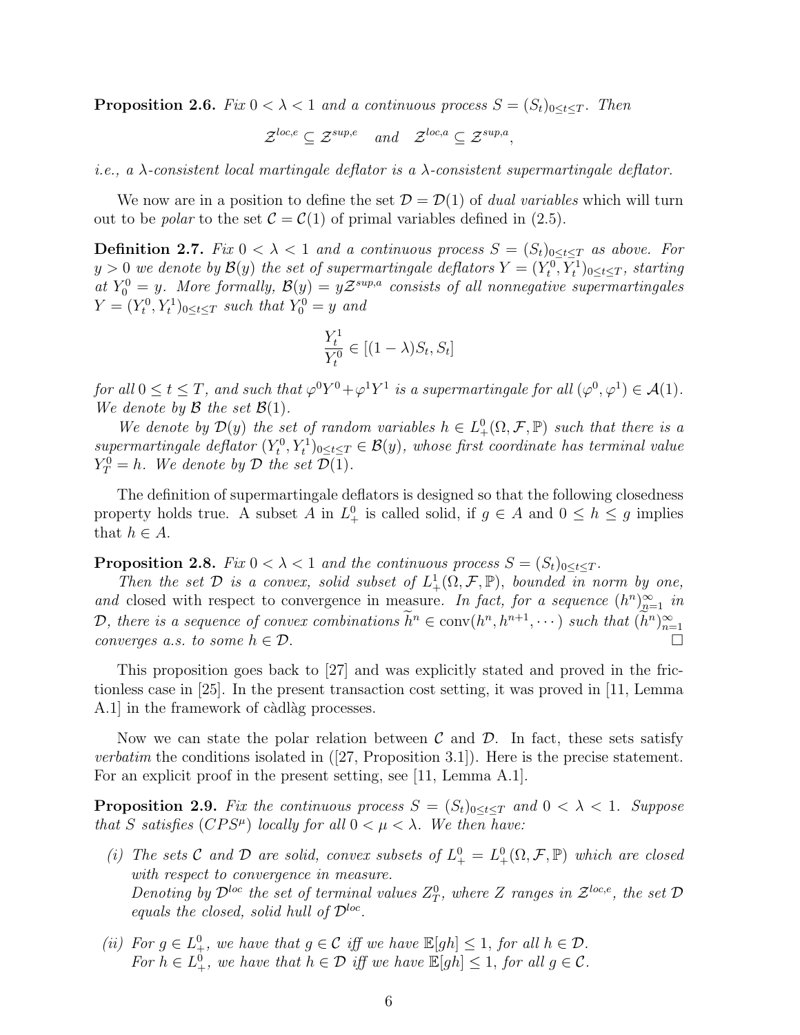**Proposition 2.6.** *Fix $0 < \lambda < 1$ and a continuous process $S = (S_t)_{0 \le t \le T}$. Then*

$$\mathcal{Z}^{loc,e} \subseteq \mathcal{Z}^{sup,e} \quad and \quad \mathcal{Z}^{loc,a} \subseteq \mathcal{Z}^{sup,a},$$

*i.e., a $\lambda$-consistent local martingale deflator is a $\lambda$-consistent supermartingale deflator.*

We now are in a position to define the set $\mathcal{D} = \mathcal{D}(1)$ of *dual variables* which will turn out to be *polar* to the set $\mathcal{C} = \mathcal{C}(1)$ of primal variables defined in (2.5).

**Definition 2.7.** *Fix $0 < \lambda < 1$ and a continuous process $S = (S_t)_{0 \le t \le T}$ as above. For $y > 0$ we denote by $\mathcal{B}(y)$ the set of supermartingale deflators $Y = (Y_t^0, Y_t^1)_{0 \le t \le T}$, starting at $Y_0^0 = y$. More formally, $\mathcal{B}(y) = y\mathcal{Z}^{sup,a}$ consists of all nonnegative supermartingales $Y = (Y_t^0, Y_t^1)_{0 \le t \le T}$ such that $Y_0^0 = y$ and*

$$\frac{Y_t^1}{Y_t^0} \in [(1-\lambda)S_t, S_t]$$

*for all $0 \le t \le T$, and such that $\varphi^0 Y^0 + \varphi^1 Y^1$ is a supermartingale for all $(\varphi^0, \varphi^1) \in \mathcal{A}(1)$. We denote by $\mathcal{B}$ the set $\mathcal{B}(1)$.*

*We denote by $\mathcal{D}(y)$ the set of random variables $h \in L_+^0(\Omega, \mathcal{F}, \mathbb{P})$ such that there is a supermartingale deflator $(Y_t^0, Y_t^1)_{0 \le t \le T} \in \mathcal{B}(y)$, whose first coordinate has terminal value $Y_T^0 = h$. We denote by $\mathcal{D}$ the set $\mathcal{D}(1)$.*

The definition of supermartingale deflators is designed so that the following closedness property holds true. A subset $A$ in $L_+^0$ is called solid, if $g \in A$ and $0 \le h \le g$ implies that $h \in A$.

**Proposition 2.8.** *Fix $0 < \lambda < 1$ and the continuous process $S = (S_t)_{0 \le t \le T}$.*

*Then the set $\mathcal{D}$ is a convex, solid subset of $L_+^1(\Omega, \mathcal{F}, \mathbb{P})$, bounded in norm by one, and* closed with respect to convergence in measure. *In fact, for a sequence $(h^n)_{n=1}^\infty$ in $\mathcal{D}$, there is a sequence of convex combinations $\widetilde{h}^n \in \operatorname{conv}(h^n, h^{n+1}, \cdots)$ such that $(\widetilde{h}^n)_{n=1}^\infty$ converges a.s. to some $h \in \mathcal{D}$.* □

This proposition goes back to [27] and was explicitly stated and proved in the frictionless case in [25]. In the present transaction cost setting, it was proved in [11, Lemma A.1] in the framework of càdlàg processes.

Now we can state the polar relation between $\mathcal{C}$ and $\mathcal{D}$. In fact, these sets satisfy *verbatim* the conditions isolated in ([27, Proposition 3.1]). Here is the precise statement. For an explicit proof in the present setting, see [11, Lemma A.1].

**Proposition 2.9.** *Fix the continuous process $S = (S_t)_{0 \le t \le T}$ and $0 < \lambda < 1$. Suppose that $S$ satisfies $(CPS^\mu)$ locally for all $0 < \mu < \lambda$. We then have:*

*(i) The sets $\mathcal{C}$ and $\mathcal{D}$ are solid, convex subsets of $L_+^0 = L_+^0(\Omega, \mathcal{F}, \mathbb{P})$ which are closed with respect to convergence in measure.*
*Denoting by $\mathcal{D}^{loc}$ the set of terminal values $Z_T^0$, where $Z$ ranges in $\mathcal{Z}^{loc,e}$, the set $\mathcal{D}$ equals the closed, solid hull of $\mathcal{D}^{loc}$.*

*(ii) For $g \in L_+^0$, we have that $g \in \mathcal{C}$ iff we have $\mathbb{E}[gh] \le 1$, for all $h \in \mathcal{D}$.*
*For $h \in L_+^0$, we have that $h \in \mathcal{D}$ iff we have $\mathbb{E}[gh] \le 1$, for all $g \in \mathcal{C}$.*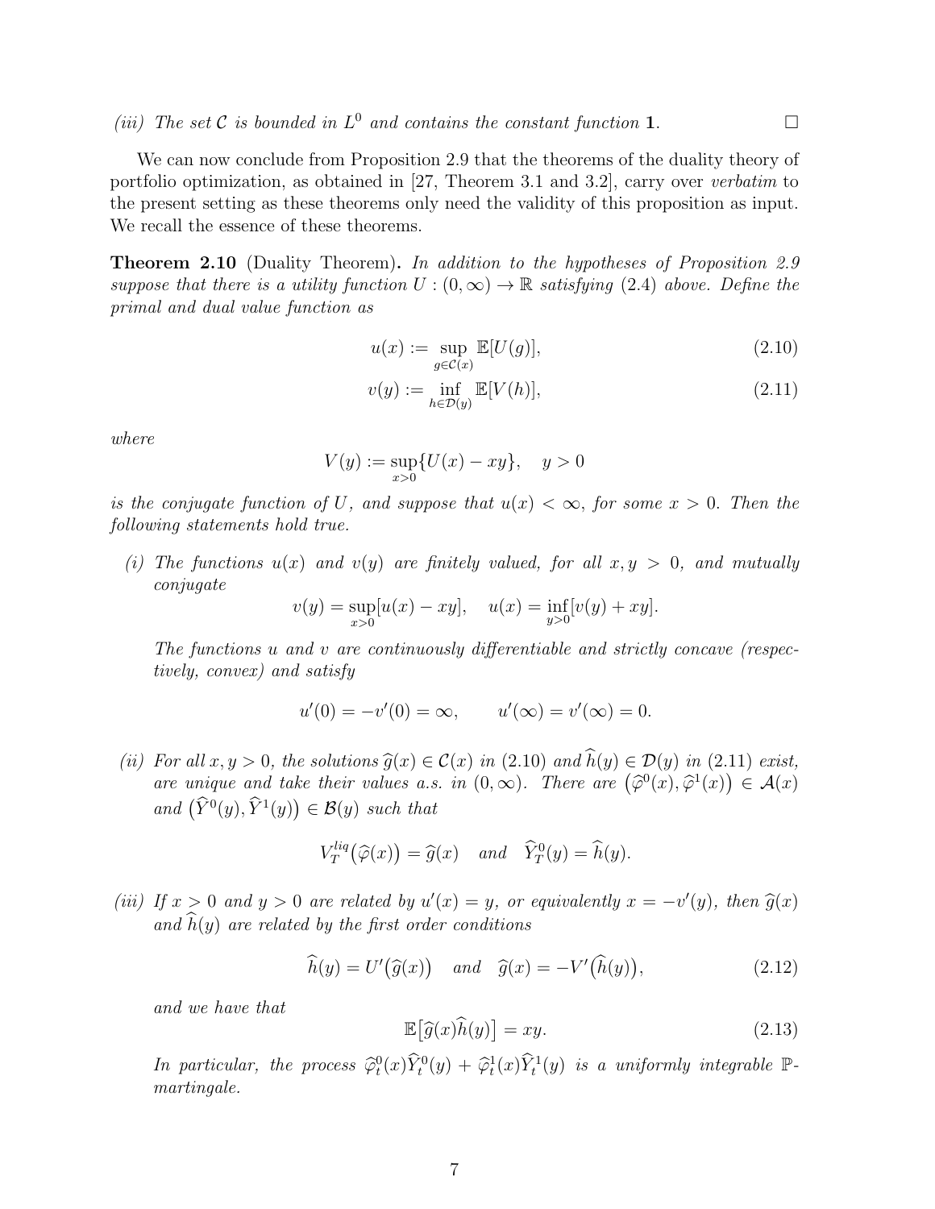*(iii) The set $\mathcal{C}$ is bounded in $L^0$ and contains the constant function $\mathbf{1}$.* $\square$

We can now conclude from Proposition 2.9 that the theorems of the duality theory of portfolio optimization, as obtained in [27, Theorem 3.1 and 3.2], carry over *verbatim* to the present setting as these theorems only need the validity of this proposition as input. We recall the essence of these theorems.

**Theorem 2.10** (Duality Theorem)**.** *In addition to the hypotheses of Proposition 2.9 suppose that there is a utility function $U : (0,\infty) \to \mathbb{R}$ satisfying (2.4) above. Define the primal and dual value function as*

$$u(x) := \sup_{g \in \mathcal{C}(x)} \mathbb{E}[U(g)], \tag{2.10}$$

$$v(y) := \inf_{h \in \mathcal{D}(y)} \mathbb{E}[V(h)], \tag{2.11}$$

*where*

$$V(y) := \sup_{x>0}\{U(x) - xy\}, \quad y > 0$$

*is the conjugate function of $U$, and suppose that $u(x) < \infty$, for some $x > 0$. Then the following statements hold true.*

*(i) The functions $u(x)$ and $v(y)$ are finitely valued, for all $x, y > 0$, and mutually conjugate*

$$v(y) = \sup_{x>0}[u(x) - xy], \quad u(x) = \inf_{y>0}[v(y) + xy].$$

*The functions $u$ and $v$ are continuously differentiable and strictly concave (respectively, convex) and satisfy*

$$u'(0) = -v'(0) = \infty, \qquad u'(\infty) = v'(\infty) = 0.$$

*(ii) For all $x, y > 0$, the solutions $\widehat{g}(x) \in \mathcal{C}(x)$ in (2.10) and $\widehat{h}(y) \in \mathcal{D}(y)$ in (2.11) exist, are unique and take their values a.s. in $(0,\infty)$. There are $\big(\widehat{\varphi}^0(x), \widehat{\varphi}^1(x)\big) \in \mathcal{A}(x)$ and $\big(\widehat{Y}^0(y), \widehat{Y}^1(y)\big) \in \mathcal{B}(y)$ such that*

$$V_T^{liq}\big(\widehat{\varphi}(x)\big) = \widehat{g}(x) \quad \text{and} \quad \widehat{Y}_T^0(y) = \widehat{h}(y).$$

*(iii) If $x > 0$ and $y > 0$ are related by $u'(x) = y$, or equivalently $x = -v'(y)$, then $\widehat{g}(x)$ and $\widehat{h}(y)$ are related by the first order conditions*

$$\widehat{h}(y) = U'\big(\widehat{g}(x)\big) \quad \text{and} \quad \widehat{g}(x) = -V'\big(\widehat{h}(y)\big), \tag{2.12}$$

*and we have that*

$$\mathbb{E}\big[\widehat{g}(x)\widehat{h}(y)\big] = xy. \tag{2.13}$$

*In particular, the process $\widehat{\varphi}_t^0(x)\widehat{Y}_t^0(y) + \widehat{\varphi}_t^1(x)\widehat{Y}_t^1(y)$ is a uniformly integrable $\mathbb{P}$-martingale.*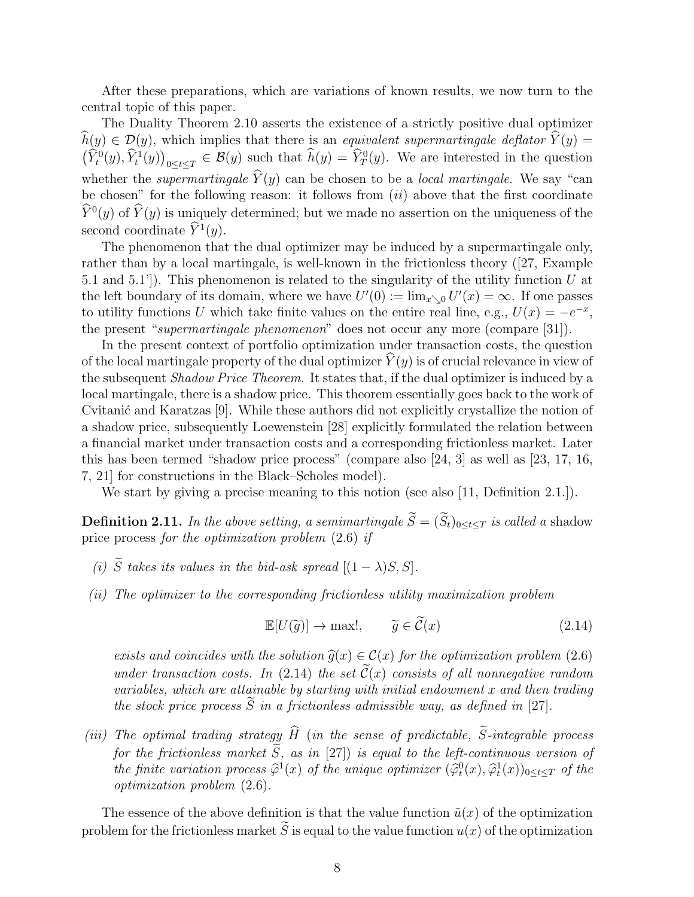After these preparations, which are variations of known results, we now turn to the central topic of this paper.

The Duality Theorem 2.10 asserts the existence of a strictly positive dual optimizer $\widehat{h}(y) \in \mathcal{D}(y)$, which implies that there is an *equivalent supermartingale deflator* $\widehat{Y}(y) = \big(\widehat{Y}^0_t(y), \widehat{Y}^1_t(y)\big)_{0\le t\le T} \in \mathcal{B}(y)$ such that $\widehat{h}(y) = \widehat{Y}^0_T(y)$. We are interested in the question whether the *supermartingale* $\widehat{Y}(y)$ can be chosen to be a *local martingale*. We say "can be chosen" for the following reason: it follows from $(ii)$ above that the first coordinate $\widehat{Y}^0(y)$ of $\widehat{Y}(y)$ is uniquely determined; but we made no assertion on the uniqueness of the second coordinate $\widehat{Y}^1(y)$.

The phenomenon that the dual optimizer may be induced by a supermartingale only, rather than by a local martingale, is well-known in the frictionless theory ([27, Example 5.1 and 5.1']). This phenomenon is related to the singularity of the utility function $U$ at the left boundary of its domain, where we have $U'(0) := \lim_{x\searrow 0} U'(x) = \infty$. If one passes to utility functions $U$ which take finite values on the entire real line, e.g., $U(x) = -e^{-x}$, the present "*supermartingale phenomenon*" does not occur any more (compare [31]).

In the present context of portfolio optimization under transaction costs, the question of the local martingale property of the dual optimizer $\widehat{Y}(y)$ is of crucial relevance in view of the subsequent *Shadow Price Theorem*. It states that, if the dual optimizer is induced by a local martingale, there is a shadow price. This theorem essentially goes back to the work of Cvitanić and Karatzas [9]. While these authors did not explicitly crystallize the notion of a shadow price, subsequently Loewenstein [28] explicitly formulated the relation between a financial market under transaction costs and a corresponding frictionless market. Later this has been termed "shadow price process" (compare also [24, 3] as well as [23, 17, 16, 7, 21] for constructions in the Black–Scholes model).

We start by giving a precise meaning to this notion (see also [11, Definition 2.1.]).

**Definition 2.11.** *In the above setting, a semimartingale $\widetilde{S} = (\widetilde{S}_t)_{0\le t\le T}$ is called a* shadow price process *for the optimization problem* (2.6) *if*

*(i) $\widetilde{S}$ takes its values in the bid-ask spread $[(1-\lambda)S, S]$.*

*(ii) The optimizer to the corresponding frictionless utility maximization problem*

$$\mathbb{E}[U(\widetilde{g})] \to \max!, \qquad \widetilde{g} \in \widetilde{\mathcal{C}}(x) \tag{2.14}$$

*exists and coincides with the solution $\widehat{g}(x) \in \mathcal{C}(x)$ for the optimization problem (2.6) under transaction costs. In (2.14) the set $\widetilde{\mathcal{C}}(x)$ consists of all nonnegative random variables, which are attainable by starting with initial endowment $x$ and then trading the stock price process $\widetilde{S}$ in a frictionless admissible way, as defined in [27].*

*(iii) The optimal trading strategy $\widehat{H}$ (in the sense of predictable, $\widetilde{S}$-integrable process for the frictionless market $\widetilde{S}$, as in [27]) is equal to the left-continuous version of the finite variation process $\widehat{\varphi}^1(x)$ of the unique optimizer $(\widehat{\varphi}^0_t(x), \widehat{\varphi}^1_t(x))_{0\le t\le T}$ of the optimization problem (2.6).*

The essence of the above definition is that the value function $\tilde{u}(x)$ of the optimization problem for the frictionless market $\widetilde{S}$ is equal to the value function $u(x)$ of the optimization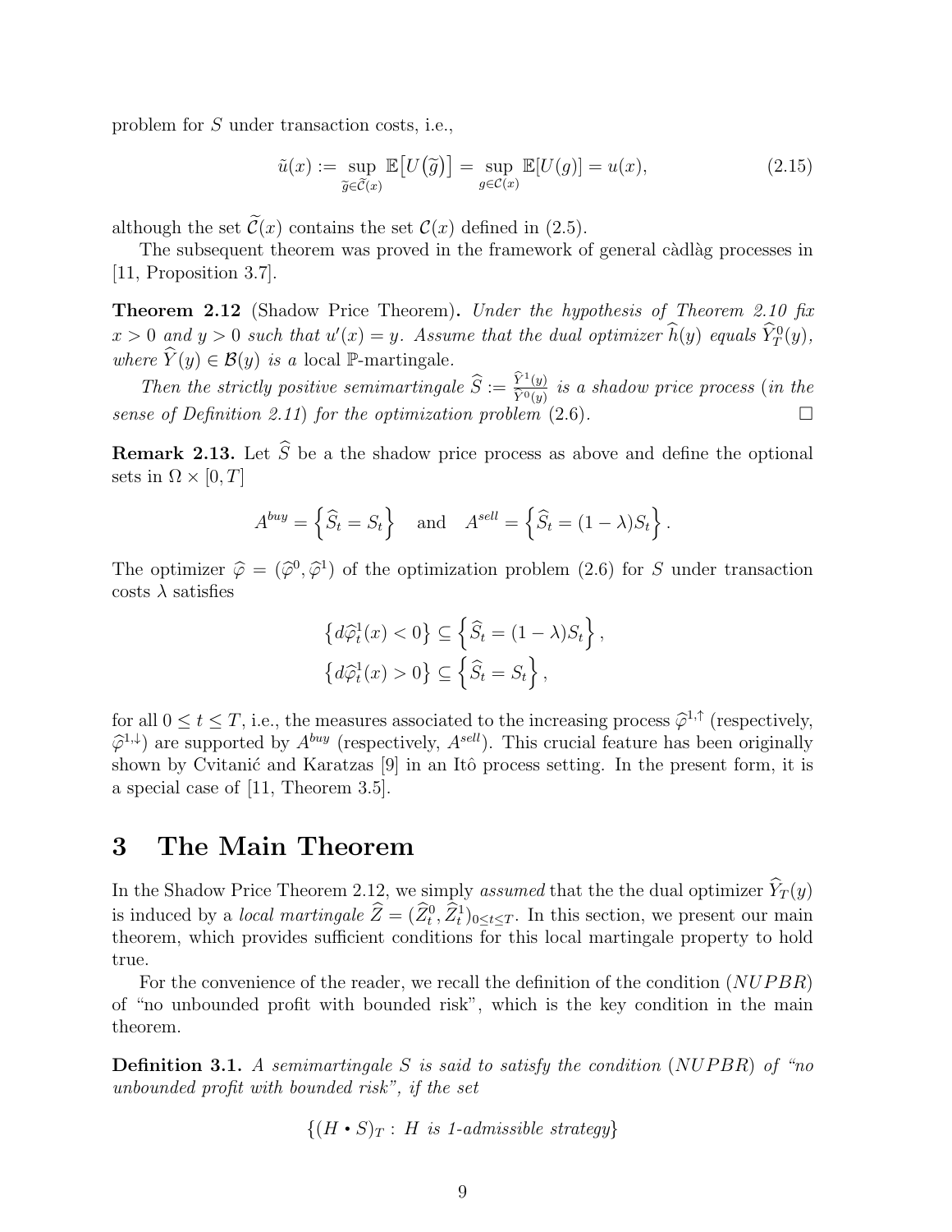problem for $S$ under transaction costs, i.e.,

$$\tilde{u}(x) := \sup_{\widetilde{g} \in \widetilde{\mathcal{C}}(x)} \mathbb{E}\big[U\big(\widetilde{g}\big)\big] = \sup_{g \in \mathcal{C}(x)} \mathbb{E}[U(g)] = u(x), \tag{2.15}$$

although the set $\widetilde{\mathcal{C}}(x)$ contains the set $\mathcal{C}(x)$ defined in (2.5).

The subsequent theorem was proved in the framework of general càdlàg processes in [11, Proposition 3.7].

**Theorem 2.12** (Shadow Price Theorem)**.** *Under the hypothesis of Theorem 2.10 fix $x > 0$ and $y > 0$ such that $u'(x) = y$. Assume that the dual optimizer $\widehat{h}(y)$ equals $\widehat{Y}^0_T(y)$, where $\widehat{Y}(y) \in \mathcal{B}(y)$ is a* local $\mathbb{P}$-martingale*.*

*Then the strictly positive semimartingale $\widehat{S} := \frac{\widehat{Y}^1(y)}{\widehat{Y}^0(y)}$ is a shadow price process (in the sense of Definition 2.11) for the optimization problem* (2.6)*.* □

**Remark 2.13.** Let $\widehat{S}$ be a the shadow price process as above and define the optional sets in $\Omega \times [0, T]$

$$A^{buy} = \left\{\widehat{S}_t = S_t\right\} \quad \text{and} \quad A^{sell} = \left\{\widehat{S}_t = (1-\lambda)S_t\right\}.$$

The optimizer $\widehat{\varphi} = (\widehat{\varphi}^0, \widehat{\varphi}^1)$ of the optimization problem (2.6) for $S$ under transaction costs $\lambda$ satisfies

$$\left\{d\widehat{\varphi}^1_t(x) < 0\right\} \subseteq \left\{\widehat{S}_t = (1-\lambda)S_t\right\},$$
$$\left\{d\widehat{\varphi}^1_t(x) > 0\right\} \subseteq \left\{\widehat{S}_t = S_t\right\},$$

for all $0 \leq t \leq T$, i.e., the measures associated to the increasing process $\widehat{\varphi}^{1,\uparrow}$ (respectively, $\widehat{\varphi}^{1,\downarrow}$) are supported by $A^{buy}$ (respectively, $A^{sell}$). This crucial feature has been originally shown by Cvitanić and Karatzas [9] in an Itô process setting. In the present form, it is a special case of [11, Theorem 3.5].

# 3 The Main Theorem

In the Shadow Price Theorem 2.12, we simply *assumed* that the the dual optimizer $\widehat{Y}_T(y)$ is induced by a *local martingale* $\widehat{Z} = (\widehat{Z}^0_t, \widehat{Z}^1_t)_{0 \leq t \leq T}$. In this section, we present our main theorem, which provides sufficient conditions for this local martingale property to hold true.

For the convenience of the reader, we recall the definition of the condition $(NUPBR)$ of "no unbounded profit with bounded risk", which is the key condition in the main theorem.

**Definition 3.1.** *A semimartingale $S$ is said to satisfy the condition $(NUPBR)$ of "no unbounded profit with bounded risk", if the set*

$$\{(H \bullet S)_T : H \text{ is 1-admissible strategy}\}$$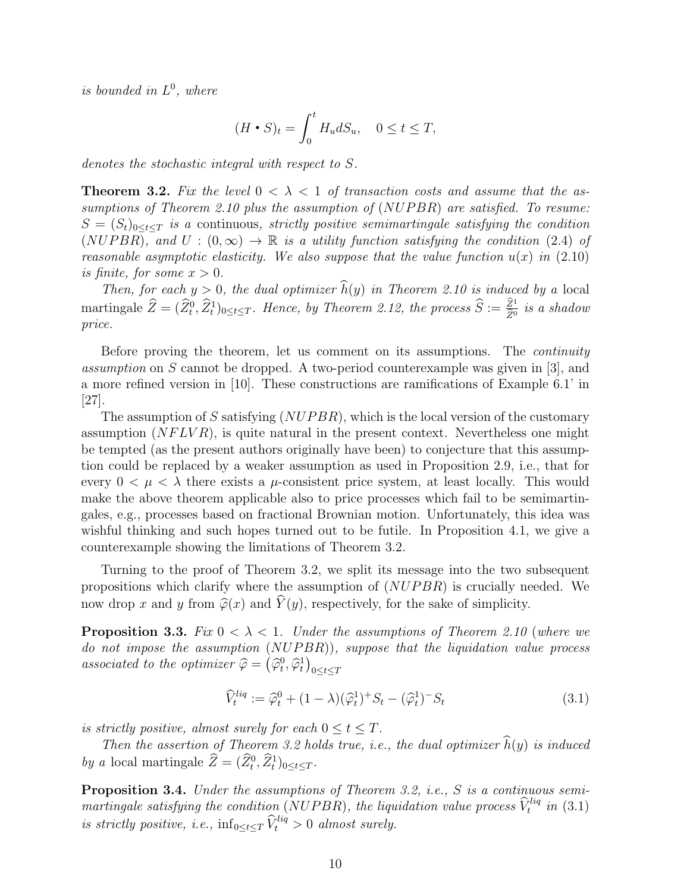*is bounded in $L^0$, where*

$$(H \bullet S)_t = \int_0^t H_u dS_u, \quad 0 \leq t \leq T,$$

*denotes the stochastic integral with respect to $S$.*

**Theorem 3.2.** *Fix the level $0 < \lambda < 1$ of transaction costs and assume that the assumptions of Theorem 2.10 plus the assumption of $(NUPBR)$ are satisfied. To resume: $S = (S_t)_{0 \leq t \leq T}$ is a* continuous, *strictly positive semimartingale satisfying the condition $(NUPBR)$, and $U : (0, \infty) \to \mathbb{R}$ is a utility function satisfying the condition (2.4) of reasonable asymptotic elasticity. We also suppose that the value function $u(x)$ in (2.10) is finite, for some $x > 0$.*

*Then, for each $y > 0$, the dual optimizer $\widehat{h}(y)$ in Theorem 2.10 is induced by a* local *martingale $\widehat{Z} = (\widehat{Z}^0_t, \widehat{Z}^1_t)_{0 \leq t \leq T}$. Hence, by Theorem 2.12, the process $\widehat{S} := \frac{\widehat{Z}^1}{\widehat{Z}^0}$ is a shadow price.*

Before proving the theorem, let us comment on its assumptions. The *continuity assumption* on $S$ cannot be dropped. A two-period counterexample was given in [3], and a more refined version in [10]. These constructions are ramifications of Example 6.1' in [27].

The assumption of $S$ satisfying $(NUPBR)$, which is the local version of the customary assumption $(NFLVR)$, is quite natural in the present context. Nevertheless one might be tempted (as the present authors originally have been) to conjecture that this assumption could be replaced by a weaker assumption as used in Proposition 2.9, i.e., that for every $0 < \mu < \lambda$ there exists a $\mu$-consistent price system, at least locally. This would make the above theorem applicable also to price processes which fail to be semimartingales, e.g., processes based on fractional Brownian motion. Unfortunately, this idea was wishful thinking and such hopes turned out to be futile. In Proposition 4.1, we give a counterexample showing the limitations of Theorem 3.2.

Turning to the proof of Theorem 3.2, we split its message into the two subsequent propositions which clarify where the assumption of $(NUPBR)$ is crucially needed. We now drop $x$ and $y$ from $\widehat{\varphi}(x)$ and $\widehat{Y}(y)$, respectively, for the sake of simplicity.

**Proposition 3.3.** *Fix $0 < \lambda < 1$. Under the assumptions of Theorem 2.10 (where we do not impose the assumption $(NUPBR)$), suppose that the liquidation value process associated to the optimizer $\widehat{\varphi} = \left(\widehat{\varphi}^0_t, \widehat{\varphi}^1_t\right)_{0 \leq t \leq T}$*

$$\widehat{V}^{liq}_t := \widehat{\varphi}^0_t + (1-\lambda)(\widehat{\varphi}^1_t)^+ S_t - (\widehat{\varphi}^1_t)^- S_t \tag{3.1}$$

*is strictly positive, almost surely for each $0 \leq t \leq T$.*

*Then the assertion of Theorem 3.2 holds true, i.e., the dual optimizer $\widehat{h}(y)$ is induced by a* local martingale *$\widehat{Z} = (\widehat{Z}^0_t, \widehat{Z}^1_t)_{0 \leq t \leq T}$.*

**Proposition 3.4.** *Under the assumptions of Theorem 3.2, i.e., $S$ is a continuous semimartingale satisfying the condition $(NUPBR)$, the liquidation value process $\widehat{V}^{liq}_t$ in (3.1) is strictly positive, i.e., $\inf_{0 \leq t \leq T} \widehat{V}^{liq}_t > 0$ almost surely.*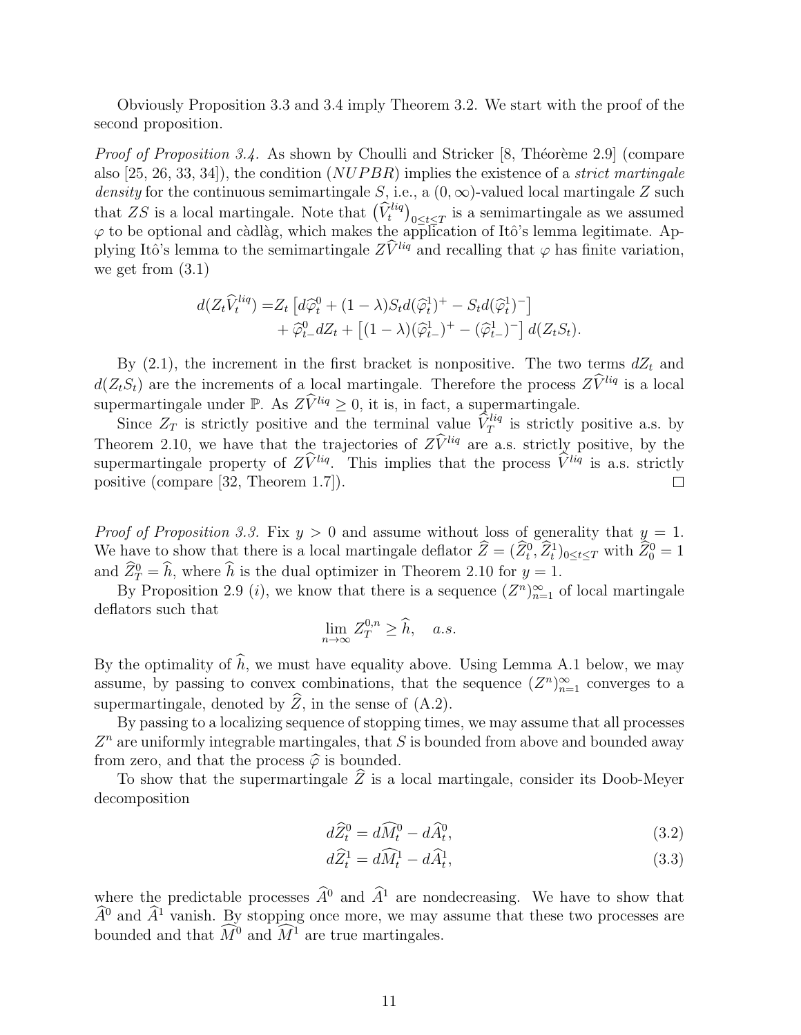Obviously Proposition 3.3 and 3.4 imply Theorem 3.2. We start with the proof of the second proposition.

*Proof of Proposition 3.4.* As shown by Choulli and Stricker [8, Théorème 2.9] (compare also [25, 26, 33, 34]), the condition $(NUPBR)$ implies the existence of a *strict martingale density* for the continuous semimartingale $S$, i.e., a $(0, \infty)$-valued local martingale $Z$ such that $ZS$ is a local martingale. Note that $\big(\widehat{V}_t^{liq}\big)_{0 \le t \le T}$ is a semimartingale as we assumed $\varphi$ to be optional and càdlàg, which makes the application of Itô's lemma legitimate. Applying Itô's lemma to the semimartingale $Z\widehat{V}^{liq}$ and recalling that $\varphi$ has finite variation, we get from (3.1)

$$
\begin{aligned}
d(Z_t \widehat{V}_t^{liq}) = & Z_t \left[ d\widehat{\varphi}_t^0 + (1-\lambda) S_t d(\widehat{\varphi}_t^1)^+ - S_t d(\widehat{\varphi}_t^1)^- \right] \\
& + \widehat{\varphi}_{t-}^0 dZ_t + \left[ (1-\lambda)(\widehat{\varphi}_{t-}^1)^+ - (\widehat{\varphi}_{t-}^1)^- \right] d(Z_t S_t).
\end{aligned}
$$

By (2.1), the increment in the first bracket is nonpositive. The two terms $dZ_t$ and $d(Z_t S_t)$ are the increments of a local martingale. Therefore the process $Z\widehat{V}^{liq}$ is a local supermartingale under $\mathbb{P}$. As $Z\widehat{V}^{liq} \ge 0$, it is, in fact, a supermartingale.

Since $Z_T$ is strictly positive and the terminal value $\widehat{V}_T^{liq}$ is strictly positive a.s. by Theorem 2.10, we have that the trajectories of $Z\widehat{V}^{liq}$ are a.s. strictly positive, by the supermartingale property of $Z\widehat{V}^{liq}$. This implies that the process $\widehat{V}^{liq}$ is a.s. strictly positive (compare [32, Theorem 1.7]). $\square$

*Proof of Proposition 3.3.* Fix $y > 0$ and assume without loss of generality that $y = 1$. We have to show that there is a local martingale deflator $\widehat{Z} = (\widehat{Z}_t^0, \widehat{Z}_t^1)_{0 \le t \le T}$ with $\widehat{Z}_0^0 = 1$ and $\widehat{Z}_T^0 = \widehat{h}$, where $\widehat{h}$ is the dual optimizer in Theorem 2.10 for $y = 1$.

By Proposition 2.9 $(i)$, we know that there is a sequence $(Z^n)_{n=1}^\infty$ of local martingale deflators such that

$$
\lim_{n \to \infty} Z_T^{0,n} \ge \widehat{h}, \quad a.s.
$$

By the optimality of $\widehat{h}$, we must have equality above. Using Lemma A.1 below, we may assume, by passing to convex combinations, that the sequence $(Z^n)_{n=1}^\infty$ converges to a supermartingale, denoted by $\widehat{Z}$, in the sense of (A.2).

By passing to a localizing sequence of stopping times, we may assume that all processes $Z^n$ are uniformly integrable martingales, that $S$ is bounded from above and bounded away from zero, and that the process $\widehat{\varphi}$ is bounded.

To show that the supermartingale $\widehat{Z}$ is a local martingale, consider its Doob-Meyer decomposition

$$
d\widehat{Z}_t^0 = d\widehat{M}_t^0 - d\widehat{A}_t^0, \tag{3.2}
$$

$$
d\widehat{Z}_t^1 = d\widehat{M}_t^1 - d\widehat{A}_t^1, \tag{3.3}
$$

where the predictable processes $\widehat{A}^0$ and $\widehat{A}^1$ are nondecreasing. We have to show that $\widehat{A}^0$ and $\widehat{A}^1$ vanish. By stopping once more, we may assume that these two processes are bounded and that $\widehat{M}^0$ and $\widehat{M}^1$ are true martingales.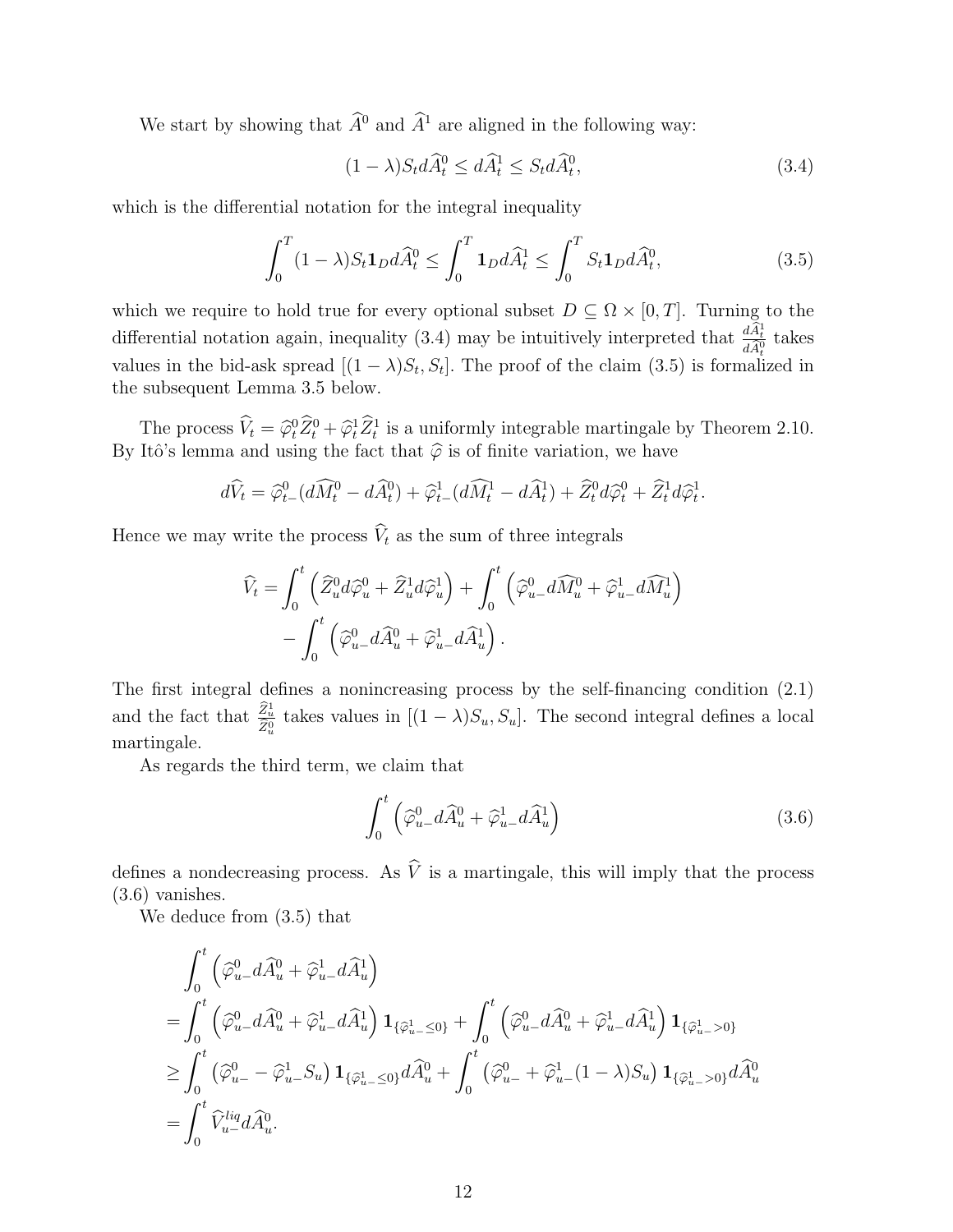We start by showing that $\widehat{A}^0$ and $\widehat{A}^1$ are aligned in the following way:

$$(1-\lambda)S_t d\widehat{A}^0_t \le d\widehat{A}^1_t \le S_t d\widehat{A}^0_t, \tag{3.4}$$

which is the differential notation for the integral inequality

$$\int_0^T (1-\lambda)S_t \mathbf{1}_D d\widehat{A}^0_t \le \int_0^T \mathbf{1}_D d\widehat{A}^1_t \le \int_0^T S_t \mathbf{1}_D d\widehat{A}^0_t, \tag{3.5}$$

which we require to hold true for every optional subset $D \subseteq \Omega \times [0,T]$. Turning to the differential notation again, inequality (3.4) may be intuitively interpreted that $\frac{d\widehat{A}^1_t}{d\widehat{A}^0_t}$ takes values in the bid-ask spread $[(1-\lambda)S_t, S_t]$. The proof of the claim (3.5) is formalized in the subsequent Lemma 3.5 below.

The process $\widehat{V}_t = \widehat{\varphi}^0_t \widehat{Z}^0_t + \widehat{\varphi}^1_t \widehat{Z}^1_t$ is a uniformly integrable martingale by Theorem 2.10. By Itô's lemma and using the fact that $\widehat{\varphi}$ is of finite variation, we have

$$d\widehat{V}_t = \widehat{\varphi}^0_{t-}(d\widehat{M}^0_t - d\widehat{A}^0_t) + \widehat{\varphi}^1_{t-}(d\widehat{M}^1_t - d\widehat{A}^1_t) + \widehat{Z}^0_t d\widehat{\varphi}^0_t + \widehat{Z}^1_t d\widehat{\varphi}^1_t.$$

Hence we may write the process $\widehat{V}_t$ as the sum of three integrals

$$\begin{aligned}\widehat{V}_t = &\int_0^t \left(\widehat{Z}^0_u d\widehat{\varphi}^0_u + \widehat{Z}^1_u d\widehat{\varphi}^1_u\right) + \int_0^t \left(\widehat{\varphi}^0_{u-} d\widehat{M}^0_u + \widehat{\varphi}^1_{u-} d\widehat{M}^1_u\right) \\ &- \int_0^t \left(\widehat{\varphi}^0_{u-} d\widehat{A}^0_u + \widehat{\varphi}^1_{u-} d\widehat{A}^1_u\right).\end{aligned}$$

The first integral defines a nonincreasing process by the self-financing condition (2.1) and the fact that $\frac{\widehat{Z}^1_u}{\widehat{Z}^0_u}$ takes values in $[(1-\lambda)S_u, S_u]$. The second integral defines a local martingale.

As regards the third term, we claim that

$$\int_0^t \left(\widehat{\varphi}^0_{u-} d\widehat{A}^0_u + \widehat{\varphi}^1_{u-} d\widehat{A}^1_u\right) \tag{3.6}$$

defines a nondecreasing process. As $\widehat{V}$ is a martingale, this will imply that the process (3.6) vanishes.

We deduce from (3.5) that

$$\begin{aligned}&\int_0^t \left(\widehat{\varphi}^0_{u-} d\widehat{A}^0_u + \widehat{\varphi}^1_{u-} d\widehat{A}^1_u\right) \\ =&\int_0^t \left(\widehat{\varphi}^0_{u-} d\widehat{A}^0_u + \widehat{\varphi}^1_{u-} d\widehat{A}^1_u\right)\mathbf{1}_{\{\widehat{\varphi}^1_{u-}\le 0\}} + \int_0^t \left(\widehat{\varphi}^0_{u-} d\widehat{A}^0_u + \widehat{\varphi}^1_{u-} d\widehat{A}^1_u\right)\mathbf{1}_{\{\widehat{\varphi}^1_{u-}> 0\}} \\ \ge&\int_0^t \left(\widehat{\varphi}^0_{u-} - \widehat{\varphi}^1_{u-} S_u\right)\mathbf{1}_{\{\widehat{\varphi}^1_{u-}\le 0\}} d\widehat{A}^0_u + \int_0^t \left(\widehat{\varphi}^0_{u-} + \widehat{\varphi}^1_{u-}(1-\lambda) S_u\right)\mathbf{1}_{\{\widehat{\varphi}^1_{u-}> 0\}} d\widehat{A}^0_u \\ =&\int_0^t \widehat{V}^{liq}_{u-} d\widehat{A}^0_u.\end{aligned}$$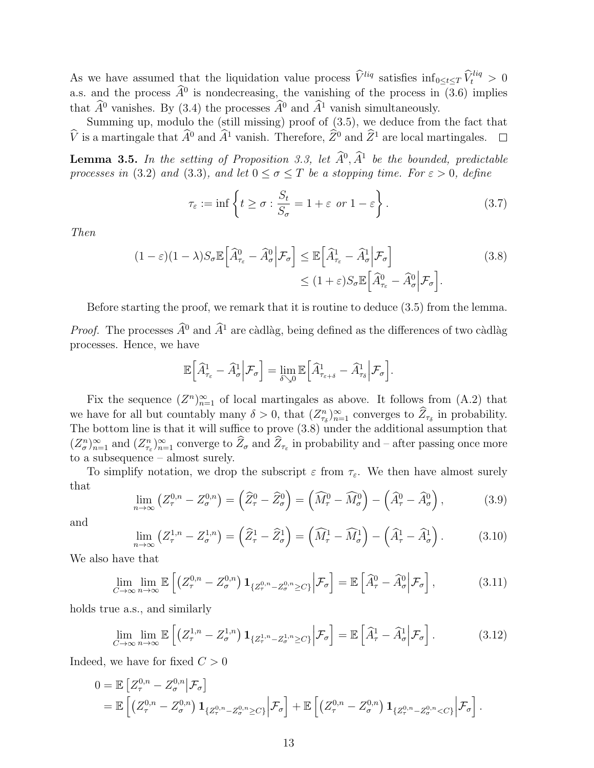As we have assumed that the liquidation value process $\widehat{V}^{liq}$ satisfies $\inf_{0\leq t\leq T} \widehat{V}^{liq}_t > 0$ a.s. and the process $\widehat{A}^0$ is nondecreasing, the vanishing of the process in (3.6) implies that $\widehat{A}^0$ vanishes. By (3.4) the processes $\widehat{A}^0$ and $\widehat{A}^1$ vanish simultaneously.

Summing up, modulo the (still missing) proof of (3.5), we deduce from the fact that $\widehat{V}$ is a martingale that $\widehat{A}^0$ and $\widehat{A}^1$ vanish. Therefore, $\widehat{Z}^0$ and $\widehat{Z}^1$ are local martingales. □

**Lemma 3.5.** *In the setting of Proposition 3.3, let $\widehat{A}^0, \widehat{A}^1$ be the bounded, predictable processes in* (3.2) *and* (3.3)*, and let $0 \leq \sigma \leq T$ be a stopping time. For $\varepsilon > 0$, define*

$$\tau_\varepsilon := \inf\left\{ t \geq \sigma : \frac{S_t}{S_\sigma} = 1+\varepsilon \text{ or } 1-\varepsilon \right\}. \tag{3.7}$$

*Then*

$$\begin{aligned}(1-\varepsilon)(1-\lambda)S_\sigma \mathbb{E}\Big[\widehat{A}^0_{\tau_\varepsilon} - \widehat{A}^0_\sigma \Big| \mathcal{F}_\sigma\Big] &\leq \mathbb{E}\Big[\widehat{A}^1_{\tau_\varepsilon} - \widehat{A}^1_\sigma \Big| \mathcal{F}_\sigma\Big] \\ &\leq (1+\varepsilon)S_\sigma \mathbb{E}\Big[\widehat{A}^0_{\tau_\varepsilon} - \widehat{A}^0_\sigma \Big| \mathcal{F}_\sigma\Big].\end{aligned} \tag{3.8}$$

Before starting the proof, we remark that it is routine to deduce (3.5) from the lemma.

*Proof.* The processes $\widehat{A}^0$ and $\widehat{A}^1$ are càdlàg, being defined as the differences of two càdlàg processes. Hence, we have

$$\mathbb{E}\Big[\widehat{A}^1_{\tau_\varepsilon} - \widehat{A}^1_\sigma \Big| \mathcal{F}_\sigma\Big] = \lim_{\delta \searrow 0} \mathbb{E}\Big[\widehat{A}^1_{\tau_{\varepsilon+\delta}} - \widehat{A}^1_{\tau_\delta} \Big| \mathcal{F}_\sigma\Big].$$

Fix the sequence $(Z^n)_{n=1}^\infty$ of local martingales as above. It follows from (A.2) that we have for all but countably many $\delta > 0$, that $(Z^n_{\tau_\delta})_{n=1}^\infty$ converges to $\widehat{Z}_{\tau_\delta}$ in probability. The bottom line is that it will suffice to prove (3.8) under the additional assumption that $(Z^n_\sigma)_{n=1}^\infty$ and $(Z^n_{\tau_\varepsilon})_{n=1}^\infty$ converge to $\widehat{Z}_\sigma$ and $\widehat{Z}_{\tau_\varepsilon}$ in probability and – after passing once more to a subsequence – almost surely.

To simplify notation, we drop the subscript $\varepsilon$ from $\tau_\varepsilon$. We then have almost surely that

$$\lim_{n\to\infty} \left(Z^{0,n}_\tau - Z^{0,n}_\sigma\right) = \left(\widehat{Z}^0_\tau - \widehat{Z}^0_\sigma\right) = \left(\widehat{M}^0_\tau - \widehat{M}^0_\sigma\right) - \left(\widehat{A}^0_\tau - \widehat{A}^0_\sigma\right), \tag{3.9}$$

and

$$\lim_{n\to\infty} \left(Z^{1,n}_\tau - Z^{1,n}_\sigma\right) = \left(\widehat{Z}^1_\tau - \widehat{Z}^1_\sigma\right) = \left(\widehat{M}^1_\tau - \widehat{M}^1_\sigma\right) - \left(\widehat{A}^1_\tau - \widehat{A}^1_\sigma\right). \tag{3.10}$$

We also have that

$$\lim_{C\to\infty} \lim_{n\to\infty} \mathbb{E}\left[\left(Z^{0,n}_\tau - Z^{0,n}_\sigma\right) \mathbf{1}_{\{Z^{0,n}_\tau - Z^{0,n}_\sigma \geq C\}} \Big| \mathcal{F}_\sigma\right] = \mathbb{E}\left[\widehat{A}^0_\tau - \widehat{A}^0_\sigma \Big| \mathcal{F}_\sigma\right], \tag{3.11}$$

holds true a.s., and similarly

$$\lim_{C\to\infty} \lim_{n\to\infty} \mathbb{E}\left[\left(Z^{1,n}_\tau - Z^{1,n}_\sigma\right) \mathbf{1}_{\{Z^{1,n}_\tau - Z^{1,n}_\sigma \geq C\}} \Big| \mathcal{F}_\sigma\right] = \mathbb{E}\left[\widehat{A}^1_\tau - \widehat{A}^1_\sigma \Big| \mathcal{F}_\sigma\right]. \tag{3.12}$$

Indeed, we have for fixed $C > 0$

$$\begin{aligned} 0 &= \mathbb{E}\left[Z^{0,n}_\tau - Z^{0,n}_\sigma \Big| \mathcal{F}_\sigma\right] \\ &= \mathbb{E}\left[\left(Z^{0,n}_\tau - Z^{0,n}_\sigma\right) \mathbf{1}_{\{Z^{0,n}_\tau - Z^{0,n}_\sigma \geq C\}} \Big| \mathcal{F}_\sigma\right] + \mathbb{E}\left[\left(Z^{0,n}_\tau - Z^{0,n}_\sigma\right) \mathbf{1}_{\{Z^{0,n}_\tau - Z^{0,n}_\sigma < C\}} \Big| \mathcal{F}_\sigma\right]. \end{aligned}$$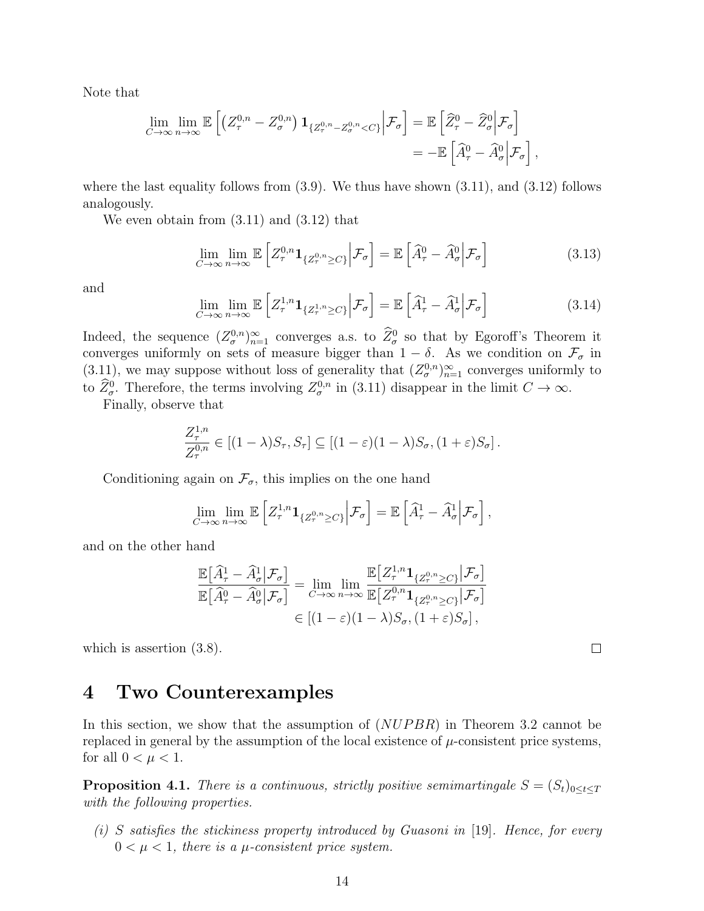Note that

$$
\begin{aligned}
\lim_{C\to\infty}\lim_{n\to\infty} \mathbb{E}\left[\left(Z^{0,n}_\tau - Z^{0,n}_\sigma\right)\mathbf{1}_{\{Z^{0,n}_\tau - Z^{0,n}_\sigma < C\}}\middle|\mathcal{F}_\sigma\right] &= \mathbb{E}\left[\widehat{Z}^0_\tau - \widehat{Z}^0_\sigma\middle|\mathcal{F}_\sigma\right] \\
&= -\mathbb{E}\left[\widehat{A}^0_\tau - \widehat{A}^0_\sigma\middle|\mathcal{F}_\sigma\right],
\end{aligned}
$$

where the last equality follows from (3.9). We thus have shown (3.11), and (3.12) follows analogously.

We even obtain from (3.11) and (3.12) that

$$
\lim_{C\to\infty}\lim_{n\to\infty} \mathbb{E}\left[Z^{0,n}_\tau \mathbf{1}_{\{Z^{0,n}_\tau \geq C\}}\middle|\mathcal{F}_\sigma\right] = \mathbb{E}\left[\widehat{A}^0_\tau - \widehat{A}^0_\sigma\middle|\mathcal{F}_\sigma\right] \tag{3.13}
$$

and

$$
\lim_{C\to\infty}\lim_{n\to\infty} \mathbb{E}\left[Z^{1,n}_\tau \mathbf{1}_{\{Z^{1,n}_\tau \geq C\}}\middle|\mathcal{F}_\sigma\right] = \mathbb{E}\left[\widehat{A}^1_\tau - \widehat{A}^1_\sigma\middle|\mathcal{F}_\sigma\right] \tag{3.14}
$$

Indeed, the sequence $(Z^{0,n}_\sigma)_{n=1}^\infty$ converges a.s. to $\widehat{Z}^0_\sigma$ so that by Egoroff's Theorem it converges uniformly on sets of measure bigger than $1-\delta$. As we condition on $\mathcal{F}_\sigma$ in (3.11), we may suppose without loss of generality that $(Z^{0,n}_\sigma)_{n=1}^\infty$ converges uniformly to to $\widehat{Z}^0_\sigma$. Therefore, the terms involving $Z^{0,n}_\sigma$ in (3.11) disappear in the limit $C\to\infty$.

Finally, observe that

$$
\frac{Z^{1,n}_\tau}{Z^{0,n}_\tau} \in [(1-\lambda)S_\tau, S_\tau] \subseteq [(1-\varepsilon)(1-\lambda)S_\sigma, (1+\varepsilon)S_\sigma].
$$

Conditioning again on $\mathcal{F}_\sigma$, this implies on the one hand

$$
\lim_{C\to\infty}\lim_{n\to\infty} \mathbb{E}\left[Z^{1,n}_\tau \mathbf{1}_{\{Z^{0,n}_\tau \geq C\}}\middle|\mathcal{F}_\sigma\right] = \mathbb{E}\left[\widehat{A}^1_\tau - \widehat{A}^1_\sigma\middle|\mathcal{F}_\sigma\right],
$$

and on the other hand

$$
\begin{aligned}
\frac{\mathbb{E}\big[\widehat{A}^1_\tau - \widehat{A}^1_\sigma\big|\mathcal{F}_\sigma\big]}{\mathbb{E}\big[\widehat{A}^0_\tau - \widehat{A}^0_\sigma\big|\mathcal{F}_\sigma\big]} &= \lim_{C\to\infty}\lim_{n\to\infty} \frac{\mathbb{E}\big[Z^{1,n}_\tau \mathbf{1}_{\{Z^{0,n}_\tau \geq C\}}\big|\mathcal{F}_\sigma\big]}{\mathbb{E}\big[Z^{0,n}_\tau \mathbf{1}_{\{Z^{0,n}_\tau \geq C\}}\big|\mathcal{F}_\sigma\big]} \\
&\in [(1-\varepsilon)(1-\lambda)S_\sigma, (1+\varepsilon)S_\sigma],
\end{aligned}
$$

which is assertion (3.8). □

# 4 Two Counterexamples

In this section, we show that the assumption of $(NUPBR)$ in Theorem 3.2 cannot be replaced in general by the assumption of the local existence of $\mu$-consistent price systems, for all $0<\mu<1$.

**Proposition 4.1.** *There is a continuous, strictly positive semimartingale $S=(S_t)_{0\leq t\leq T}$ with the following properties.*

*(i) $S$ satisfies the stickiness property introduced by Guasoni in [19]. Hence, for every $0<\mu<1$, there is a $\mu$-consistent price system.*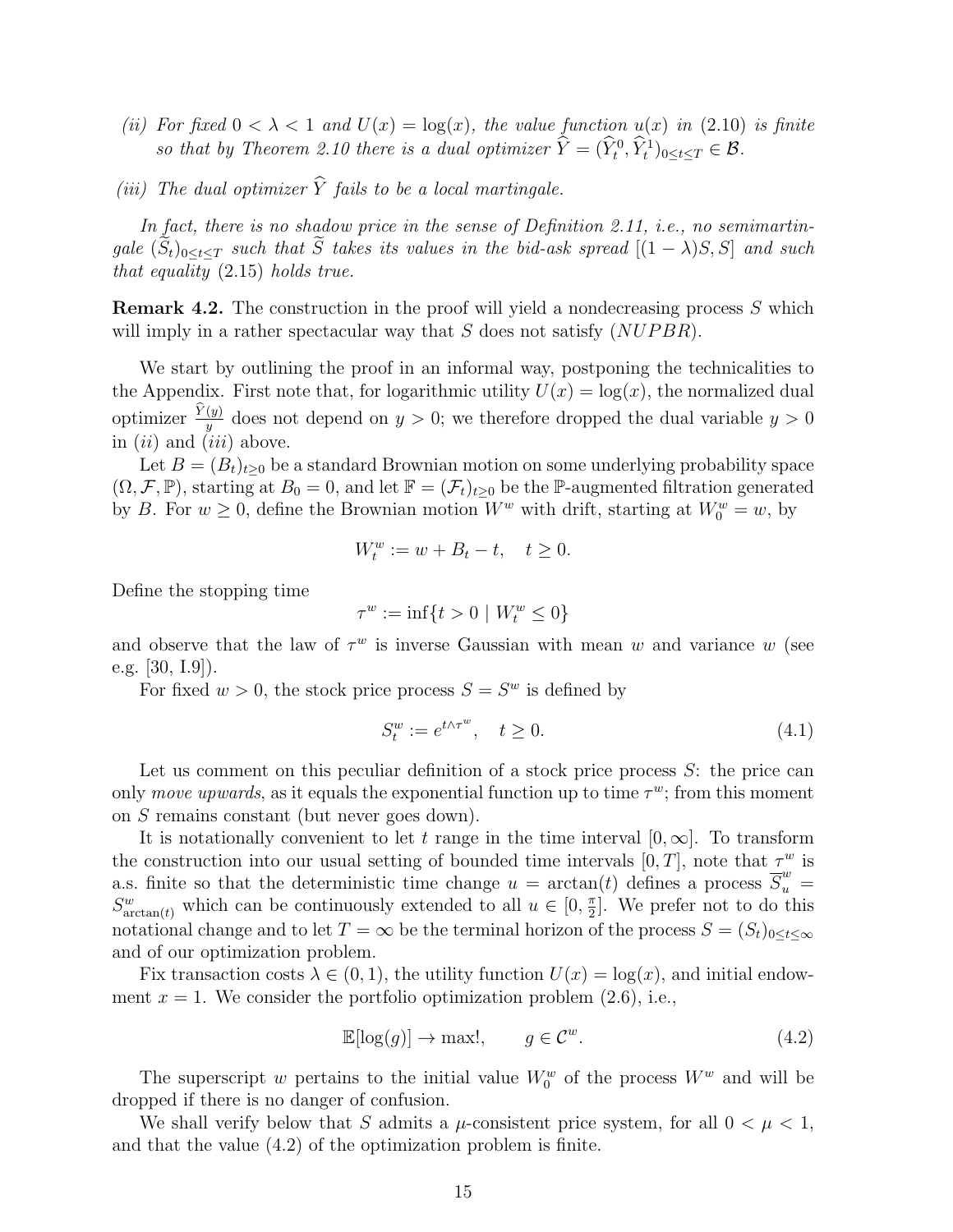(ii) *For fixed $0 < \lambda < 1$ and $U(x) = \log(x)$, the value function $u(x)$ in (2.10) is finite so that by Theorem 2.10 there is a dual optimizer $\widehat{Y} = (\widehat{Y}_t^0, \widehat{Y}_t^1)_{0 \le t \le T} \in \mathcal{B}$.*

(iii) *The dual optimizer $\widehat{Y}$ fails to be a local martingale.*

*In fact, there is no shadow price in the sense of Definition 2.11, i.e., no semimartingale $(\widetilde{S}_t)_{0 \le t \le T}$ such that $\widetilde{S}$ takes its values in the bid-ask spread $[(1-\lambda)S, S]$ and such that equality (2.15) holds true.*

**Remark 4.2.** The construction in the proof will yield a nondecreasing process $S$ which will imply in a rather spectacular way that $S$ does not satisfy $(NUPBR)$.

We start by outlining the proof in an informal way, postponing the technicalities to the Appendix. First note that, for logarithmic utility $U(x) = \log(x)$, the normalized dual optimizer $\frac{\widehat{Y}(y)}{y}$ does not depend on $y > 0$; we therefore dropped the dual variable $y > 0$ in $(ii)$ and $(iii)$ above.

Let $B = (B_t)_{t \ge 0}$ be a standard Brownian motion on some underlying probability space $(\Omega, \mathcal{F}, \mathbb{P})$, starting at $B_0 = 0$, and let $\mathbb{F} = (\mathcal{F}_t)_{t \ge 0}$ be the $\mathbb{P}$-augmented filtration generated by $B$. For $w \ge 0$, define the Brownian motion $W^w$ with drift, starting at $W_0^w = w$, by

$$W_t^w := w + B_t - t, \quad t \ge 0.$$

Define the stopping time

$$\tau^w := \inf\{t > 0 \mid W_t^w \le 0\}$$

and observe that the law of $\tau^w$ is inverse Gaussian with mean $w$ and variance $w$ (see e.g. [30, I.9]).

For fixed $w > 0$, the stock price process $S = S^w$ is defined by

$$S_t^w := e^{t \wedge \tau^w}, \quad t \ge 0. \tag{4.1}$$

Let us comment on this peculiar definition of a stock price process $S$: the price can only *move upwards*, as it equals the exponential function up to time $\tau^w$; from this moment on $S$ remains constant (but never goes down).

It is notationally convenient to let $t$ range in the time interval $[0, \infty]$. To transform the construction into our usual setting of bounded time intervals $[0, T]$, note that $\tau^w$ is a.s. finite so that the deterministic time change $u = \arctan(t)$ defines a process $\overline{S}_u^w = S_{\arctan(t)}^w$ which can be continuously extended to all $u \in [0, \frac{\pi}{2}]$. We prefer not to do this notational change and to let $T = \infty$ be the terminal horizon of the process $S = (S_t)_{0 \le t \le \infty}$ and of our optimization problem.

Fix transaction costs $\lambda \in (0, 1)$, the utility function $U(x) = \log(x)$, and initial endowment $x = 1$. We consider the portfolio optimization problem (2.6), i.e.,

$$\mathbb{E}[\log(g)] \to \max!, \qquad g \in \mathcal{C}^w. \tag{4.2}$$

The superscript $w$ pertains to the initial value $W_0^w$ of the process $W^w$ and will be dropped if there is no danger of confusion.

We shall verify below that $S$ admits a $\mu$-consistent price system, for all $0 < \mu < 1$, and that the value (4.2) of the optimization problem is finite.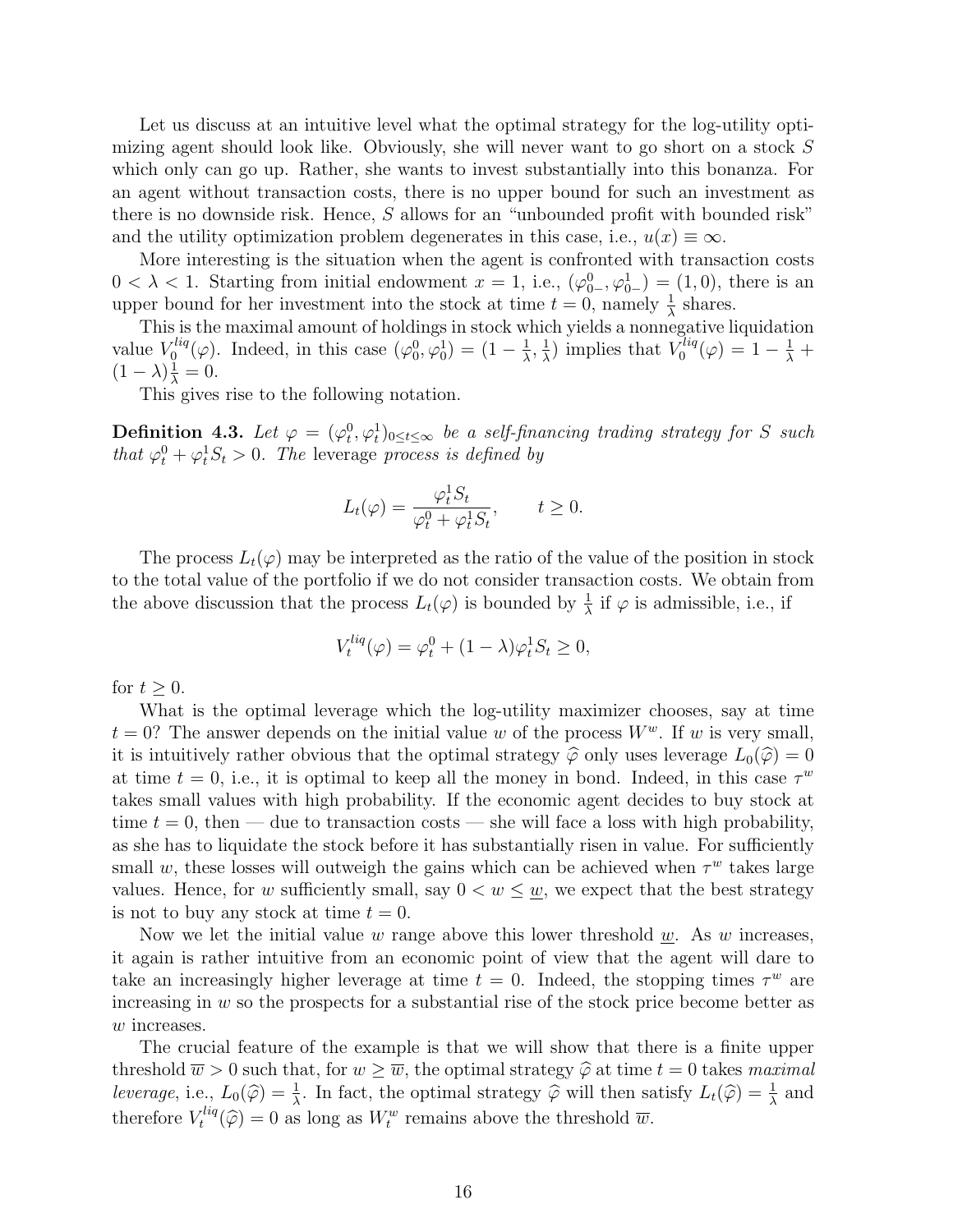Let us discuss at an intuitive level what the optimal strategy for the log-utility optimizing agent should look like. Obviously, she will never want to go short on a stock $S$ which only can go up. Rather, she wants to invest substantially into this bonanza. For an agent without transaction costs, there is no upper bound for such an investment as there is no downside risk. Hence, $S$ allows for an "unbounded profit with bounded risk" and the utility optimization problem degenerates in this case, i.e., $u(x) \equiv \infty$.

More interesting is the situation when the agent is confronted with transaction costs $0 < \lambda < 1$. Starting from initial endowment $x = 1$, i.e., $(\varphi^0_{0-}, \varphi^1_{0-}) = (1, 0)$, there is an upper bound for her investment into the stock at time $t = 0$, namely $\frac{1}{\lambda}$ shares.

This is the maximal amount of holdings in stock which yields a nonnegative liquidation value $V^{liq}_0(\varphi)$. Indeed, in this case $(\varphi^0_0, \varphi^1_0) = (1 - \frac{1}{\lambda}, \frac{1}{\lambda})$ implies that $V^{liq}_0(\varphi) = 1 - \frac{1}{\lambda} + (1 - \lambda)\frac{1}{\lambda} = 0$.

This gives rise to the following notation.

**Definition 4.3.** *Let $\varphi = (\varphi^0_t, \varphi^1_t)_{0 \le t \le \infty}$ be a self-financing trading strategy for $S$ such that $\varphi^0_t + \varphi^1_t S_t > 0$. The* leverage *process is defined by*

$$L_t(\varphi) = \frac{\varphi^1_t S_t}{\varphi^0_t + \varphi^1_t S_t}, \qquad t \ge 0.$$

The process $L_t(\varphi)$ may be interpreted as the ratio of the value of the position in stock to the total value of the portfolio if we do not consider transaction costs. We obtain from the above discussion that the process $L_t(\varphi)$ is bounded by $\frac{1}{\lambda}$ if $\varphi$ is admissible, i.e., if

$$V^{liq}_t(\varphi) = \varphi^0_t + (1 - \lambda)\varphi^1_t S_t \ge 0,$$

for $t \ge 0$.

What is the optimal leverage which the log-utility maximizer chooses, say at time $t = 0$? The answer depends on the initial value $w$ of the process $W^w$. If $w$ is very small, it is intuitively rather obvious that the optimal strategy $\widehat{\varphi}$ only uses leverage $L_0(\widehat{\varphi}) = 0$ at time $t = 0$, i.e., it is optimal to keep all the money in bond. Indeed, in this case $\tau^w$ takes small values with high probability. If the economic agent decides to buy stock at time $t = 0$, then — due to transaction costs — she will face a loss with high probability, as she has to liquidate the stock before it has substantially risen in value. For sufficiently small $w$, these losses will outweigh the gains which can be achieved when $\tau^w$ takes large values. Hence, for $w$ sufficiently small, say $0 < w \le \underline{w}$, we expect that the best strategy is not to buy any stock at time $t = 0$.

Now we let the initial value $w$ range above this lower threshold $\underline{w}$. As $w$ increases, it again is rather intuitive from an economic point of view that the agent will dare to take an increasingly higher leverage at time $t = 0$. Indeed, the stopping times $\tau^w$ are increasing in $w$ so the prospects for a substantial rise of the stock price become better as $w$ increases.

The crucial feature of the example is that we will show that there is a finite upper threshold $\overline{w} > 0$ such that, for $w \ge \overline{w}$, the optimal strategy $\widehat{\varphi}$ at time $t = 0$ takes *maximal leverage*, i.e., $L_0(\widehat{\varphi}) = \frac{1}{\lambda}$. In fact, the optimal strategy $\widehat{\varphi}$ will then satisfy $L_t(\widehat{\varphi}) = \frac{1}{\lambda}$ and therefore $V^{liq}_t(\widehat{\varphi}) = 0$ as long as $W^w_t$ remains above the threshold $\overline{w}$.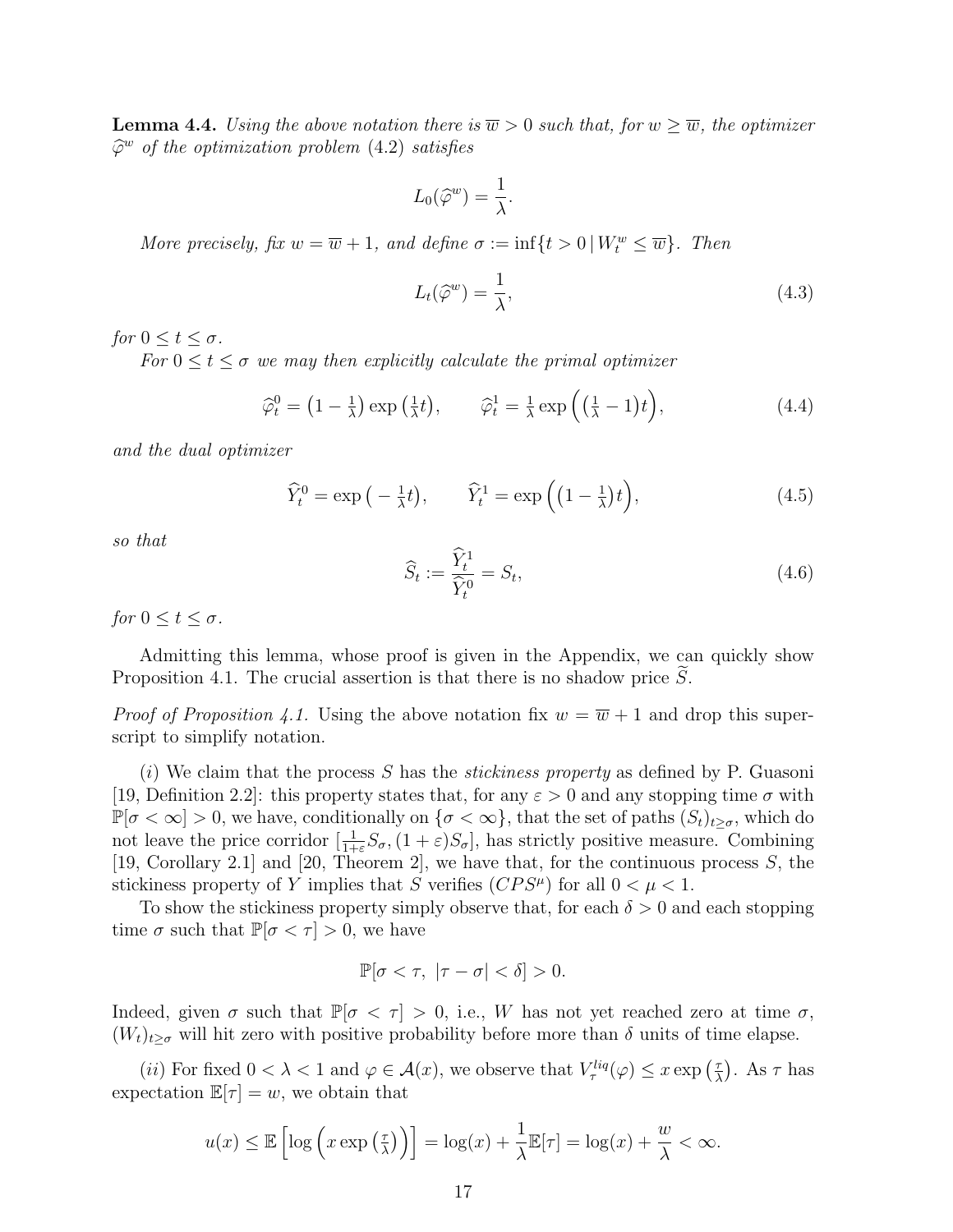**Lemma 4.4.** *Using the above notation there is $\overline{w} > 0$ such that, for $w \geq \overline{w}$, the optimizer $\widehat{\varphi}^w$ of the optimization problem (4.2) satisfies*

$$L_0(\widehat{\varphi}^w) = \frac{1}{\lambda}.$$

*More precisely, fix $w = \overline{w} + 1$, and define $\sigma := \inf\{t > 0 \,|\, W_t^w \leq \overline{w}\}$. Then*

$$L_t(\widehat{\varphi}^w) = \frac{1}{\lambda}, \tag{4.3}$$

*for $0 \leq t \leq \sigma$.*

*For $0 \leq t \leq \sigma$ we may then explicitly calculate the primal optimizer*

$$\widehat{\varphi}_t^0 = \big(1 - \tfrac{1}{\lambda}\big) \exp\big(\tfrac{1}{\lambda} t\big), \qquad \widehat{\varphi}_t^1 = \tfrac{1}{\lambda} \exp\Big(\big(\tfrac{1}{\lambda} - 1\big)t\Big), \tag{4.4}$$

*and the dual optimizer*

$$\widehat{Y}_t^0 = \exp\big(-\tfrac{1}{\lambda} t\big), \qquad \widehat{Y}_t^1 = \exp\Big(\big(1 - \tfrac{1}{\lambda}\big)t\Big), \tag{4.5}$$

*so that*

$$\widehat{S}_t := \frac{\widehat{Y}_t^1}{\widehat{Y}_t^0} = S_t, \tag{4.6}$$

*for $0 \leq t \leq \sigma$.*

Admitting this lemma, whose proof is given in the Appendix, we can quickly show Proposition 4.1. The crucial assertion is that there is no shadow price $\widetilde{S}$.

*Proof of Proposition 4.1.* Using the above notation fix $w = \overline{w} + 1$ and drop this superscript to simplify notation.

$(i)$ We claim that the process $S$ has the *stickiness property* as defined by P. Guasoni [19, Definition 2.2]: this property states that, for any $\varepsilon > 0$ and any stopping time $\sigma$ with $\mathbb{P}[\sigma < \infty] > 0$, we have, conditionally on $\{\sigma < \infty\}$, that the set of paths $(S_t)_{t \geq \sigma}$, which do not leave the price corridor $[\frac{1}{1+\varepsilon} S_\sigma, (1 + \varepsilon) S_\sigma]$, has strictly positive measure. Combining [19, Corollary 2.1] and [20, Theorem 2], we have that, for the continuous process $S$, the stickiness property of $Y$ implies that $S$ verifies $(CPS^\mu)$ for all $0 < \mu < 1$.

To show the stickiness property simply observe that, for each $\delta > 0$ and each stopping time $\sigma$ such that $\mathbb{P}[\sigma < \tau] > 0$, we have

$$\mathbb{P}[\sigma < \tau, \ |\tau - \sigma| < \delta] > 0.$$

Indeed, given $\sigma$ such that $\mathbb{P}[\sigma < \tau] > 0$, i.e., $W$ has not yet reached zero at time $\sigma$, $(W_t)_{t \geq \sigma}$ will hit zero with positive probability before more than $\delta$ units of time elapse.

$(ii)$ For fixed $0 < \lambda < 1$ and $\varphi \in \mathcal{A}(x)$, we observe that $V_\tau^{liq}(\varphi) \leq x \exp\big(\frac{\tau}{\lambda}\big)$. As $\tau$ has expectation $\mathbb{E}[\tau] = w$, we obtain that

$$u(x) \leq \mathbb{E}\Big[\log\Big(x \exp\big(\tfrac{\tau}{\lambda}\big)\Big)\Big] = \log(x) + \frac{1}{\lambda}\mathbb{E}[\tau] = \log(x) + \frac{w}{\lambda} < \infty.$$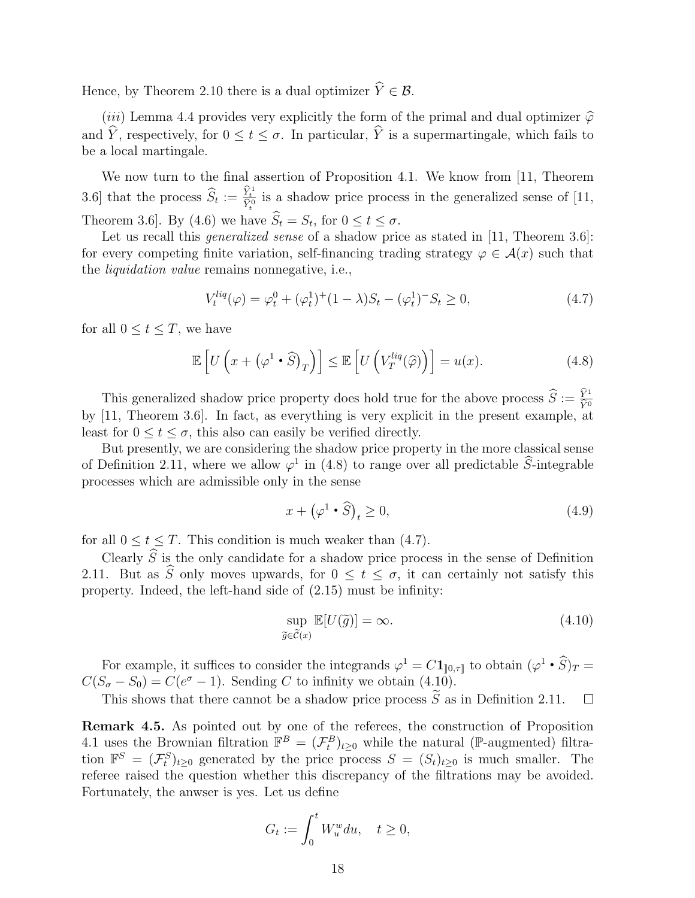Hence, by Theorem 2.10 there is a dual optimizer $\widehat{Y} \in \mathcal{B}$.

*(iii)* Lemma 4.4 provides very explicitly the form of the primal and dual optimizer $\widehat{\varphi}$ and $\widehat{Y}$, respectively, for $0 \leq t \leq \sigma$. In particular, $\widehat{Y}$ is a supermartingale, which fails to be a local martingale.

We now turn to the final assertion of Proposition 4.1. We know from [11, Theorem 3.6] that the process $\widehat{S}_t := \frac{\widehat{Y}_t^1}{\widehat{Y}_t^0}$ is a shadow price process in the generalized sense of [11, Theorem 3.6]. By (4.6) we have $\widehat{S}_t = S_t$, for $0 \leq t \leq \sigma$.

Let us recall this *generalized sense* of a shadow price as stated in [11, Theorem 3.6]: for every competing finite variation, self-financing trading strategy $\varphi \in \mathcal{A}(x)$ such that the *liquidation value* remains nonnegative, i.e.,

$$V_t^{liq}(\varphi) = \varphi_t^0 + (\varphi_t^1)^+(1-\lambda)S_t - (\varphi_t^1)^- S_t \geq 0, \tag{4.7}$$

for all $0 \leq t \leq T$, we have

$$\mathbb{E}\left[U\left(x + \left(\varphi^1 \bullet \widehat{S}\right)_T\right)\right] \leq \mathbb{E}\left[U\left(V_T^{liq}(\widehat{\varphi})\right)\right] = u(x). \tag{4.8}$$

This generalized shadow price property does hold true for the above process $\widehat{S} := \frac{\widehat{Y}^1}{\widehat{Y}^0}$ by [11, Theorem 3.6]. In fact, as everything is very explicit in the present example, at least for $0 \leq t \leq \sigma$, this also can easily be verified directly.

But presently, we are considering the shadow price property in the more classical sense of Definition 2.11, where we allow $\varphi^1$ in (4.8) to range over all predictable $\widehat{S}$-integrable processes which are admissible only in the sense

$$x + \left(\varphi^1 \bullet \widehat{S}\right)_t \geq 0, \tag{4.9}$$

for all $0 \leq t \leq T$. This condition is much weaker than (4.7).

Clearly $\widehat{S}$ is the only candidate for a shadow price process in the sense of Definition 2.11. But as $\widehat{S}$ only moves upwards, for $0 \leq t \leq \sigma$, it can certainly not satisfy this property. Indeed, the left-hand side of (2.15) must be infinity:

$$\sup_{\widetilde{g} \in \widetilde{\mathcal{C}}(x)} \mathbb{E}[U(\widetilde{g})] = \infty. \tag{4.10}$$

For example, it suffices to consider the integrands $\varphi^1 = C\mathbf{1}_{\rrbracket 0,\tau \rrbracket}$ to obtain $(\varphi^1 \bullet \widehat{S})_T = C(S_\sigma - S_0) = C(e^\sigma - 1)$. Sending $C$ to infinity we obtain (4.10).

This shows that there cannot be a shadow price process $\widetilde{S}$ as in Definition 2.11. $\square$

**Remark 4.5.** As pointed out by one of the referees, the construction of Proposition 4.1 uses the Brownian filtration $\mathbb{F}^B = (\mathcal{F}_t^B)_{t \geq 0}$ while the natural ($\mathbb{P}$-augmented) filtration $\mathbb{F}^S = (\mathcal{F}_t^S)_{t \geq 0}$ generated by the price process $S = (S_t)_{t \geq 0}$ is much smaller. The referee raised the question whether this discrepancy of the filtrations may be avoided. Fortunately, the anwser is yes. Let us define

$$G_t := \int_0^t W_u^w du, \quad t \geq 0,$$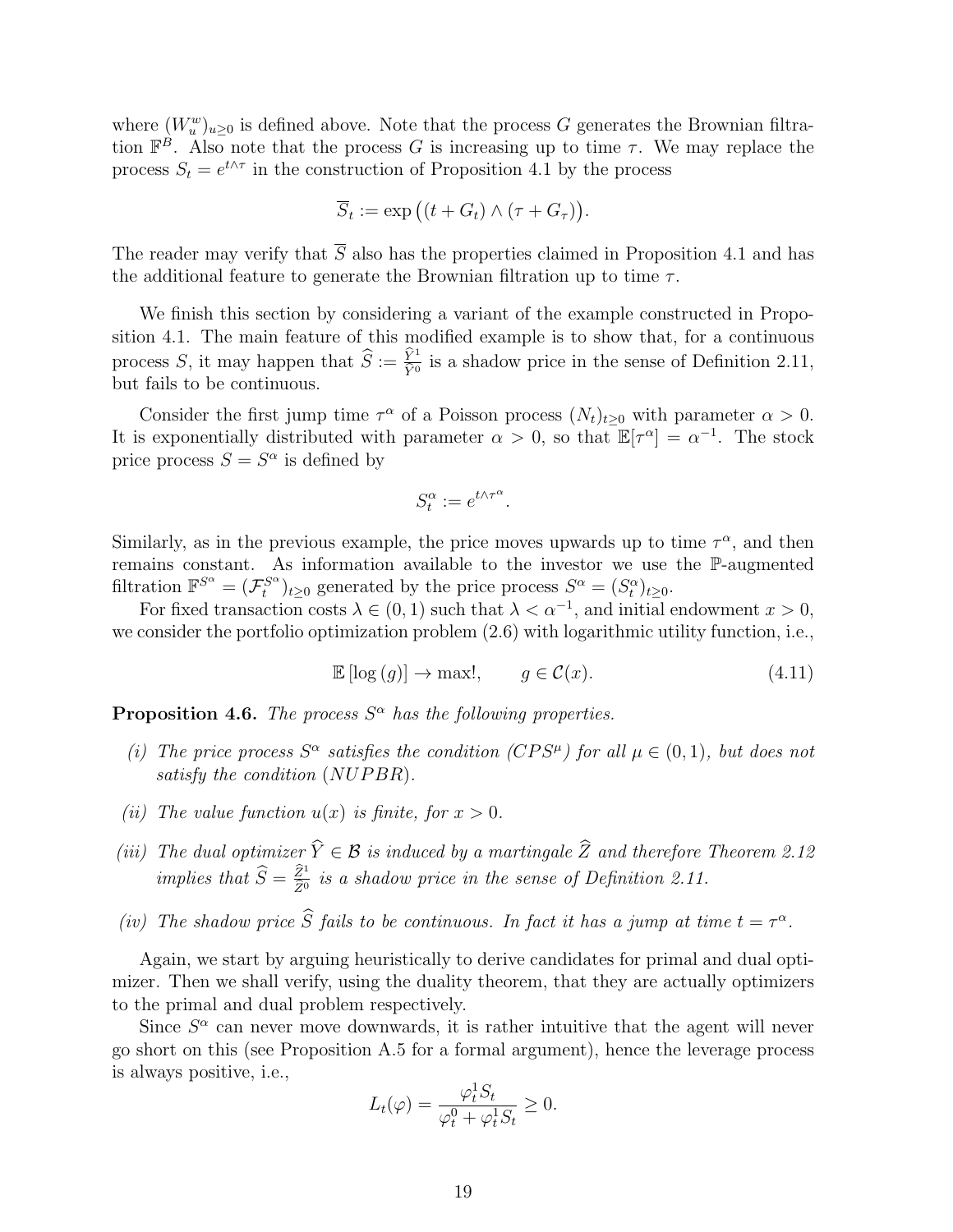where $(W_u^w)_{u\geq 0}$ is defined above. Note that the process $G$ generates the Brownian filtration $\mathbb{F}^B$. Also note that the process $G$ is increasing up to time $\tau$. We may replace the process $S_t = e^{t\wedge\tau}$ in the construction of Proposition 4.1 by the process

$$\overline{S}_t := \exp\big((t + G_t) \wedge (\tau + G_\tau)\big).$$

The reader may verify that $\overline{S}$ also has the properties claimed in Proposition 4.1 and has the additional feature to generate the Brownian filtration up to time $\tau$.

We finish this section by considering a variant of the example constructed in Proposition 4.1. The main feature of this modified example is to show that, for a continuous process $S$, it may happen that $\widehat{S} := \frac{\widehat{Y}^1}{\widehat{Y}^0}$ is a shadow price in the sense of Definition 2.11, but fails to be continuous.

Consider the first jump time $\tau^\alpha$ of a Poisson process $(N_t)_{t\geq 0}$ with parameter $\alpha > 0$. It is exponentially distributed with parameter $\alpha > 0$, so that $\mathbb{E}[\tau^\alpha] = \alpha^{-1}$. The stock price process $S = S^\alpha$ is defined by

$$S_t^\alpha := e^{t\wedge\tau^\alpha}.$$

Similarly, as in the previous example, the price moves upwards up to time $\tau^\alpha$, and then remains constant. As information available to the investor we use the $\mathbb{P}$-augmented filtration $\mathbb{F}^{S^\alpha} = (\mathcal{F}_t^{S^\alpha})_{t\geq 0}$ generated by the price process $S^\alpha = (S_t^\alpha)_{t\geq 0}$.

For fixed transaction costs $\lambda \in (0,1)$ such that $\lambda < \alpha^{-1}$, and initial endowment $x > 0$, we consider the portfolio optimization problem (2.6) with logarithmic utility function, i.e.,

$$\mathbb{E}\left[\log(g)\right] \to \max!, \qquad g \in \mathcal{C}(x). \tag{4.11}$$

**Proposition 4.6.** *The process $S^\alpha$ has the following properties.*

*(i) The price process $S^\alpha$ satisfies the condition $(CPS^\mu)$ for all $\mu \in (0,1)$, but does not satisfy the condition $(NUPBR)$.*

*(ii) The value function $u(x)$ is finite, for $x > 0$.*

*(iii) The dual optimizer $\widehat{Y} \in \mathcal{B}$ is induced by a martingale $\widehat{Z}$ and therefore Theorem 2.12 implies that $\widehat{S} = \frac{\widehat{Z}^1}{\widehat{Z}^0}$ is a shadow price in the sense of Definition 2.11.*

*(iv) The shadow price $\widehat{S}$ fails to be continuous. In fact it has a jump at time $t = \tau^\alpha$.*

Again, we start by arguing heuristically to derive candidates for primal and dual optimizer. Then we shall verify, using the duality theorem, that they are actually optimizers to the primal and dual problem respectively.

Since $S^\alpha$ can never move downwards, it is rather intuitive that the agent will never go short on this (see Proposition A.5 for a formal argument), hence the leverage process is always positive, i.e.,

$$L_t(\varphi) = \frac{\varphi_t^1 S_t}{\varphi_t^0 + \varphi_t^1 S_t} \geq 0.$$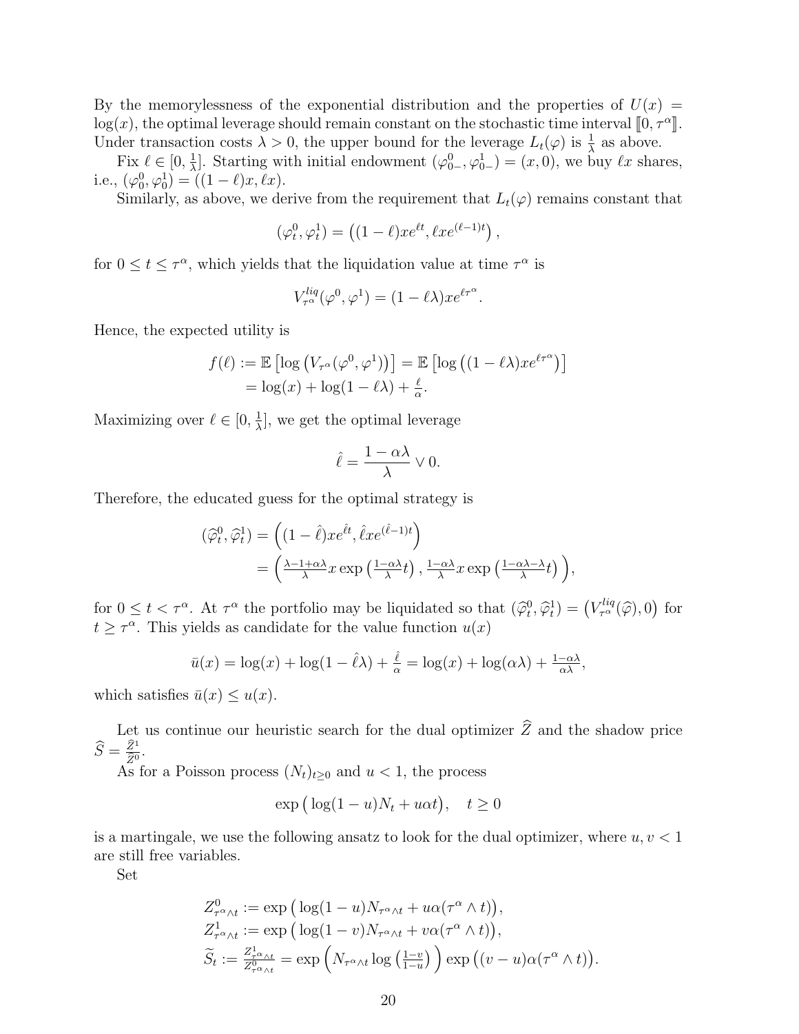By the memorylessness of the exponential distribution and the properties of $U(x) = \log(x)$, the optimal leverage should remain constant on the stochastic time interval $[\![0, \tau^\alpha]\!]$. Under transaction costs $\lambda > 0$, the upper bound for the leverage $L_t(\varphi)$ is $\frac{1}{\lambda}$ as above.

Fix $\ell \in [0, \frac{1}{\lambda}]$. Starting with initial endowment $(\varphi^0_{0-}, \varphi^1_{0-}) = (x, 0)$, we buy $\ell x$ shares, i.e., $(\varphi^0_0, \varphi^1_0) = ((1-\ell)x, \ell x)$.

Similarly, as above, we derive from the requirement that $L_t(\varphi)$ remains constant that

$$(\varphi^0_t, \varphi^1_t) = \left((1-\ell)xe^{\ell t}, \ell x e^{(\ell-1)t}\right),$$

for $0 \le t \le \tau^\alpha$, which yields that the liquidation value at time $\tau^\alpha$ is

$$V^{liq}_{\tau^\alpha}(\varphi^0, \varphi^1) = (1 - \ell\lambda)xe^{\ell\tau^\alpha}.$$

Hence, the expected utility is

$$\begin{aligned} f(\ell) &:= \mathbb{E}\left[\log\left(V_{\tau^\alpha}(\varphi^0, \varphi^1)\right)\right] = \mathbb{E}\left[\log\left((1-\ell\lambda)xe^{\ell\tau^\alpha}\right)\right] \\ &= \log(x) + \log(1 - \ell\lambda) + \tfrac{\ell}{\alpha}. \end{aligned}$$

Maximizing over $\ell \in [0, \frac{1}{\lambda}]$, we get the optimal leverage

$$\hat{\ell} = \frac{1 - \alpha\lambda}{\lambda} \vee 0.$$

Therefore, the educated guess for the optimal strategy is

$$\begin{aligned} (\widehat{\varphi}^0_t, \widehat{\varphi}^1_t) &= \left((1-\hat{\ell})xe^{\hat{\ell}t}, \hat{\ell}xe^{(\hat{\ell}-1)t}\right) \\ &= \left(\tfrac{\lambda - 1 + \alpha\lambda}{\lambda} x \exp\left(\tfrac{1-\alpha\lambda}{\lambda}t\right), \tfrac{1-\alpha\lambda}{\lambda} x \exp\left(\tfrac{1-\alpha\lambda-\lambda}{\lambda}t\right)\right), \end{aligned}$$

for $0 \le t < \tau^\alpha$. At $\tau^\alpha$ the portfolio may be liquidated so that $(\widehat{\varphi}^0_t, \widehat{\varphi}^1_t) = \left(V^{liq}_{\tau^\alpha}(\widehat{\varphi}), 0\right)$ for $t \ge \tau^\alpha$. This yields as candidate for the value function $u(x)$

$$\bar{u}(x) = \log(x) + \log(1 - \hat{\ell}\lambda) + \tfrac{\hat{\ell}}{\alpha} = \log(x) + \log(\alpha\lambda) + \tfrac{1-\alpha\lambda}{\alpha\lambda},$$

which satisfies $\bar{u}(x) \le u(x)$.

Let us continue our heuristic search for the dual optimizer $\widehat{Z}$ and the shadow price $\widehat{S} = \frac{\widehat{Z}^1}{\widehat{Z}^0}$.

As for a Poisson process $(N_t)_{t \ge 0}$ and $u < 1$, the process

$$\exp\left(\log(1-u)N_t + u\alpha t\right), \quad t \ge 0$$

is a martingale, we use the following ansatz to look for the dual optimizer, where $u, v < 1$ are still free variables.

Set

$$\begin{aligned} Z^0_{\tau^\alpha \wedge t} &:= \exp\left(\log(1-u)N_{\tau^\alpha \wedge t} + u\alpha(\tau^\alpha \wedge t)\right), \\ Z^1_{\tau^\alpha \wedge t} &:= \exp\left(\log(1-v)N_{\tau^\alpha \wedge t} + v\alpha(\tau^\alpha \wedge t)\right), \\ \widetilde{S}_t &:= \tfrac{Z^1_{\tau^\alpha \wedge t}}{Z^0_{\tau^\alpha \wedge t}} = \exp\left(N_{\tau^\alpha \wedge t} \log\left(\tfrac{1-v}{1-u}\right)\right) \exp\left((v-u)\alpha(\tau^\alpha \wedge t)\right). \end{aligned}$$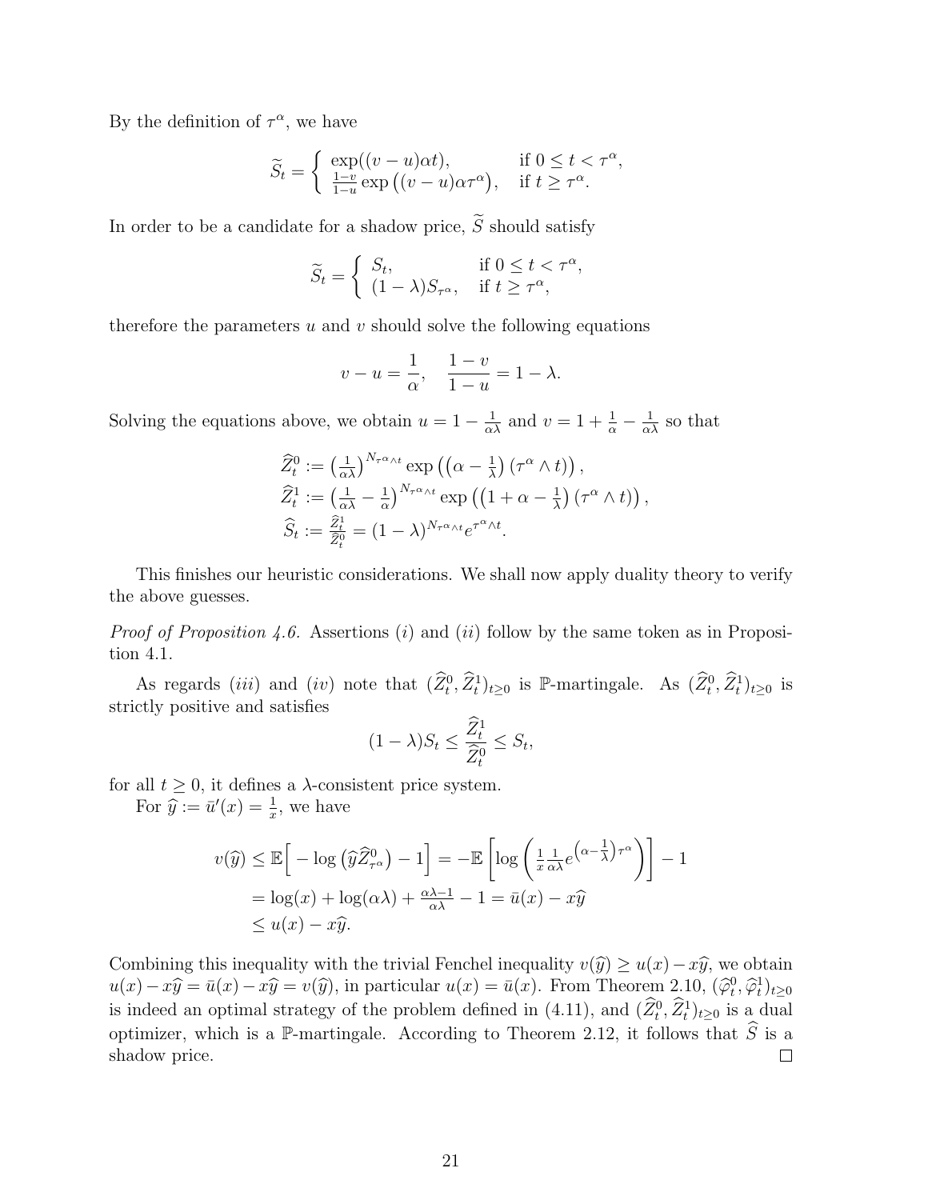By the definition of $\tau^\alpha$, we have

$$\widetilde{S}_t = \begin{cases} \exp((v-u)\alpha t), & \text{if } 0 \le t < \tau^\alpha, \\ \frac{1-v}{1-u} \exp\big((v-u)\alpha \tau^\alpha\big), & \text{if } t \ge \tau^\alpha. \end{cases}$$

In order to be a candidate for a shadow price, $\widetilde{S}$ should satisfy

$$\widetilde{S}_t = \begin{cases} S_t, & \text{if } 0 \le t < \tau^\alpha, \\ (1-\lambda) S_{\tau^\alpha}, & \text{if } t \ge \tau^\alpha, \end{cases}$$

therefore the parameters $u$ and $v$ should solve the following equations

$$v - u = \frac{1}{\alpha}, \quad \frac{1-v}{1-u} = 1 - \lambda.$$

Solving the equations above, we obtain $u = 1 - \frac{1}{\alpha\lambda}$ and $v = 1 + \frac{1}{\alpha} - \frac{1}{\alpha\lambda}$ so that

$$\begin{aligned}
\widehat{Z}^0_t &:= \left(\tfrac{1}{\alpha\lambda}\right)^{N_{\tau^\alpha \wedge t}} \exp\left(\left(\alpha - \tfrac{1}{\lambda}\right)(\tau^\alpha \wedge t)\right), \\
\widehat{Z}^1_t &:= \left(\tfrac{1}{\alpha\lambda} - \tfrac{1}{\alpha}\right)^{N_{\tau^\alpha \wedge t}} \exp\left(\left(1 + \alpha - \tfrac{1}{\lambda}\right)(\tau^\alpha \wedge t)\right), \\
\widehat{S}_t &:= \tfrac{\widehat{Z}^1_t}{\widehat{Z}^0_t} = (1-\lambda)^{N_{\tau^\alpha \wedge t}} e^{\tau^\alpha \wedge t}.
\end{aligned}$$

This finishes our heuristic considerations. We shall now apply duality theory to verify the above guesses.

*Proof of Proposition 4.6.* Assertions $(i)$ and $(ii)$ follow by the same token as in Proposition 4.1.

As regards $(iii)$ and $(iv)$ note that $(\widehat{Z}^0_t, \widehat{Z}^1_t)_{t \ge 0}$ is $\mathbb{P}$-martingale. As $(\widehat{Z}^0_t, \widehat{Z}^1_t)_{t \ge 0}$ is strictly positive and satisfies

$$(1-\lambda) S_t \le \frac{\widehat{Z}^1_t}{\widehat{Z}^0_t} \le S_t,$$

for all $t \ge 0$, it defines a $\lambda$-consistent price system.

For $\widehat{y} := \bar{u}'(x) = \frac{1}{x}$, we have

$$\begin{aligned}
v(\widehat{y}) &\le \mathbb{E}\Big[ -\log\big(\widehat{y}\widehat{Z}^0_{\tau^\alpha}\big) - 1 \Big] = -\mathbb{E}\left[ \log\left( \tfrac{1}{x} \tfrac{1}{\alpha\lambda} e^{\left(\alpha - \frac{1}{\lambda}\right)\tau^\alpha} \right) \right] - 1 \\
&= \log(x) + \log(\alpha\lambda) + \tfrac{\alpha\lambda - 1}{\alpha\lambda} - 1 = \bar{u}(x) - x\widehat{y} \\
&\le u(x) - x\widehat{y}.
\end{aligned}$$

Combining this inequality with the trivial Fenchel inequality $v(\widehat{y}) \ge u(x) - x\widehat{y}$, we obtain $u(x) - x\widehat{y} = \bar{u}(x) - x\widehat{y} = v(\widehat{y})$, in particular $u(x) = \bar{u}(x)$. From Theorem 2.10, $(\widehat{\varphi}^0_t, \widehat{\varphi}^1_t)_{t \ge 0}$ is indeed an optimal strategy of the problem defined in (4.11), and $(\widehat{Z}^0_t, \widehat{Z}^1_t)_{t \ge 0}$ is a dual optimizer, which is a $\mathbb{P}$-martingale. According to Theorem 2.12, it follows that $\widehat{S}$ is a shadow price. $\square$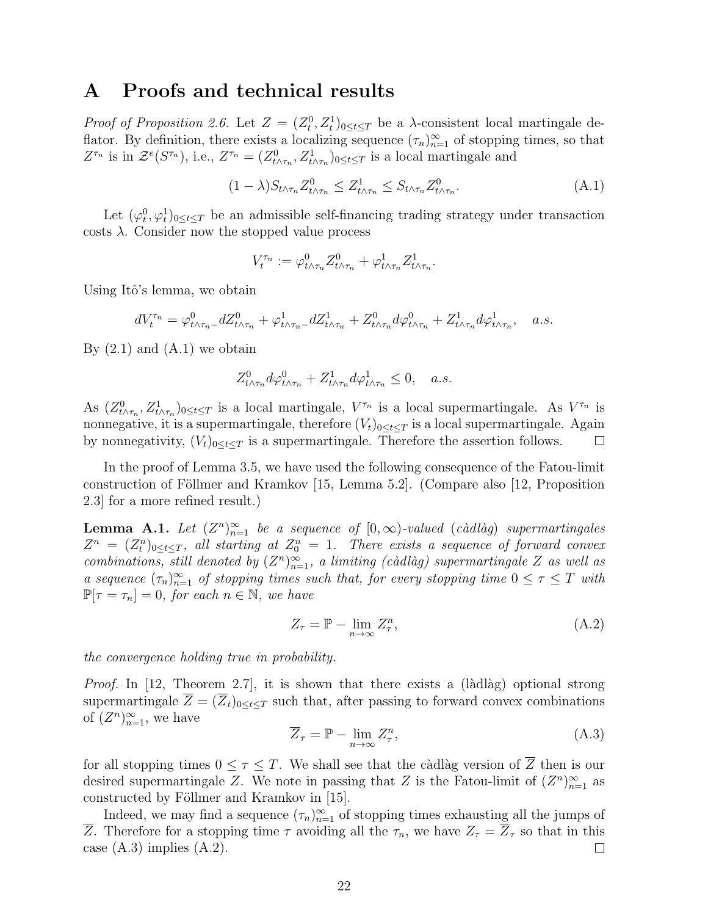# A Proofs and technical results

*Proof of Proposition 2.6.* Let $Z = (Z_t^0, Z_t^1)_{0 \le t \le T}$ be a $\lambda$-consistent local martingale deflator. By definition, there exists a localizing sequence $(\tau_n)_{n=1}^\infty$ of stopping times, so that $Z^{\tau_n}$ is in $\mathcal{Z}^e(S^{\tau_n})$, i.e., $Z^{\tau_n} = (Z^0_{t\wedge\tau_n}, Z^1_{t\wedge\tau_n})_{0\le t\le T}$ is a local martingale and

$$(1-\lambda) S_{t\wedge\tau_n} Z^0_{t\wedge\tau_n} \le Z^1_{t\wedge\tau_n} \le S_{t\wedge\tau_n} Z^0_{t\wedge\tau_n}. \tag{A.1}$$

Let $(\varphi_t^0, \varphi_t^1)_{0\le t\le T}$ be an admissible self-financing trading strategy under transaction costs $\lambda$. Consider now the stopped value process

$$V_t^{\tau_n} := \varphi^0_{t\wedge\tau_n} Z^0_{t\wedge\tau_n} + \varphi^1_{t\wedge\tau_n} Z^1_{t\wedge\tau_n}.$$

Using Itô's lemma, we obtain

$$dV_t^{\tau_n} = \varphi^0_{t\wedge\tau_n -} dZ^0_{t\wedge\tau_n} + \varphi^1_{t\wedge\tau_n -} dZ^1_{t\wedge\tau_n} + Z^0_{t\wedge\tau_n} d\varphi^0_{t\wedge\tau_n} + Z^1_{t\wedge\tau_n} d\varphi^1_{t\wedge\tau_n}, \quad a.s.$$

By (2.1) and (A.1) we obtain

$$Z^0_{t\wedge\tau_n} d\varphi^0_{t\wedge\tau_n} + Z^1_{t\wedge\tau_n} d\varphi^1_{t\wedge\tau_n} \le 0, \quad a.s.$$

As $(Z^0_{t\wedge\tau_n}, Z^1_{t\wedge\tau_n})_{0\le t\le T}$ is a local martingale, $V^{\tau_n}$ is a local supermartingale. As $V^{\tau_n}$ is nonnegative, it is a supermartingale, therefore $(V_t)_{0\le t\le T}$ is a local supermartingale. Again by nonnegativity, $(V_t)_{0\le t\le T}$ is a supermartingale. Therefore the assertion follows. $\square$

In the proof of Lemma 3.5, we have used the following consequence of the Fatou-limit construction of Föllmer and Kramkov [15, Lemma 5.2]. (Compare also [12, Proposition 2.3] for a more refined result.)

**Lemma A.1.** *Let $(Z^n)_{n=1}^\infty$ be a sequence of $[0,\infty)$-valued (càdlàg) supermartingales $Z^n = (Z^n_t)_{0\le t\le T}$, all starting at $Z^n_0 = 1$. There exists a sequence of forward convex combinations, still denoted by $(Z^n)_{n=1}^\infty$, a limiting (càdlàg) supermartingale $Z$ as well as a sequence $(\tau_n)_{n=1}^\infty$ of stopping times such that, for every stopping time $0 \le \tau \le T$ with $\mathbb{P}[\tau = \tau_n] = 0$, for each $n \in \mathbb{N}$, we have*

$$Z_\tau = \mathbb{P} - \lim_{n\to\infty} Z^n_\tau, \tag{A.2}$$

*the convergence holding true in probability.*

*Proof.* In [12, Theorem 2.7], it is shown that there exists a (làdlàg) optional strong supermartingale $\overline{Z} = (\overline{Z}_t)_{0\le t\le T}$ such that, after passing to forward convex combinations of $(Z^n)_{n=1}^\infty$, we have

$$\overline{Z}_\tau = \mathbb{P} - \lim_{n\to\infty} Z^n_\tau, \tag{A.3}$$

for all stopping times $0 \le \tau \le T$. We shall see that the càdlàg version of $\overline{Z}$ then is our desired supermartingale $Z$. We note in passing that $Z$ is the Fatou-limit of $(Z^n)_{n=1}^\infty$ as constructed by Föllmer and Kramkov in [15].

Indeed, we may find a sequence $(\tau_n)_{n=1}^\infty$ of stopping times exhausting all the jumps of $\overline{Z}$. Therefore for a stopping time $\tau$ avoiding all the $\tau_n$, we have $Z_\tau = \overline{Z}_\tau$ so that in this case (A.3) implies (A.2). $\square$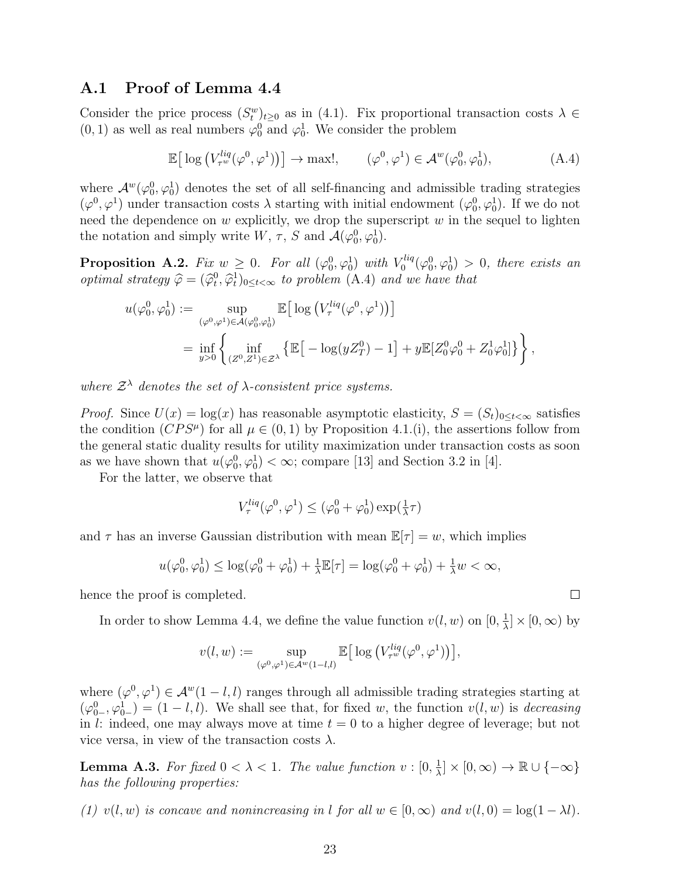### A.1 Proof of Lemma 4.4

Consider the price process $(S_t^w)_{t\geq 0}$ as in (4.1). Fix proportional transaction costs $\lambda \in (0,1)$ as well as real numbers $\varphi_0^0$ and $\varphi_0^1$. We consider the problem

$$\mathbb{E}\big[\log\big(V_{\tau^w}^{liq}(\varphi^0,\varphi^1)\big)\big] \to \max!, \qquad (\varphi^0,\varphi^1) \in \mathcal{A}^w(\varphi_0^0,\varphi_0^1), \tag{A.4}$$

where $\mathcal{A}^w(\varphi_0^0,\varphi_0^1)$ denotes the set of all self-financing and admissible trading strategies $(\varphi^0,\varphi^1)$ under transaction costs $\lambda$ starting with initial endowment $(\varphi_0^0,\varphi_0^1)$. If we do not need the dependence on $w$ explicitly, we drop the superscript $w$ in the sequel to lighten the notation and simply write $W$, $\tau$, $S$ and $\mathcal{A}(\varphi_0^0,\varphi_0^1)$.

**Proposition A.2.** *Fix $w \geq 0$. For all $(\varphi_0^0,\varphi_0^1)$ with $V_0^{liq}(\varphi_0^0,\varphi_0^1) > 0$, there exists an optimal strategy $\widehat{\varphi} = (\widehat{\varphi}_t^0,\widehat{\varphi}_t^1)_{0\leq t<\infty}$ to problem* (A.4) *and we have that*

$$\begin{aligned}
u(\varphi_0^0,\varphi_0^1) &:= \sup_{(\varphi^0,\varphi^1)\in\mathcal{A}(\varphi_0^0,\varphi_0^1)} \mathbb{E}\big[\log\big(V_\tau^{liq}(\varphi^0,\varphi^1)\big)\big] \\
&= \inf_{y>0}\left\{\inf_{(Z^0,Z^1)\in\mathcal{Z}^\lambda}\left\{\mathbb{E}\big[-\log(yZ_T^0)-1\big] + y\mathbb{E}[Z_0^0\varphi_0^0 + Z_0^1\varphi_0^1]\right\}\right\},
\end{aligned}$$

*where $\mathcal{Z}^\lambda$ denotes the set of $\lambda$-consistent price systems.*

*Proof.* Since $U(x) = \log(x)$ has reasonable asymptotic elasticity, $S = (S_t)_{0\leq t<\infty}$ satisfies the condition $(CPS^\mu)$ for all $\mu \in (0,1)$ by Proposition 4.1.(i), the assertions follow from the general static duality results for utility maximization under transaction costs as soon as we have shown that $u(\varphi_0^0,\varphi_0^1) < \infty$; compare [13] and Section 3.2 in [4].

For the latter, we observe that

$$V_\tau^{liq}(\varphi^0,\varphi^1) \leq (\varphi_0^0 + \varphi_0^1)\exp(\tfrac{1}{\lambda}\tau)$$

and $\tau$ has an inverse Gaussian distribution with mean $\mathbb{E}[\tau] = w$, which implies

$$u(\varphi_0^0,\varphi_0^1) \leq \log(\varphi_0^0 + \varphi_0^1) + \tfrac{1}{\lambda}\mathbb{E}[\tau] = \log(\varphi_0^0 + \varphi_0^1) + \tfrac{1}{\lambda}w < \infty,$$

hence the proof is completed. $\square$

In order to show Lemma 4.4, we define the value function $v(l,w)$ on $[0,\frac{1}{\lambda}]\times[0,\infty)$ by

$$v(l,w) := \sup_{(\varphi^0,\varphi^1)\in\mathcal{A}^w(1-l,l)} \mathbb{E}\big[\log\big(V_{\tau^w}^{liq}(\varphi^0,\varphi^1)\big)\big],$$

where $(\varphi^0,\varphi^1) \in \mathcal{A}^w(1-l,l)$ ranges through all admissible trading strategies starting at $(\varphi_{0-}^0,\varphi_{0-}^1) = (1-l,l)$. We shall see that, for fixed $w$, the function $v(l,w)$ is *decreasing* in $l$: indeed, one may always move at time $t=0$ to a higher degree of leverage; but not vice versa, in view of the transaction costs $\lambda$.

**Lemma A.3.** *For fixed $0 < \lambda < 1$. The value function $v : [0,\frac{1}{\lambda}]\times[0,\infty) \to \mathbb{R}\cup\{-\infty\}$ has the following properties:*

*(1) $v(l,w)$ is concave and nonincreasing in $l$ for all $w \in [0,\infty)$ and $v(l,0) = \log(1-\lambda l)$.*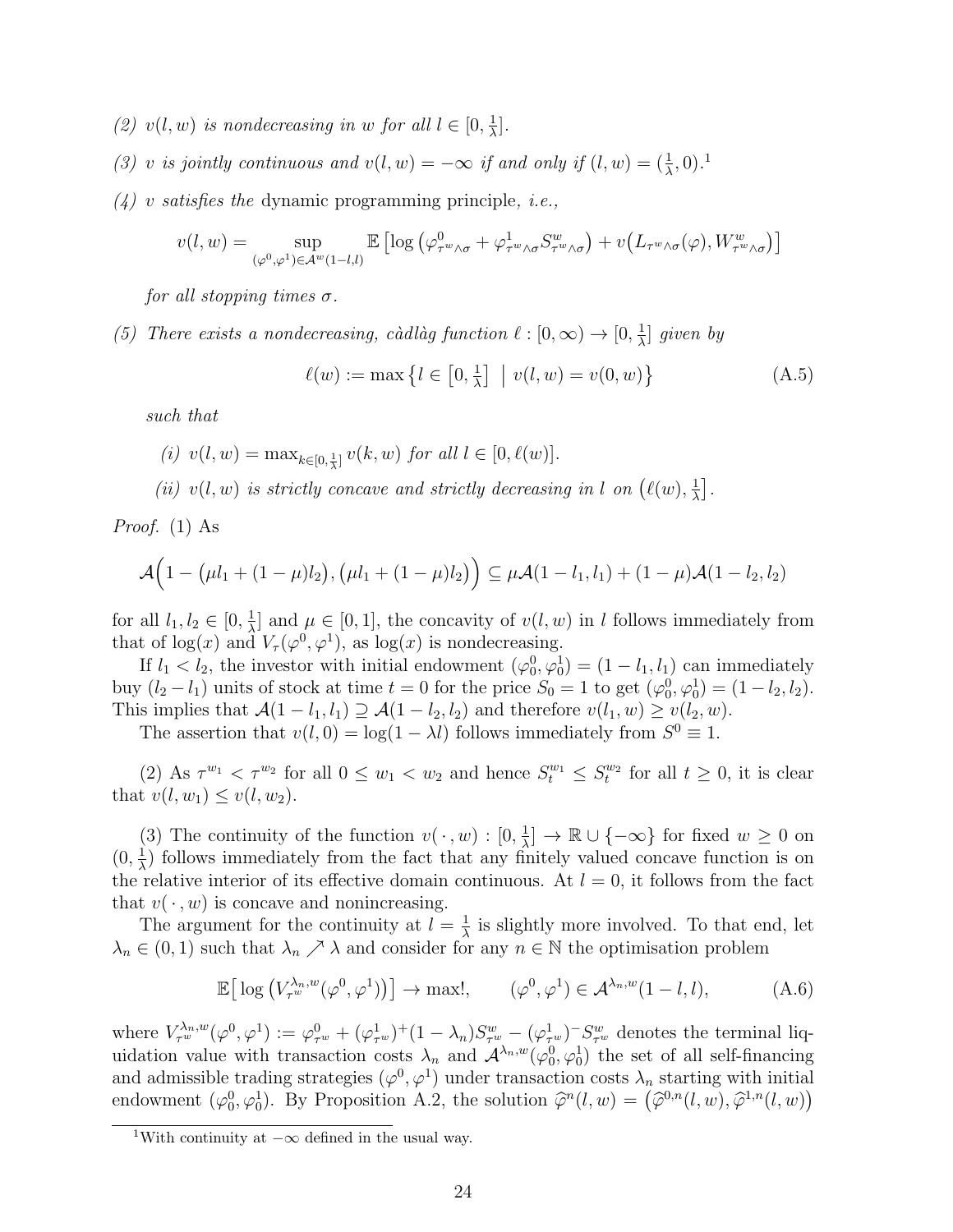*(2) $v(l,w)$ is nondecreasing in $w$ for all $l \in [0, \frac{1}{\lambda}]$.*

*(3) $v$ is jointly continuous and $v(l,w) = -\infty$ if and only if $(l,w) = (\frac{1}{\lambda}, 0)$.*[1]

*(4) $v$ satisfies the* dynamic programming principle*, i.e.,*

$$v(l,w) = \sup_{(\varphi^0,\varphi^1)\in\mathcal{A}^w(1-l,l)} \mathbb{E}\left[\log\left(\varphi^0_{\tau^w\wedge\sigma} + \varphi^1_{\tau^w\wedge\sigma} S^w_{\tau^w\wedge\sigma}\right) + v\big(L_{\tau^w\wedge\sigma}(\varphi), W^w_{\tau^w\wedge\sigma}\big)\right]$$

*for all stopping times $\sigma$.*

*(5) There exists a nondecreasing, càdlàg function $\ell : [0,\infty) \to [0, \frac{1}{\lambda}]$ given by*

$$\ell(w) := \max\left\{ l \in \left[0, \tfrac{1}{\lambda}\right] \;\middle|\; v(l,w) = v(0,w)\right\} \tag{A.5}$$

*such that*

*(i) $v(l,w) = \max_{k\in[0,\frac{1}{\lambda}]} v(k,w)$ for all $l \in [0, \ell(w)]$.*

*(ii) $v(l,w)$ is strictly concave and strictly decreasing in $l$ on $\big(\ell(w), \frac{1}{\lambda}\big]$.*

*Proof.* (1) As

$$\mathcal{A}\Big(1 - \big(\mu l_1 + (1-\mu)l_2\big), \big(\mu l_1 + (1-\mu) l_2\big)\Big) \subseteq \mu\mathcal{A}(1-l_1, l_1) + (1-\mu)\mathcal{A}(1-l_2, l_2)$$

for all $l_1, l_2 \in [0, \frac{1}{\lambda}]$ and $\mu \in [0,1]$, the concavity of $v(l,w)$ in $l$ follows immediately from that of $\log(x)$ and $V_\tau(\varphi^0,\varphi^1)$, as $\log(x)$ is nondecreasing.

If $l_1 < l_2$, the investor with initial endowment $(\varphi^0_0, \varphi^1_0) = (1-l_1, l_1)$ can immediately buy $(l_2 - l_1)$ units of stock at time $t=0$ for the price $S_0 = 1$ to get $(\varphi^0_0, \varphi^1_0) = (1-l_2, l_2)$. This implies that $\mathcal{A}(1-l_1, l_1) \supseteq \mathcal{A}(1-l_2, l_2)$ and therefore $v(l_1, w) \geq v(l_2, w)$.

The assertion that $v(l, 0) = \log(1-\lambda l)$ follows immediately from $S^0 \equiv 1$.

(2) As $\tau^{w_1} < \tau^{w_2}$ for all $0 \leq w_1 < w_2$ and hence $S^{w_1}_t \leq S^{w_2}_t$ for all $t \geq 0$, it is clear that $v(l, w_1) \leq v(l, w_2)$.

(3) The continuity of the function $v(\,\cdot\,, w) : [0, \frac{1}{\lambda}] \to \mathbb{R} \cup \{-\infty\}$ for fixed $w \geq 0$ on $(0, \frac{1}{\lambda})$ follows immediately from the fact that any finitely valued concave function is on the relative interior of its effective domain continuous. At $l = 0$, it follows from the fact that $v(\,\cdot\,, w)$ is concave and nonincreasing.

The argument for the continuity at $l = \frac{1}{\lambda}$ is slightly more involved. To that end, let $\lambda_n \in (0,1)$ such that $\lambda_n \nearrow \lambda$ and consider for any $n \in \mathbb{N}$ the optimisation problem

$$\mathbb{E}\big[\log\big(V^{\lambda_n, w}_{\tau^w}(\varphi^0,\varphi^1)\big)\big] \to \max!, \qquad (\varphi^0,\varphi^1) \in \mathcal{A}^{\lambda_n, w}(1-l, l), \tag{A.6}$$

where $V^{\lambda_n,w}_{\tau^w}(\varphi^0,\varphi^1) := \varphi^0_{\tau^w} + (\varphi^1_{\tau^w})^+(1-\lambda_n)S^w_{\tau^w} - (\varphi^1_{\tau^w})^- S^w_{\tau^w}$ denotes the terminal liquidation value with transaction costs $\lambda_n$ and $\mathcal{A}^{\lambda_n,w}(\varphi^0_0,\varphi^1_0)$ the set of all self-financing and admissible trading strategies $(\varphi^0,\varphi^1)$ under transaction costs $\lambda_n$ starting with initial endowment $(\varphi^0_0, \varphi^1_0)$. By Proposition A.2, the solution $\widehat{\varphi}^n(l,w) = \big(\widehat{\varphi}^{0,n}(l,w), \widehat{\varphi}^{1,n}(l,w)\big)$

[1] With continuity at $-\infty$ defined in the usual way.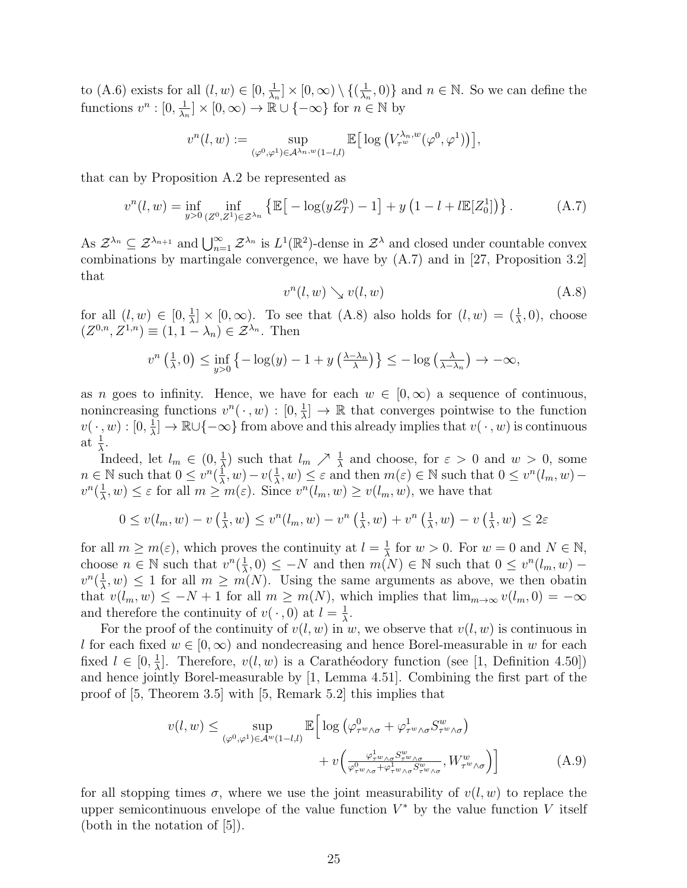to (A.6) exists for all $(l,w) \in [0, \frac{1}{\lambda_n}] \times [0,\infty) \setminus \{(\frac{1}{\lambda_n}, 0)\}$ and $n \in \mathbb{N}$. So we can define the functions $v^n : [0, \frac{1}{\lambda_n}] \times [0,\infty) \to \mathbb{R} \cup \{-\infty\}$ for $n \in \mathbb{N}$ by

$$v^n(l,w) := \sup_{(\varphi^0,\varphi^1)\in\mathcal{A}^{\lambda_n,w}(1-l,l)} \mathbb{E}\big[\log\big(V^{\lambda_n,w}_{\tau^w}(\varphi^0,\varphi^1)\big)\big],$$

that can by Proposition A.2 be represented as

$$v^n(l,w) = \inf_{y>0} \inf_{(Z^0,Z^1)\in\mathcal{Z}^{\lambda_n}} \big\{\mathbb{E}\big[-\log(yZ^0_T) - 1\big] + y\big(1 - l + l\mathbb{E}[Z^1_0]\big)\big\}. \tag{A.7}$$

As $\mathcal{Z}^{\lambda_n} \subseteq \mathcal{Z}^{\lambda_{n+1}}$ and $\bigcup_{n=1}^{\infty} \mathcal{Z}^{\lambda_n}$ is $L^1(\mathbb{R}^2)$-dense in $\mathcal{Z}^{\lambda}$ and closed under countable convex combinations by martingale convergence, we have by (A.7) and in [27, Proposition 3.2] that

$$v^n(l,w) \searrow v(l,w) \tag{A.8}$$

for all $(l,w) \in [0, \frac{1}{\lambda}] \times [0,\infty)$. To see that (A.8) also holds for $(l,w) = (\frac{1}{\lambda}, 0)$, choose $(Z^{0,n}, Z^{1,n}) \equiv (1, 1-\lambda_n) \in \mathcal{Z}^{\lambda_n}$. Then

$$v^n\big(\tfrac{1}{\lambda}, 0\big) \leq \inf_{y>0}\big\{-\log(y) - 1 + y\big(\tfrac{\lambda-\lambda_n}{\lambda}\big)\big\} \leq -\log\big(\tfrac{\lambda}{\lambda-\lambda_n}\big) \to -\infty,$$

as $n$ goes to infinity. Hence, we have for each $w \in [0,\infty)$ a sequence of continuous, nonincreasing functions $v^n(\,\cdot\,,w) : [0,\frac{1}{\lambda}] \to \mathbb{R}$ that converges pointwise to the function $v(\,\cdot\,,w) : [0,\frac{1}{\lambda}] \to \mathbb{R}\cup\{-\infty\}$ from above and this already implies that $v(\,\cdot\,,w)$ is continuous at $\frac{1}{\lambda}$.

Indeed, let $l_m \in (0,\frac{1}{\lambda})$ such that $l_m \nearrow \frac{1}{\lambda}$ and choose, for $\varepsilon > 0$ and $w > 0$, some $n \in \mathbb{N}$ such that $0 \leq v^n(\frac{1}{\lambda}, w) - v(\frac{1}{\lambda}, w) \leq \varepsilon$ and then $m(\varepsilon) \in \mathbb{N}$ such that $0 \leq v^n(l_m, w) - v^n(\frac{1}{\lambda}, w) \leq \varepsilon$ for all $m \geq m(\varepsilon)$. Since $v^n(l_m, w) \geq v(l_m, w)$, we have that

$$0 \leq v(l_m, w) - v\big(\tfrac{1}{\lambda}, w\big) \leq v^n(l_m, w) - v^n\big(\tfrac{1}{\lambda}, w\big) + v^n\big(\tfrac{1}{\lambda}, w\big) - v\big(\tfrac{1}{\lambda}, w\big) \leq 2\varepsilon$$

for all $m \geq m(\varepsilon)$, which proves the continuity at $l = \frac{1}{\lambda}$ for $w > 0$. For $w = 0$ and $N \in \mathbb{N}$, choose $n \in \mathbb{N}$ such that $v^n(\frac{1}{\lambda}, 0) \leq -N$ and then $m(N) \in \mathbb{N}$ such that $0 \leq v^n(l_m, w) - v^n(\frac{1}{\lambda}, w) \leq 1$ for all $m \geq m(N)$. Using the same arguments as above, we then obatin that $v(l_m, w) \leq -N + 1$ for all $m \geq m(N)$, which implies that $\lim_{m\to\infty} v(l_m, 0) = -\infty$ and therefore the continuity of $v(\,\cdot\,, 0)$ at $l = \frac{1}{\lambda}$.

For the proof of the continuity of $v(l,w)$ in $w$, we observe that $v(l,w)$ is continuous in $l$ for each fixed $w \in [0,\infty)$ and nondecreasing and hence Borel-measurable in $w$ for each fixed $l \in [0, \frac{1}{\lambda}]$. Therefore, $v(l,w)$ is a Carathéodory function (see [1, Definition 4.50]) and hence jointly Borel-measurable by [1, Lemma 4.51]. Combining the first part of the proof of [5, Theorem 3.5] with [5, Remark 5.2] this implies that

$$v(l,w) \leq \sup_{(\varphi^0,\varphi^1)\in\mathcal{A}^w(1-l,l)} \mathbb{E}\Big[\log\big(\varphi^0_{\tau^w\wedge\sigma} + \varphi^1_{\tau^w\wedge\sigma} S^w_{\tau^w\wedge\sigma}\big) + v\Big(\tfrac{\varphi^1_{\tau^w\wedge\sigma} S^w_{\tau^w\wedge\sigma}}{\varphi^0_{\tau^w\wedge\sigma} + \varphi^1_{\tau^w\wedge\sigma} S^w_{\tau^w\wedge\sigma}}, W^w_{\tau^w\wedge\sigma}\Big)\Big] \tag{A.9}$$

for all stopping times $\sigma$, where we use the joint measurability of $v(l,w)$ to replace the upper semicontinuous envelope of the value function $V^*$ by the value function $V$ itself (both in the notation of [5]).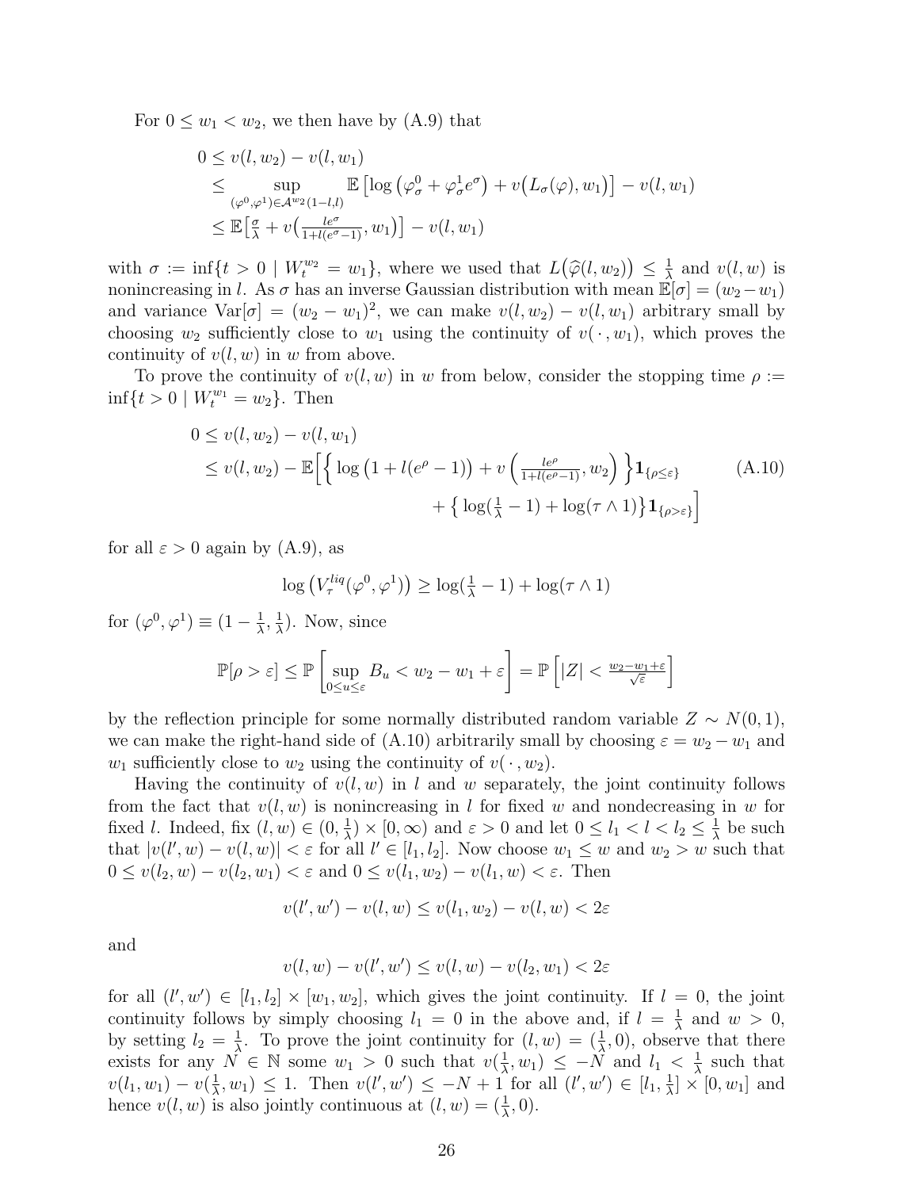For $0 \le w_1 < w_2$, we then have by (A.9) that

$$
\begin{aligned}
0 &\le v(l, w_2) - v(l, w_1) \\
&\le \sup_{(\varphi^0,\varphi^1)\in\mathcal{A}^{w_2}(1-l,l)} \mathbb{E}\left[\log\left(\varphi^0_\sigma + \varphi^1_\sigma e^\sigma\right) + v\big(L_\sigma(\varphi), w_1\big)\right] - v(l, w_1) \\
&\le \mathbb{E}\left[\tfrac{\sigma}{\lambda} + v\big(\tfrac{le^\sigma}{1+l(e^\sigma-1)}, w_1\big)\right] - v(l, w_1)
\end{aligned}
$$

with $\sigma := \inf\{t > 0 \mid W^{w_2}_t = w_1\}$, where we used that $L\big(\widehat{\varphi}(l, w_2)\big) \le \frac{1}{\lambda}$ and $v(l, w)$ is nonincreasing in $l$. As $\sigma$ has an inverse Gaussian distribution with mean $\mathbb{E}[\sigma] = (w_2 - w_1)$ and variance $\mathrm{Var}[\sigma] = (w_2 - w_1)^2$, we can make $v(l, w_2) - v(l, w_1)$ arbitrary small by choosing $w_2$ sufficiently close to $w_1$ using the continuity of $v(\,\cdot\,, w_1)$, which proves the continuity of $v(l, w)$ in $w$ from above.

To prove the continuity of $v(l, w)$ in $w$ from below, consider the stopping time $\rho := \inf\{t > 0 \mid W^{w_1}_t = w_2\}$. Then

$$
\begin{aligned}
0 &\le v(l, w_2) - v(l, w_1) \\
&\le v(l, w_2) - \mathbb{E}\Big[\Big\{\log\big(1 + l(e^\rho - 1)\big) + v\left(\tfrac{le^\rho}{1+l(e^\rho-1)}, w_2\right)\Big\}\mathbf{1}_{\{\rho\le\varepsilon\}} \\
&\qquad\qquad + \Big\{\log(\tfrac{1}{\lambda} - 1) + \log(\tau \wedge 1)\Big\}\mathbf{1}_{\{\rho>\varepsilon\}}\Big]
\end{aligned}
\tag{A.10}
$$

for all $\varepsilon > 0$ again by (A.9), as

$$
\log\big(V^{liq}_\tau(\varphi^0, \varphi^1)\big) \ge \log(\tfrac{1}{\lambda} - 1) + \log(\tau \wedge 1)
$$

for $(\varphi^0, \varphi^1) \equiv (1 - \frac{1}{\lambda}, \frac{1}{\lambda})$. Now, since

$$
\mathbb{P}[\rho > \varepsilon] \le \mathbb{P}\left[\sup_{0\le u\le\varepsilon} B_u < w_2 - w_1 + \varepsilon\right] = \mathbb{P}\left[|Z| < \tfrac{w_2-w_1+\varepsilon}{\sqrt{\varepsilon}}\right]
$$

by the reflection principle for some normally distributed random variable $Z \sim N(0, 1)$, we can make the right-hand side of (A.10) arbitrarily small by choosing $\varepsilon = w_2 - w_1$ and $w_1$ sufficiently close to $w_2$ using the continuity of $v(\,\cdot\,, w_2)$.

Having the continuity of $v(l, w)$ in $l$ and $w$ separately, the joint continuity follows from the fact that $v(l, w)$ is nonincreasing in $l$ for fixed $w$ and nondecreasing in $w$ for fixed $l$. Indeed, fix $(l, w) \in (0, \frac{1}{\lambda}) \times [0, \infty)$ and $\varepsilon > 0$ and let $0 \le l_1 < l < l_2 \le \frac{1}{\lambda}$ be such that $|v(l', w) - v(l, w)| < \varepsilon$ for all $l' \in [l_1, l_2]$. Now choose $w_1 \le w$ and $w_2 > w$ such that $0 \le v(l_2, w) - v(l_2, w_1) < \varepsilon$ and $0 \le v(l_1, w_2) - v(l_1, w) < \varepsilon$. Then

$$
v(l', w') - v(l, w) \le v(l_1, w_2) - v(l, w) < 2\varepsilon
$$

and

$$
v(l, w) - v(l', w') \le v(l, w) - v(l_2, w_1) < 2\varepsilon
$$

for all $(l', w') \in [l_1, l_2] \times [w_1, w_2]$, which gives the joint continuity. If $l = 0$, the joint continuity follows by simply choosing $l_1 = 0$ in the above and, if $l = \frac{1}{\lambda}$ and $w > 0$, by setting $l_2 = \frac{1}{\lambda}$. To prove the joint continuity for $(l, w) = (\frac{1}{\lambda}, 0)$, observe that there exists for any $N \in \mathbb{N}$ some $w_1 > 0$ such that $v(\frac{1}{\lambda}, w_1) \le -N$ and $l_1 < \frac{1}{\lambda}$ such that $v(l_1, w_1) - v(\frac{1}{\lambda}, w_1) \le 1$. Then $v(l', w') \le -N + 1$ for all $(l', w') \in [l_1, \frac{1}{\lambda}] \times [0, w_1]$ and hence $v(l, w)$ is also jointly continuous at $(l, w) = (\frac{1}{\lambda}, 0)$.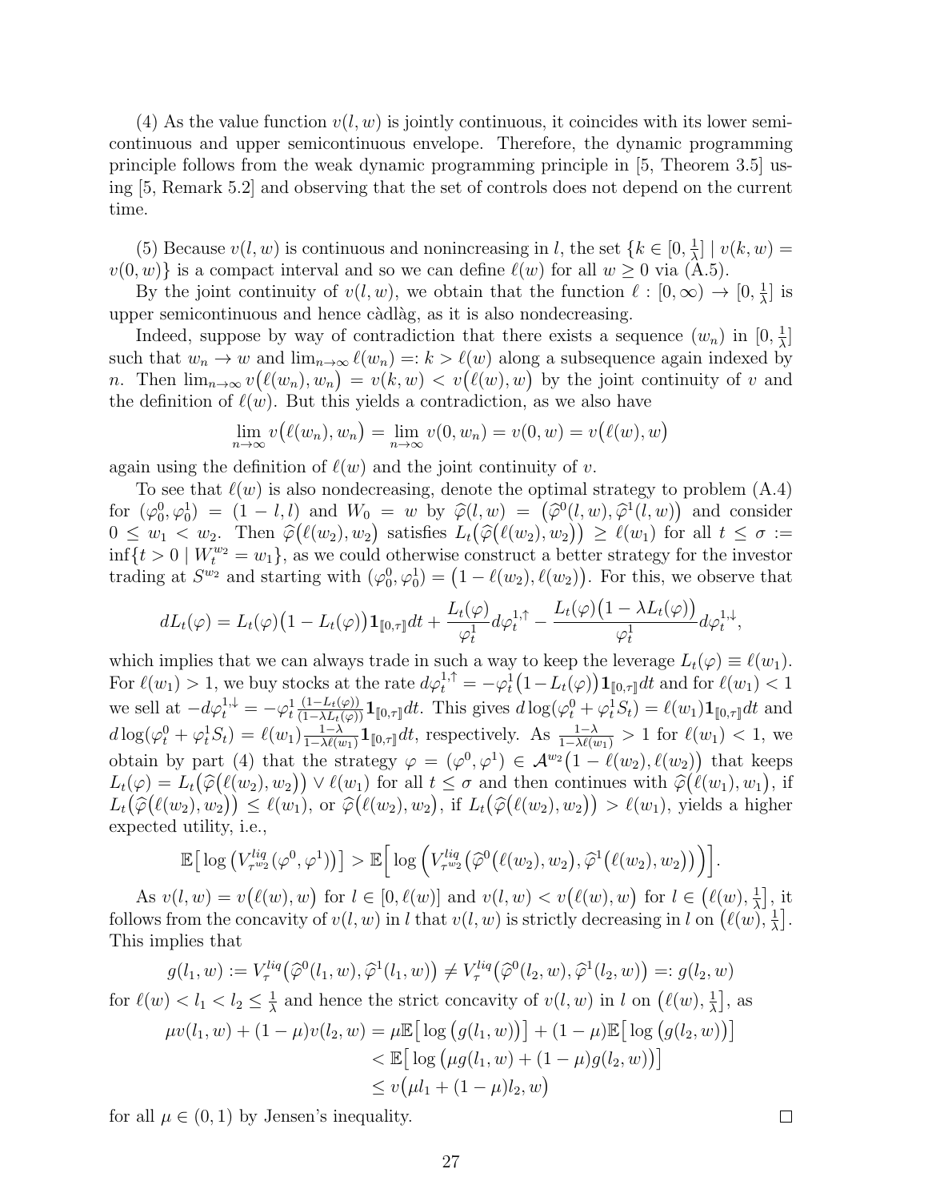(4) As the value function $v(l,w)$ is jointly continuous, it coincides with its lower semicontinuous and upper semicontinuous envelope. Therefore, the dynamic programming principle follows from the weak dynamic programming principle in [5, Theorem 3.5] using [5, Remark 5.2] and observing that the set of controls does not depend on the current time.

(5) Because $v(l,w)$ is continuous and nonincreasing in $l$, the set $\{k \in [0, \frac{1}{\lambda}] \mid v(k,w) = v(0,w)\}$ is a compact interval and so we can define $\ell(w)$ for all $w \geq 0$ via (A.5).

By the joint continuity of $v(l,w)$, we obtain that the function $\ell : [0,\infty) \to [0, \frac{1}{\lambda}]$ is upper semicontinuous and hence càdlàg, as it is also nondecreasing.

Indeed, suppose by way of contradiction that there exists a sequence $(w_n)$ in $[0, \frac{1}{\lambda}]$ such that $w_n \to w$ and $\lim_{n\to\infty} \ell(w_n) =: k > \ell(w)$ along a subsequence again indexed by $n$. Then $\lim_{n\to\infty} v\big(\ell(w_n), w_n\big) = v(k,w) < v\big(\ell(w), w\big)$ by the joint continuity of $v$ and the definition of $\ell(w)$. But this yields a contradiction, as we also have

$$\lim_{n\to\infty} v\big(\ell(w_n), w_n\big) = \lim_{n\to\infty} v(0, w_n) = v(0,w) = v\big(\ell(w), w\big)$$

again using the definition of $\ell(w)$ and the joint continuity of $v$.

To see that $\ell(w)$ is also nondecreasing, denote the optimal strategy to problem (A.4) for $(\varphi^0_0, \varphi^1_0) = (1-l, l)$ and $W_0 = w$ by $\widehat{\varphi}(l,w) = \big(\widehat{\varphi}^0(l,w), \widehat{\varphi}^1(l,w)\big)$ and consider $0 \leq w_1 < w_2$. Then $\widehat{\varphi}\big(\ell(w_2), w_2\big)$ satisfies $L_t\big(\widehat{\varphi}\big(\ell(w_2), w_2\big)\big) \geq \ell(w_1)$ for all $t \leq \sigma := \inf\{t > 0 \mid W^{w_2}_t = w_1\}$, as we could otherwise construct a better strategy for the investor trading at $S^{w_2}$ and starting with $(\varphi^0_0, \varphi^1_0) = \big(1-\ell(w_2), \ell(w_2)\big)$. For this, we observe that

$$dL_t(\varphi) = L_t(\varphi)\big(1 - L_t(\varphi)\big)\mathbf{1}_{[\![0,\tau]\!]}dt + \frac{L_t(\varphi)}{\varphi^1_t}d\varphi^{1,\uparrow}_t - \frac{L_t(\varphi)\big(1-\lambda L_t(\varphi)\big)}{\varphi^1_t}d\varphi^{1,\downarrow}_t,$$

which implies that we can always trade in such a way to keep the leverage $L_t(\varphi) \equiv \ell(w_1)$. For $\ell(w_1) > 1$, we buy stocks at the rate $d\varphi^{1,\uparrow}_t = -\varphi^1_t\big(1 - L_t(\varphi)\big)\mathbf{1}_{[\![0,\tau]\!]}dt$ and for $\ell(w_1) < 1$ we sell at $-d\varphi^{1,\downarrow}_t = -\varphi^1_t \frac{(1-L_t(\varphi))}{(1-\lambda L_t(\varphi))}\mathbf{1}_{[\![0,\tau]\!]}dt$. This gives $d\log(\varphi^0_t + \varphi^1_t S_t) = \ell(w_1)\mathbf{1}_{[\![0,\tau]\!]}dt$ and $d\log(\varphi^0_t + \varphi^1_t S_t) = \ell(w_1)\frac{1-\lambda}{1-\lambda\ell(w_1)}\mathbf{1}_{[\![0,\tau]\!]}dt$, respectively. As $\frac{1-\lambda}{1-\lambda\ell(w_1)} > 1$ for $\ell(w_1) < 1$, we obtain by part (4) that the strategy $\varphi = (\varphi^0, \varphi^1) \in \mathcal{A}^{w_2}\big(1 - \ell(w_2), \ell(w_2)\big)$ that keeps $L_t(\varphi) = L_t\big(\widehat{\varphi}\big(\ell(w_2), w_2\big)\big) \vee \ell(w_1)$ for all $t \leq \sigma$ and then continues with $\widehat{\varphi}\big(\ell(w_1), w_1\big)$, if $L_t\big(\widehat{\varphi}\big(\ell(w_2), w_2\big)\big) \leq \ell(w_1)$, or $\widehat{\varphi}\big(\ell(w_2), w_2\big)$, if $L_t\big(\widehat{\varphi}\big(\ell(w_2), w_2\big)\big) > \ell(w_1)$, yields a higher expected utility, i.e.,

$$\mathbb{E}\big[\log\big(V^{liq}_{\tau^{w_2}}(\varphi^0, \varphi^1)\big)\big] > \mathbb{E}\Big[\log\Big(V^{liq}_{\tau^{w_2}}\big(\widehat{\varphi}^0\big(\ell(w_2), w_2\big), \widehat{\varphi}^1\big(\ell(w_2), w_2\big)\big)\Big)\Big].$$

As $v(l,w) = v\big(\ell(w), w\big)$ for $l \in [0, \ell(w)]$ and $v(l,w) < v\big(\ell(w), w\big)$ for $l \in \big(\ell(w), \frac{1}{\lambda}\big]$, it follows from the concavity of $v(l,w)$ in $l$ that $v(l,w)$ is strictly decreasing in $l$ on $\big(\ell(w), \frac{1}{\lambda}\big]$. This implies that

$$g(l_1, w) := V^{liq}_\tau\big(\widehat{\varphi}^0(l_1, w), \widehat{\varphi}^1(l_1, w)\big) \neq V^{liq}_\tau\big(\widehat{\varphi}^0(l_2, w), \widehat{\varphi}^1(l_2, w)\big) =: g(l_2, w)$$

for $\ell(w) < l_1 < l_2 \leq \frac{1}{\lambda}$ and hence the strict concavity of $v(l,w)$ in $l$ on $\big(\ell(w), \frac{1}{\lambda}\big]$, as

$$\begin{aligned}
\mu v(l_1, w) + (1-\mu)v(l_2, w) &= \mu\mathbb{E}\big[\log\big(g(l_1, w)\big)\big] + (1-\mu)\mathbb{E}\big[\log\big(g(l_2, w)\big)\big] \\
&< \mathbb{E}\big[\log\big(\mu g(l_1, w) + (1-\mu)g(l_2, w)\big)\big] \\
&\leq v\big(\mu l_1 + (1-\mu)l_2, w\big)
\end{aligned}$$

for all $\mu \in (0,1)$ by Jensen's inequality. □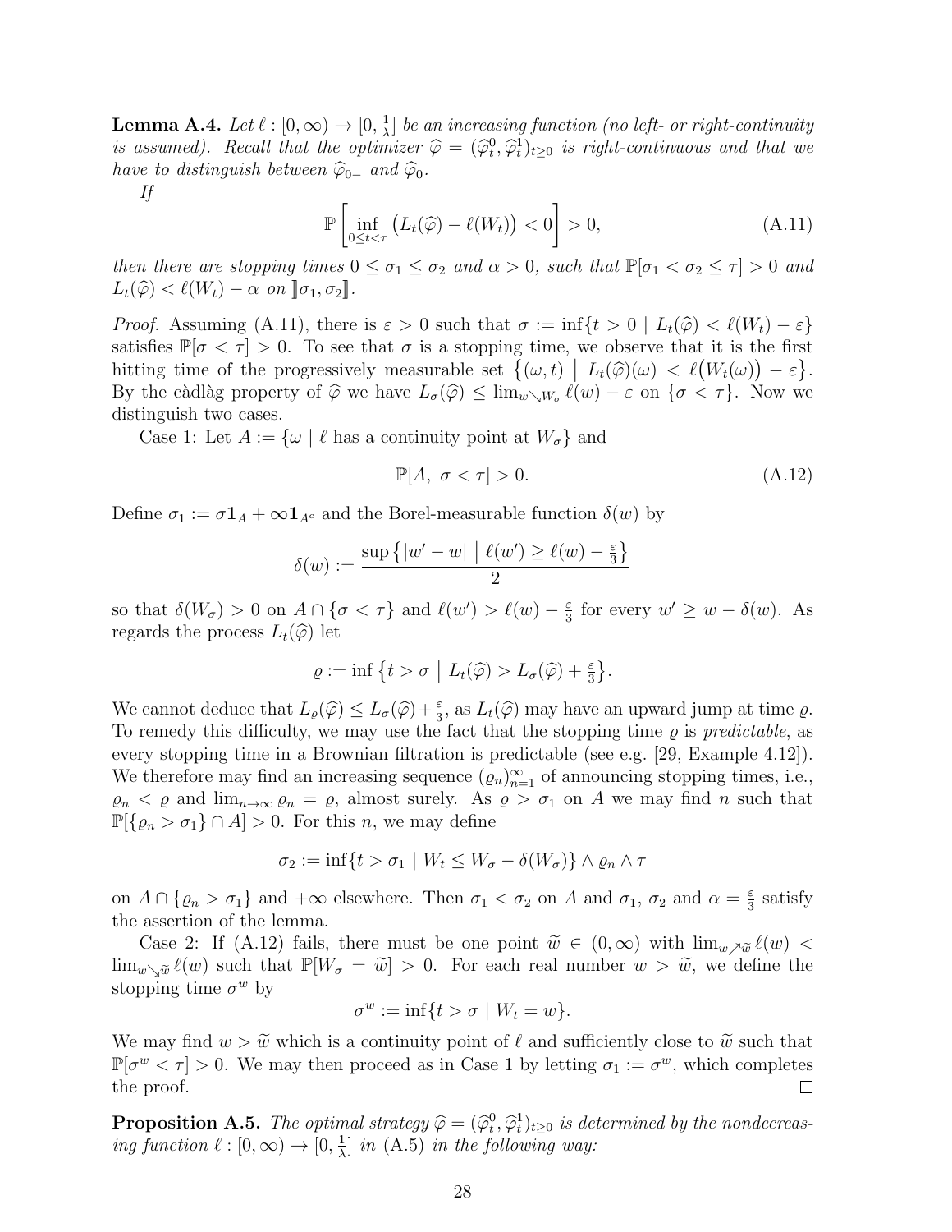**Lemma A.4.** *Let $\ell : [0, \infty) \to [0, \frac{1}{\lambda}]$ be an increasing function (no left- or right-continuity is assumed). Recall that the optimizer $\widehat{\varphi} = (\widehat{\varphi}^0_t, \widehat{\varphi}^1_t)_{t\geq 0}$ is right-continuous and that we have to distinguish between $\widehat{\varphi}_{0-}$ and $\widehat{\varphi}_0$.*

*If*

$$\mathbb{P}\left[\inf_{0\leq t<\tau} \big(L_t(\widehat{\varphi}) - \ell(W_t)\big) < 0\right] > 0, \tag{A.11}$$

*then there are stopping times $0 \leq \sigma_1 \leq \sigma_2$ and $\alpha > 0$, such that $\mathbb{P}[\sigma_1 < \sigma_2 \leq \tau] > 0$ and $L_t(\widehat{\varphi}) < \ell(W_t) - \alpha$ on $\rrbracket\sigma_1, \sigma_2\rrbracket$.*

*Proof.* Assuming (A.11), there is $\varepsilon > 0$ such that $\sigma := \inf\{t > 0 \mid L_t(\widehat{\varphi}) < \ell(W_t) - \varepsilon\}$ satisfies $\mathbb{P}[\sigma < \tau] > 0$. To see that $\sigma$ is a stopping time, we observe that it is the first hitting time of the progressively measurable set $\big\{(\omega, t) \;\big|\; L_t(\widehat{\varphi})(\omega) < \ell\big(W_t(\omega)\big) - \varepsilon\big\}$. By the càdlàg property of $\widehat{\varphi}$ we have $L_\sigma(\widehat{\varphi}) \leq \lim_{w\searrow W_\sigma} \ell(w) - \varepsilon$ on $\{\sigma < \tau\}$. Now we distinguish two cases.

Case 1: Let $A := \{\omega \mid \ell \text{ has a continuity point at } W_\sigma\}$ and

$$\mathbb{P}[A,\ \sigma < \tau] > 0. \tag{A.12}$$

Define $\sigma_1 := \sigma \mathbf{1}_A + \infty \mathbf{1}_{A^c}$ and the Borel-measurable function $\delta(w)$ by

$$\delta(w) := \frac{\sup\big\{|w' - w| \;\big|\; \ell(w') \geq \ell(w) - \frac{\varepsilon}{3}\big\}}{2}$$

so that $\delta(W_\sigma) > 0$ on $A \cap \{\sigma < \tau\}$ and $\ell(w') > \ell(w) - \frac{\varepsilon}{3}$ for every $w' \geq w - \delta(w)$. As regards the process $L_t(\widehat{\varphi})$ let

$$\varrho := \inf\big\{t > \sigma \;\big|\; L_t(\widehat{\varphi}) > L_\sigma(\widehat{\varphi}) + \tfrac{\varepsilon}{3}\big\}.$$

We cannot deduce that $L_\varrho(\widehat{\varphi}) \leq L_\sigma(\widehat{\varphi}) + \frac{\varepsilon}{3}$, as $L_t(\widehat{\varphi})$ may have an upward jump at time $\varrho$. To remedy this difficulty, we may use the fact that the stopping time $\varrho$ is *predictable*, as every stopping time in a Brownian filtration is predictable (see e.g. [29, Example 4.12]). We therefore may find an increasing sequence $(\varrho_n)_{n=1}^\infty$ of announcing stopping times, i.e., $\varrho_n < \varrho$ and $\lim_{n\to\infty} \varrho_n = \varrho$, almost surely. As $\varrho > \sigma_1$ on $A$ we may find $n$ such that $\mathbb{P}[\{\varrho_n > \sigma_1\} \cap A] > 0$. For this $n$, we may define

$$\sigma_2 := \inf\{t > \sigma_1 \mid W_t \leq W_\sigma - \delta(W_\sigma)\} \wedge \varrho_n \wedge \tau$$

on $A \cap \{\varrho_n > \sigma_1\}$ and $+\infty$ elsewhere. Then $\sigma_1 < \sigma_2$ on $A$ and $\sigma_1$, $\sigma_2$ and $\alpha = \frac{\varepsilon}{3}$ satisfy the assertion of the lemma.

Case 2: If (A.12) fails, there must be one point $\widetilde{w} \in (0, \infty)$ with $\lim_{w\nearrow\widetilde{w}} \ell(w) < \lim_{w\searrow\widetilde{w}} \ell(w)$ such that $\mathbb{P}[W_\sigma = \widetilde{w}] > 0$. For each real number $w > \widetilde{w}$, we define the stopping time $\sigma^w$ by

$$\sigma^w := \inf\{t > \sigma \mid W_t = w\}.$$

We may find $w > \widetilde{w}$ which is a continuity point of $\ell$ and sufficiently close to $\widetilde{w}$ such that $\mathbb{P}[\sigma^w < \tau] > 0$. We may then proceed as in Case 1 by letting $\sigma_1 := \sigma^w$, which completes the proof. $\square$

**Proposition A.5.** *The optimal strategy $\widehat{\varphi} = (\widehat{\varphi}^0_t, \widehat{\varphi}^1_t)_{t\geq 0}$ is determined by the nondecreasing function $\ell : [0, \infty) \to [0, \frac{1}{\lambda}]$ in (A.5) in the following way:*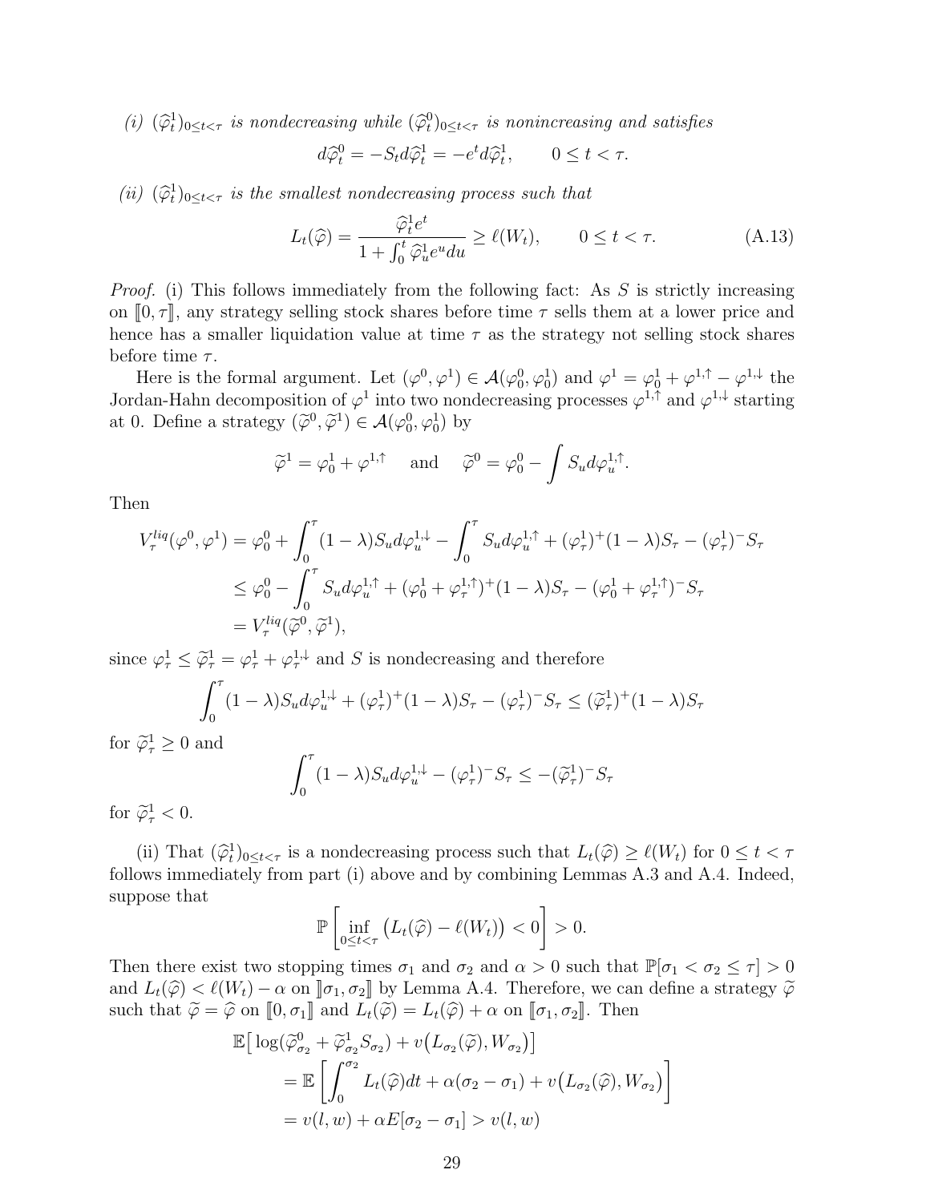*(i)* $(\widehat{\varphi}^1_t)_{0\le t<\tau}$ *is nondecreasing while* $(\widehat{\varphi}^0_t)_{0\le t<\tau}$ *is nonincreasing and satisfies*

$$d\widehat{\varphi}^0_t = -S_t d\widehat{\varphi}^1_t = -e^t d\widehat{\varphi}^1_t, \qquad 0 \le t < \tau.$$

*(ii)* $(\widehat{\varphi}^1_t)_{0\le t<\tau}$ *is the smallest nondecreasing process such that*

$$L_t(\widehat{\varphi}) = \frac{\widehat{\varphi}^1_t e^t}{1+\int_0^t \widehat{\varphi}^1_u e^u du} \ge \ell(W_t), \qquad 0 \le t < \tau. \tag{A.13}$$

*Proof.* (i) This follows immediately from the following fact: As $S$ is strictly increasing on $[\![0,\tau]\!]$, any strategy selling stock shares before time $\tau$ sells them at a lower price and hence has a smaller liquidation value at time $\tau$ as the strategy not selling stock shares before time $\tau$.

Here is the formal argument. Let $(\varphi^0,\varphi^1) \in \mathcal{A}(\varphi^0_0,\varphi^1_0)$ and $\varphi^1 = \varphi^1_0 + \varphi^{1,\uparrow} - \varphi^{1,\downarrow}$ the Jordan-Hahn decomposition of $\varphi^1$ into two nondecreasing processes $\varphi^{1,\uparrow}$ and $\varphi^{1,\downarrow}$ starting at 0. Define a strategy $(\widetilde{\varphi}^0,\widetilde{\varphi}^1) \in \mathcal{A}(\varphi^0_0,\varphi^1_0)$ by

$$\widetilde{\varphi}^1 = \varphi^1_0 + \varphi^{1,\uparrow} \quad \text{and} \quad \widetilde{\varphi}^0 = \varphi^0_0 - \int S_u d\varphi^{1,\uparrow}_u.$$

Then

$$\begin{aligned}
V^{liq}_\tau(\varphi^0,\varphi^1) &= \varphi^0_0 + \int_0^\tau (1-\lambda)S_u d\varphi^{1,\downarrow}_u - \int_0^\tau S_u d\varphi^{1,\uparrow}_u + (\varphi^1_\tau)^+(1-\lambda)S_\tau - (\varphi^1_\tau)^- S_\tau \\
&\le \varphi^0_0 - \int_0^\tau S_u d\varphi^{1,\uparrow}_u + (\varphi^1_0 + \varphi^{1,\uparrow}_\tau)^+(1-\lambda)S_\tau - (\varphi^1_0 + \varphi^{1,\uparrow}_\tau)^- S_\tau \\
&= V^{liq}_\tau(\widetilde{\varphi}^0,\widetilde{\varphi}^1),
\end{aligned}$$

since $\varphi^1_\tau \le \widetilde{\varphi}^1_\tau = \varphi^1_\tau + \varphi^{1,\downarrow}_\tau$ and $S$ is nondecreasing and therefore

$$\int_0^\tau (1-\lambda)S_u d\varphi^{1,\downarrow}_u + (\varphi^1_\tau)^+(1-\lambda)S_\tau - (\varphi^1_\tau)^- S_\tau \le (\widetilde{\varphi}^1_\tau)^+(1-\lambda)S_\tau$$

for $\widetilde{\varphi}^1_\tau \ge 0$ and

$$\int_0^\tau (1-\lambda)S_u d\varphi^{1,\downarrow}_u - (\varphi^1_\tau)^- S_\tau \le -(\widetilde{\varphi}^1_\tau)^- S_\tau$$

for $\widetilde{\varphi}^1_\tau < 0$.

(ii) That $(\widehat{\varphi}^1_t)_{0\le t<\tau}$ is a nondecreasing process such that $L_t(\widehat{\varphi}) \ge \ell(W_t)$ for $0 \le t < \tau$ follows immediately from part (i) above and by combining Lemmas A.3 and A.4. Indeed, suppose that

$$\mathbb{P}\left[\inf_{0\le t<\tau}\big(L_t(\widehat{\varphi}) - \ell(W_t)\big) < 0\right] > 0.$$

Then there exist two stopping times $\sigma_1$ and $\sigma_2$ and $\alpha > 0$ such that $\mathbb{P}[\sigma_1 < \sigma_2 \le \tau] > 0$ and $L_t(\widehat{\varphi}) < \ell(W_t) - \alpha$ on $]\!]\sigma_1,\sigma_2]\!]$ by Lemma A.4. Therefore, we can define a strategy $\widetilde{\varphi}$ such that $\widetilde{\varphi} = \widehat{\varphi}$ on $[\![0,\sigma_1]\!]$ and $L_t(\widetilde{\varphi}) = L_t(\widehat{\varphi}) + \alpha$ on $[\![\sigma_1,\sigma_2]\!]$. Then

$$\begin{aligned}
&\mathbb{E}\big[\log(\widetilde{\varphi}^0_{\sigma_2} + \widetilde{\varphi}^1_{\sigma_2}S_{\sigma_2}) + v\big(L_{\sigma_2}(\widetilde{\varphi}), W_{\sigma_2}\big)\big] \\
&\quad = \mathbb{E}\left[\int_0^{\sigma_2} L_t(\widehat{\varphi})dt + \alpha(\sigma_2 - \sigma_1) + v\big(L_{\sigma_2}(\widehat{\varphi}), W_{\sigma_2}\big)\right] \\
&\quad = v(l,w) + \alpha E[\sigma_2 - \sigma_1] > v(l,w)
\end{aligned}$$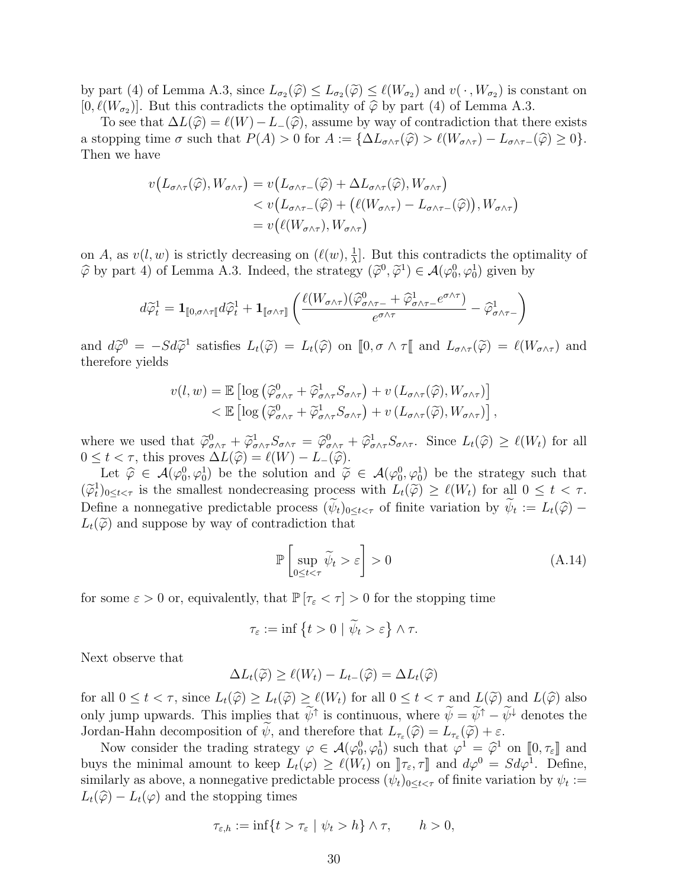by part (4) of Lemma A.3, since $L_{\sigma_2}(\widehat{\varphi}) \leq L_{\sigma_2}(\widetilde{\varphi}) \leq \ell(W_{\sigma_2})$ and $v(\,\cdot\,, W_{\sigma_2})$ is constant on $[0, \ell(W_{\sigma_2})]$. But this contradicts the optimality of $\widehat{\varphi}$ by part (4) of Lemma A.3.

To see that $\Delta L(\widehat{\varphi}) = \ell(W) - L_{-}(\widehat{\varphi})$, assume by way of contradiction that there exists a stopping time $\sigma$ such that $P(A) > 0$ for $A := \{\Delta L_{\sigma\wedge\tau}(\widehat{\varphi}) > \ell(W_{\sigma\wedge\tau}) - L_{\sigma\wedge\tau-}(\widehat{\varphi}) \geq 0\}$. Then we have

$$
\begin{aligned}
v\big(L_{\sigma\wedge\tau}(\widehat{\varphi}), W_{\sigma\wedge\tau}\big) &= v\big(L_{\sigma\wedge\tau-}(\widehat{\varphi}) + \Delta L_{\sigma\wedge\tau}(\widehat{\varphi}), W_{\sigma\wedge\tau}\big) \\
&< v\big(L_{\sigma\wedge\tau-}(\widehat{\varphi}) + \big(\ell(W_{\sigma\wedge\tau}) - L_{\sigma\wedge\tau-}(\widehat{\varphi})\big), W_{\sigma\wedge\tau}\big) \\
&= v\big(\ell(W_{\sigma\wedge\tau}), W_{\sigma\wedge\tau}\big)
\end{aligned}
$$

on $A$, as $v(l, w)$ is strictly decreasing on $(\ell(w), \frac{1}{\lambda}]$. But this contradicts the optimality of $\widehat{\varphi}$ by part 4) of Lemma A.3. Indeed, the strategy $(\widetilde{\varphi}^0, \widetilde{\varphi}^1) \in \mathcal{A}(\varphi_0^0, \varphi_0^1)$ given by

$$
d\widetilde{\varphi}^1_t = \mathbf{1}_{[\![0,\sigma\wedge\tau[\![} d\widehat{\varphi}^1_t + \mathbf{1}_{[\![\sigma\wedge\tau]\!]} \left( \frac{\ell(W_{\sigma\wedge\tau})(\widehat{\varphi}^0_{\sigma\wedge\tau-} + \widehat{\varphi}^1_{\sigma\wedge\tau-} e^{\sigma\wedge\tau})}{e^{\sigma\wedge\tau}} - \widehat{\varphi}^1_{\sigma\wedge\tau-} \right)
$$

and $d\widetilde{\varphi}^0 = -Sd\widetilde{\varphi}^1$ satisfies $L_t(\widetilde{\varphi}) = L_t(\widehat{\varphi})$ on $[\![0, \sigma\wedge\tau[\![$ and $L_{\sigma\wedge\tau}(\widetilde{\varphi}) = \ell(W_{\sigma\wedge\tau})$ and therefore yields

$$
\begin{aligned}
v(l, w) &= \mathbb{E}\left[\log\left(\widehat{\varphi}^0_{\sigma\wedge\tau} + \widehat{\varphi}^1_{\sigma\wedge\tau} S_{\sigma\wedge\tau}\right) + v\left(L_{\sigma\wedge\tau}(\widehat{\varphi}), W_{\sigma\wedge\tau}\right)\right] \\
&< \mathbb{E}\left[\log\left(\widetilde{\varphi}^0_{\sigma\wedge\tau} + \widetilde{\varphi}^1_{\sigma\wedge\tau} S_{\sigma\wedge\tau}\right) + v\left(L_{\sigma\wedge\tau}(\widetilde{\varphi}), W_{\sigma\wedge\tau}\right)\right],
\end{aligned}
$$

where we used that $\widetilde{\varphi}^0_{\sigma\wedge\tau} + \widetilde{\varphi}^1_{\sigma\wedge\tau} S_{\sigma\wedge\tau} = \widehat{\varphi}^0_{\sigma\wedge\tau} + \widehat{\varphi}^1_{\sigma\wedge\tau} S_{\sigma\wedge\tau}$. Since $L_t(\widehat{\varphi}) \geq \ell(W_t)$ for all $0 \leq t < \tau$, this proves $\Delta L(\widehat{\varphi}) = \ell(W) - L_{-}(\widehat{\varphi})$.

Let $\widehat{\varphi} \in \mathcal{A}(\varphi_0^0, \varphi_0^1)$ be the solution and $\widetilde{\varphi} \in \mathcal{A}(\varphi_0^0, \varphi_0^1)$ be the strategy such that $(\widetilde{\varphi}^1_t)_{0\leq t<\tau}$ is the smallest nondecreasing process with $L_t(\widetilde{\varphi}) \geq \ell(W_t)$ for all $0 \leq t < \tau$. Define a nonnegative predictable process $(\widetilde{\psi}_t)_{0\leq t<\tau}$ of finite variation by $\widetilde{\psi}_t := L_t(\widehat{\varphi}) - L_t(\widetilde{\varphi})$ and suppose by way of contradiction that

$$
\mathbb{P}\left[\sup_{0\leq t<\tau} \widetilde{\psi}_t > \varepsilon\right] > 0 \tag{A.14}
$$

for some $\varepsilon > 0$ or, equivalently, that $\mathbb{P}[\tau_\varepsilon < \tau] > 0$ for the stopping time

$$
\tau_\varepsilon := \inf\left\{t > 0 \mid \widetilde{\psi}_t > \varepsilon\right\} \wedge \tau.
$$

Next observe that

$$
\Delta L_t(\widetilde{\varphi}) \geq \ell(W_t) - L_{t-}(\widehat{\varphi}) = \Delta L_t(\widehat{\varphi})
$$

for all $0 \leq t < \tau$, since $L_t(\widehat{\varphi}) \geq L_t(\widetilde{\varphi}) \geq \ell(W_t)$ for all $0 \leq t < \tau$ and $L(\widetilde{\varphi})$ and $L(\widehat{\varphi})$ also only jump upwards. This implies that $\widetilde{\psi}^{\uparrow}$ is continuous, where $\widetilde{\psi} = \widetilde{\psi}^{\uparrow} - \widetilde{\psi}^{\downarrow}$ denotes the Jordan-Hahn decomposition of $\widetilde{\psi}$, and therefore that $L_{\tau_\varepsilon}(\widehat{\varphi}) = L_{\tau_\varepsilon}(\widetilde{\varphi}) + \varepsilon$.

Now consider the trading strategy $\varphi \in \mathcal{A}(\varphi_0^0, \varphi_0^1)$ such that $\varphi^1 = \widehat{\varphi}^1$ on $[\![0, \tau_\varepsilon]\!]$ and buys the minimal amount to keep $L_t(\varphi) \geq \ell(W_t)$ on $]\!]\tau_\varepsilon, \tau]\!]$ and $d\varphi^0 = Sd\varphi^1$. Define, similarly as above, a nonnegative predictable process $(\psi_t)_{0\leq t<\tau}$ of finite variation by $\psi_t := L_t(\widehat{\varphi}) - L_t(\varphi)$ and the stopping times

$$
\tau_{\varepsilon,h} := \inf\{t > \tau_\varepsilon \mid \psi_t > h\} \wedge \tau, \qquad h > 0,
$$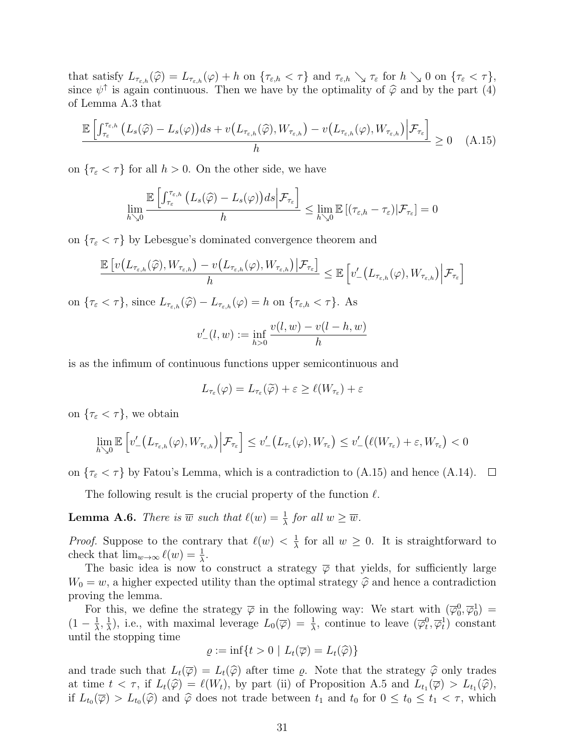that satisfy $L_{\tau_{\varepsilon,h}}(\widehat{\varphi}) = L_{\tau_{\varepsilon,h}}(\varphi) + h$ on $\{\tau_{\varepsilon,h} < \tau\}$ and $\tau_{\varepsilon,h} \searrow \tau_\varepsilon$ for $h \searrow 0$ on $\{\tau_\varepsilon < \tau\}$, since $\psi^\uparrow$ is again continuous. Then we have by the optimality of $\widehat{\varphi}$ and by the part (4) of Lemma A.3 that

$$\frac{\mathbb{E}\left[\int_{\tau_\varepsilon}^{\tau_{\varepsilon,h}} \big(L_s(\widehat{\varphi}) - L_s(\varphi)\big)ds + v\big(L_{\tau_{\varepsilon,h}}(\widehat{\varphi}), W_{\tau_{\varepsilon,h}}\big) - v\big(L_{\tau_{\varepsilon,h}}(\varphi), W_{\tau_{\varepsilon,h}}\big)\Big|\mathcal{F}_{\tau_\varepsilon}\right]}{h} \geq 0 \quad \text{(A.15)}$$

on $\{\tau_\varepsilon < \tau\}$ for all $h > 0$. On the other side, we have

$$\lim_{h \searrow 0} \frac{\mathbb{E}\left[\int_{\tau_\varepsilon}^{\tau_{\varepsilon,h}} \big(L_s(\widehat{\varphi}) - L_s(\varphi)\big)ds\Big|\mathcal{F}_{\tau_\varepsilon}\right]}{h} \leq \lim_{h \searrow 0} \mathbb{E}\left[(\tau_{\varepsilon,h} - \tau_\varepsilon)|\mathcal{F}_{\tau_\varepsilon}\right] = 0$$

on $\{\tau_\varepsilon < \tau\}$ by Lebesgue's dominated convergence theorem and

$$\frac{\mathbb{E}\left[v\big(L_{\tau_{\varepsilon,h}}(\widehat{\varphi}), W_{\tau_{\varepsilon,h}}\big) - v\big(L_{\tau_{\varepsilon,h}}(\varphi), W_{\tau_{\varepsilon,h}}\big)\,|\mathcal{F}_{\tau_\varepsilon}\right]}{h} \leq \mathbb{E}\left[v'_-\big(L_{\tau_{\varepsilon,h}}(\varphi), W_{\tau_{\varepsilon,h}}\big)\Big|\mathcal{F}_{\tau_\varepsilon}\right]$$

on $\{\tau_\varepsilon < \tau\}$, since $L_{\tau_{\varepsilon,h}}(\widehat{\varphi}) - L_{\tau_{\varepsilon,h}}(\varphi) = h$ on $\{\tau_{\varepsilon,h} < \tau\}$. As

$$v'_-(l, w) := \inf_{h>0} \frac{v(l, w) - v(l-h, w)}{h}$$

is as the infimum of continuous functions upper semicontinuous and

$$L_{\tau_\varepsilon}(\varphi) = L_{\tau_\varepsilon}(\widetilde{\varphi}) + \varepsilon \geq \ell(W_{\tau_\varepsilon}) + \varepsilon$$

on $\{\tau_\varepsilon < \tau\}$, we obtain

$$\lim_{h \searrow 0} \mathbb{E}\left[v'_-\big(L_{\tau_{\varepsilon,h}}(\varphi), W_{\tau_{\varepsilon,h}}\big)\Big|\mathcal{F}_{\tau_\varepsilon}\right] \leq v'_-\big(L_{\tau_\varepsilon}(\varphi), W_{\tau_\varepsilon}\big) \leq v'_-\big(\ell(W_{\tau_\varepsilon}) + \varepsilon, W_{\tau_\varepsilon}\big) < 0$$

on $\{\tau_\varepsilon < \tau\}$ by Fatou's Lemma, which is a contradiction to (A.15) and hence (A.14). $\square$

The following result is the crucial property of the function $\ell$.

**Lemma A.6.** *There is $\overline{w}$ such that $\ell(w) = \frac{1}{\lambda}$ for all $w \geq \overline{w}$.*

*Proof.* Suppose to the contrary that $\ell(w) < \frac{1}{\lambda}$ for all $w \geq 0$. It is straightforward to check that $\lim_{w\to\infty} \ell(w) = \frac{1}{\lambda}$.

The basic idea is now to construct a strategy $\overline{\varphi}$ that yields, for sufficiently large $W_0 = w$, a higher expected utility than the optimal strategy $\widehat{\varphi}$ and hence a contradiction proving the lemma.

For this, we define the strategy $\overline{\varphi}$ in the following way: We start with $(\overline{\varphi}^0_0, \overline{\varphi}^1_0) = (1 - \frac{1}{\lambda}, \frac{1}{\lambda})$, i.e., with maximal leverage $L_0(\overline{\varphi}) = \frac{1}{\lambda}$, continue to leave $(\overline{\varphi}^0_t, \overline{\varphi}^1_t)$ constant until the stopping time

$$\varrho := \inf\{t > 0 \mid L_t(\overline{\varphi}) = L_t(\widehat{\varphi})\}$$

and trade such that $L_t(\overline{\varphi}) = L_t(\widehat{\varphi})$ after time $\varrho$. Note that the strategy $\widehat{\varphi}$ only trades at time $t < \tau$, if $L_t(\widehat{\varphi}) = \ell(W_t)$, by part (ii) of Proposition A.5 and $L_{t_1}(\overline{\varphi}) > L_{t_1}(\widehat{\varphi})$, if $L_{t_0}(\overline{\varphi}) > L_{t_0}(\widehat{\varphi})$ and $\widehat{\varphi}$ does not trade between $t_1$ and $t_0$ for $0 \leq t_0 \leq t_1 < \tau$, which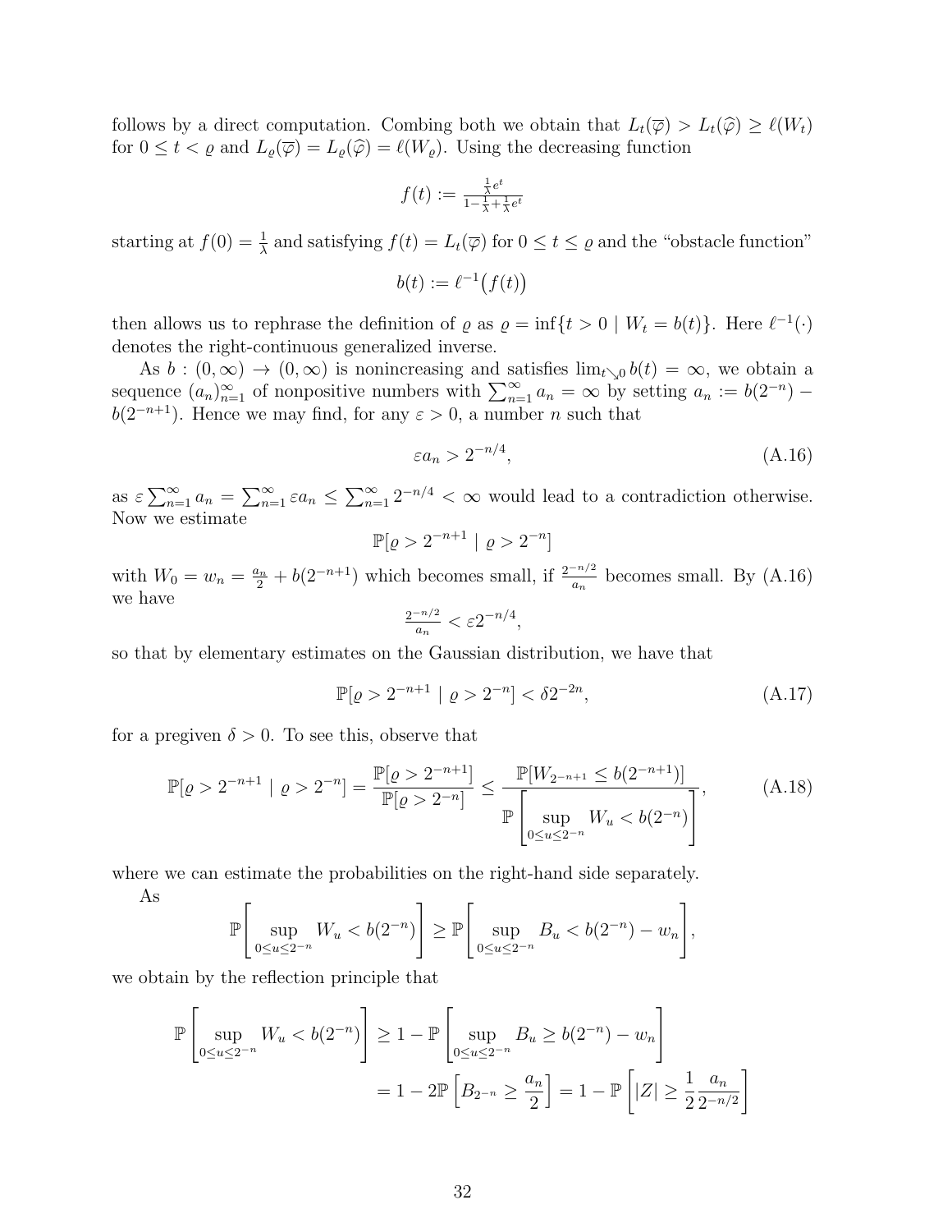follows by a direct computation. Combing both we obtain that $L_t(\overline{\varphi}) > L_t(\widehat{\varphi}) \geq \ell(W_t)$ for $0 \leq t < \varrho$ and $L_\varrho(\overline{\varphi}) = L_\varrho(\widehat{\varphi}) = \ell(W_\varrho)$. Using the decreasing function

$$f(t) := \frac{\frac{1}{\lambda}e^t}{1 - \frac{1}{\lambda} + \frac{1}{\lambda}e^t}$$

starting at $f(0) = \frac{1}{\lambda}$ and satisfying $f(t) = L_t(\overline{\varphi})$ for $0 \leq t \leq \varrho$ and the "obstacle function"

$$b(t) := \ell^{-1}\big(f(t)\big)$$

then allows us to rephrase the definition of $\varrho$ as $\varrho = \inf\{t > 0 \mid W_t = b(t)\}$. Here $\ell^{-1}(\cdot)$ denotes the right-continuous generalized inverse.

As $b : (0, \infty) \to (0, \infty)$ is nonincreasing and satisfies $\lim_{t \searrow 0} b(t) = \infty$, we obtain a sequence $(a_n)_{n=1}^\infty$ of nonpositive numbers with $\sum_{n=1}^\infty a_n = \infty$ by setting $a_n := b(2^{-n}) - b(2^{-n+1})$. Hence we may find, for any $\varepsilon > 0$, a number $n$ such that

$$\varepsilon a_n > 2^{-n/4}, \tag{A.16}$$

as $\varepsilon \sum_{n=1}^\infty a_n = \sum_{n=1}^\infty \varepsilon a_n \leq \sum_{n=1}^\infty 2^{-n/4} < \infty$ would lead to a contradiction otherwise. Now we estimate

$$\mathbb{P}[\varrho > 2^{-n+1} \mid \varrho > 2^{-n}]$$

with $W_0 = w_n = \frac{a_n}{2} + b(2^{-n+1})$ which becomes small, if $\frac{2^{-n/2}}{a_n}$ becomes small. By (A.16) we have

$$\frac{2^{-n/2}}{a_n} < \varepsilon 2^{-n/4},$$

so that by elementary estimates on the Gaussian distribution, we have that

$$\mathbb{P}[\varrho > 2^{-n+1} \mid \varrho > 2^{-n}] < \delta 2^{-2n}, \tag{A.17}$$

for a pregiven $\delta > 0$. To see this, observe that

$$\mathbb{P}[\varrho > 2^{-n+1} \mid \varrho > 2^{-n}] = \frac{\mathbb{P}[\varrho > 2^{-n+1}]}{\mathbb{P}[\varrho > 2^{-n}]} \leq \frac{\mathbb{P}[W_{2^{-n+1}} \leq b(2^{-n+1})]}{\mathbb{P}\left[\sup\limits_{0 \leq u \leq 2^{-n}} W_u < b(2^{-n})\right]}, \tag{A.18}$$

where we can estimate the probabilities on the right-hand side separately.

As

$$\mathbb{P}\left[\sup_{0 \leq u \leq 2^{-n}} W_u < b(2^{-n})\right] \geq \mathbb{P}\left[\sup_{0 \leq u \leq 2^{-n}} B_u < b(2^{-n}) - w_n\right],$$

we obtain by the reflection principle that

$$\begin{aligned}
\mathbb{P}\left[\sup_{0 \leq u \leq 2^{-n}} W_u < b(2^{-n})\right] &\geq 1 - \mathbb{P}\left[\sup_{0 \leq u \leq 2^{-n}} B_u \geq b(2^{-n}) - w_n\right] \\
&= 1 - 2\mathbb{P}\left[B_{2^{-n}} \geq \frac{a_n}{2}\right] = 1 - \mathbb{P}\left[|Z| \geq \frac{1}{2}\frac{a_n}{2^{-n/2}}\right]
\end{aligned}$$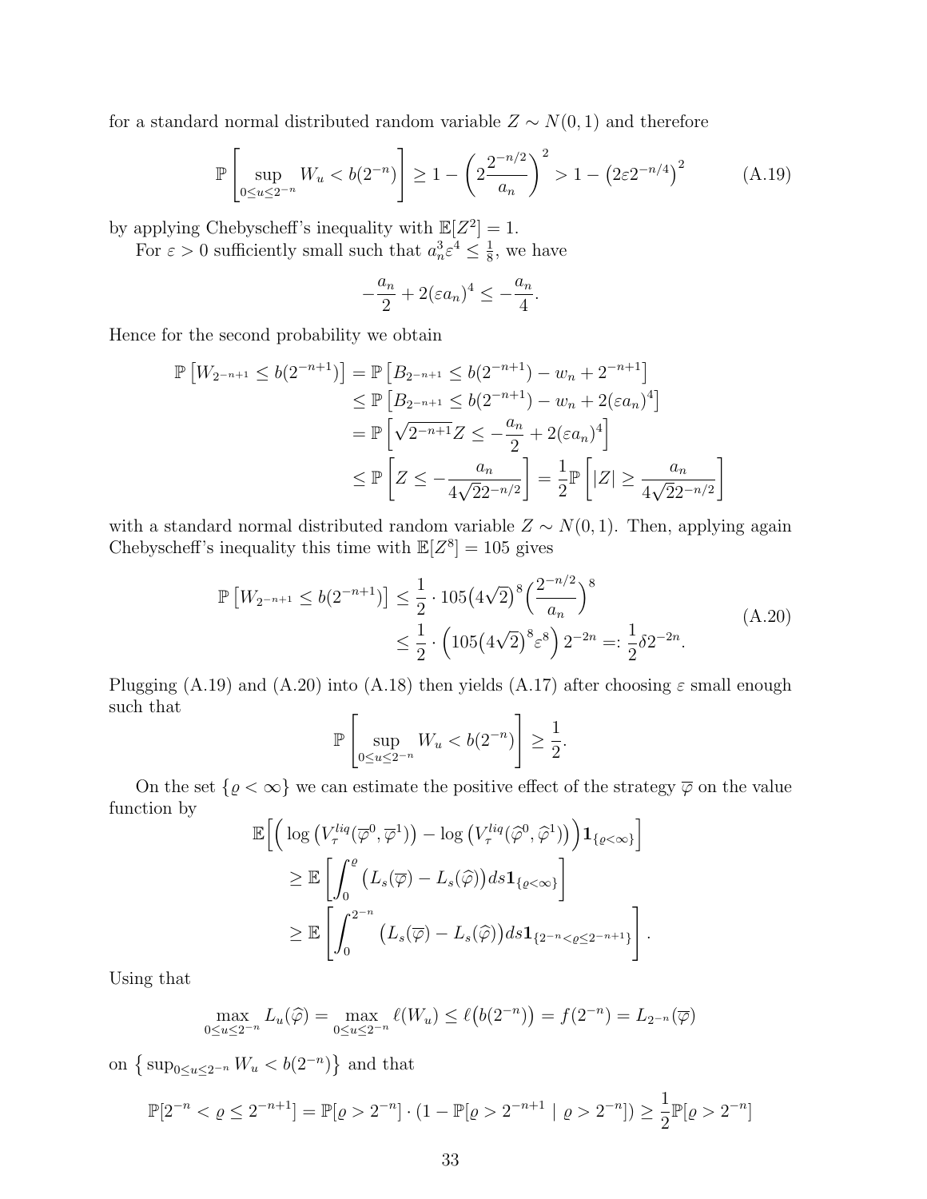for a standard normal distributed random variable $Z \sim N(0,1)$ and therefore

$$\mathbb{P}\left[\sup_{0\le u\le 2^{-n}} W_u < b(2^{-n})\right] \ge 1 - \left(2\frac{2^{-n/2}}{a_n}\right)^2 > 1 - \left(2\varepsilon 2^{-n/4}\right)^2 \tag{A.19}$$

by applying Chebyscheff's inequality with $\mathbb{E}[Z^2] = 1$.

For $\varepsilon > 0$ sufficiently small such that $a_n^3\varepsilon^4 \le \frac{1}{8}$, we have

$$-\frac{a_n}{2} + 2(\varepsilon a_n)^4 \le -\frac{a_n}{4}.$$

Hence for the second probability we obtain

$$\begin{aligned}
\mathbb{P}\left[W_{2^{-n+1}} \le b(2^{-n+1})\right] &= \mathbb{P}\left[B_{2^{-n+1}} \le b(2^{-n+1}) - w_n + 2^{-n+1}\right] \\
&\le \mathbb{P}\left[B_{2^{-n+1}} \le b(2^{-n+1}) - w_n + 2(\varepsilon a_n)^4\right] \\
&= \mathbb{P}\left[\sqrt{2^{-n+1}} Z \le -\frac{a_n}{2} + 2(\varepsilon a_n)^4\right] \\
&\le \mathbb{P}\left[Z \le -\frac{a_n}{4\sqrt{2}2^{-n/2}}\right] = \frac{1}{2}\mathbb{P}\left[|Z| \ge \frac{a_n}{4\sqrt{2}2^{-n/2}}\right]
\end{aligned}$$

with a standard normal distributed random variable $Z \sim N(0,1)$. Then, applying again Chebyscheff's inequality this time with $\mathbb{E}[Z^8] = 105$ gives

$$\begin{aligned}
\mathbb{P}\left[W_{2^{-n+1}} \le b(2^{-n+1})\right] &\le \frac{1}{2} \cdot 105\big(4\sqrt{2}\big)^8 \Big(\frac{2^{-n/2}}{a_n}\Big)^8 \\
&\le \frac{1}{2} \cdot \Big(105\big(4\sqrt{2}\big)^8 \varepsilon^8\Big) 2^{-2n} =: \frac{1}{2}\delta 2^{-2n}.
\end{aligned} \tag{A.20}$$

Plugging (A.19) and (A.20) into (A.18) then yields (A.17) after choosing $\varepsilon$ small enough such that

$$\mathbb{P}\left[\sup_{0\le u\le 2^{-n}} W_u < b(2^{-n})\right] \ge \frac{1}{2}.$$

On the set $\{\varrho < \infty\}$ we can estimate the positive effect of the strategy $\overline{\varphi}$ on the value function by

$$\begin{aligned}
\mathbb{E}\Big[\Big(&\log\big(V_\tau^{liq}(\overline{\varphi}^0, \overline{\varphi}^1)\big) - \log\big(V_\tau^{liq}(\widehat{\varphi}^0, \widehat{\varphi}^1)\big)\Big)\mathbf{1}_{\{\varrho<\infty\}}\Big] \\
&\ge \mathbb{E}\left[\int_0^\varrho \big(L_s(\overline{\varphi}) - L_s(\widehat{\varphi})\big) ds \mathbf{1}_{\{\varrho<\infty\}}\right] \\
&\ge \mathbb{E}\left[\int_0^{2^{-n}} \big(L_s(\overline{\varphi}) - L_s(\widehat{\varphi})\big) ds \mathbf{1}_{\{2^{-n}<\varrho\le 2^{-n+1}\}}\right].
\end{aligned}$$

Using that

$$\max_{0\le u\le 2^{-n}} L_u(\widehat{\varphi}) = \max_{0\le u\le 2^{-n}} \ell(W_u) \le \ell\big(b(2^{-n})\big) = f(2^{-n}) = L_{2^{-n}}(\overline{\varphi})$$

on $\left\{\sup_{0\le u\le 2^{-n}} W_u < b(2^{-n})\right\}$ and that

$$\mathbb{P}[2^{-n} < \varrho \le 2^{-n+1}] = \mathbb{P}[\varrho > 2^{-n}] \cdot (1 - \mathbb{P}[\varrho > 2^{-n+1} \mid \varrho > 2^{-n}]) \ge \frac{1}{2}\mathbb{P}[\varrho > 2^{-n}]$$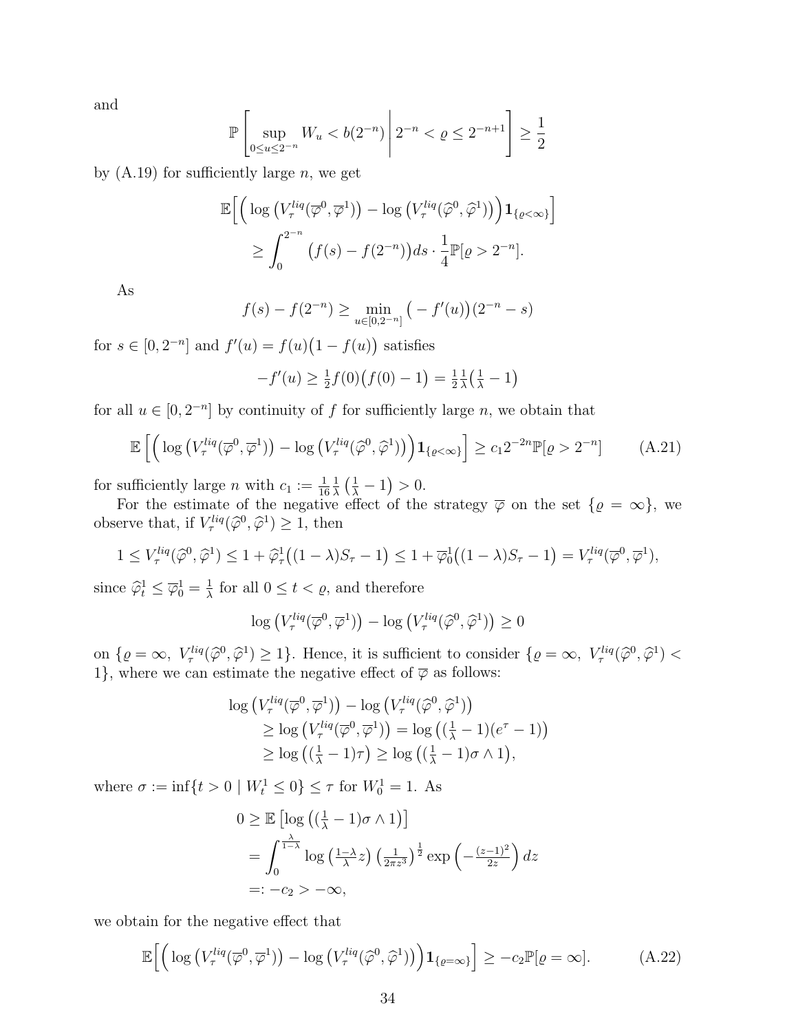and

$$\mathbb{P}\left[\sup_{0\le u\le 2^{-n}} W_u < b(2^{-n}) \,\middle|\, 2^{-n} < \varrho \le 2^{-n+1}\right] \ge \frac{1}{2}$$

by (A.19) for sufficiently large $n$, we get

$$\begin{aligned}
\mathbb{E}\Big[\Big(\log\big(V_\tau^{liq}(\overline{\varphi}^0,\overline{\varphi}^1)\big) - \log\big(V_\tau^{liq}(\widehat{\varphi}^0,\widehat{\varphi}^1)\big)\Big)\mathbf{1}_{\{\varrho<\infty\}}\Big]& \\
\ge \int_0^{2^{-n}} \big(f(s) - f(2^{-n})\big)ds \cdot \frac{1}{4}\mathbb{P}[\varrho > 2^{-n}].&
\end{aligned}$$

As

$$f(s) - f(2^{-n}) \ge \min_{u\in[0,2^{-n}]}\big(-f'(u)\big)(2^{-n}-s)$$

for $s\in[0,2^{-n}]$ and $f'(u) = f(u)\big(1-f(u)\big)$ satisfies

$$-f'(u) \ge \tfrac{1}{2}f(0)\big(f(0)-1\big) = \tfrac{1}{2}\tfrac{1}{\lambda}\big(\tfrac{1}{\lambda}-1\big)$$

for all $u\in[0,2^{-n}]$ by continuity of $f$ for sufficiently large $n$, we obtain that

$$\mathbb{E}\left[\Big(\log\big(V_\tau^{liq}(\overline{\varphi}^0,\overline{\varphi}^1)\big) - \log\big(V_\tau^{liq}(\widehat{\varphi}^0,\widehat{\varphi}^1)\big)\Big)\mathbf{1}_{\{\varrho<\infty\}}\right] \ge c_1 2^{-2n}\mathbb{P}[\varrho > 2^{-n}] \tag{A.21}$$

for sufficiently large $n$ with $c_1 := \frac{1}{16}\frac{1}{\lambda}\left(\frac{1}{\lambda}-1\right) > 0$.

For the estimate of the negative effect of the strategy $\overline{\varphi}$ on the set $\{\varrho=\infty\}$, we observe that, if $V_\tau^{liq}(\widehat{\varphi}^0,\widehat{\varphi}^1)\ge 1$, then

$$1 \le V_\tau^{liq}(\widehat{\varphi}^0,\widehat{\varphi}^1) \le 1 + \widehat{\varphi}_\tau^1\big((1-\lambda)S_\tau - 1\big) \le 1 + \overline{\varphi}_0^1\big((1-\lambda)S_\tau - 1\big) = V_\tau^{liq}(\overline{\varphi}^0,\overline{\varphi}^1),$$

since $\widehat{\varphi}_t^1 \le \overline{\varphi}_0^1 = \frac{1}{\lambda}$ for all $0\le t<\varrho$, and therefore

$$\log\big(V_\tau^{liq}(\overline{\varphi}^0,\overline{\varphi}^1)\big) - \log\big(V_\tau^{liq}(\widehat{\varphi}^0,\widehat{\varphi}^1)\big) \ge 0$$

on $\{\varrho=\infty,\ V_\tau^{liq}(\widehat{\varphi}^0,\widehat{\varphi}^1)\ge 1\}$. Hence, it is sufficient to consider $\{\varrho=\infty,\ V_\tau^{liq}(\widehat{\varphi}^0,\widehat{\varphi}^1) < 1\}$, where we can estimate the negative effect of $\overline{\varphi}$ as follows:

$$\begin{aligned}
&\log\big(V_\tau^{liq}(\overline{\varphi}^0,\overline{\varphi}^1)\big) - \log\big(V_\tau^{liq}(\widehat{\varphi}^0,\widehat{\varphi}^1)\big)\\
&\quad\ge \log\big(V_\tau^{liq}(\overline{\varphi}^0,\overline{\varphi}^1)\big) = \log\big((\tfrac{1}{\lambda}-1)(e^\tau-1)\big)\\
&\quad\ge \log\big((\tfrac{1}{\lambda}-1)\tau\big) \ge \log\big((\tfrac{1}{\lambda}-1)\sigma\wedge 1\big),
\end{aligned}$$

where $\sigma := \inf\{t>0 \mid W_t^1 \le 0\} \le \tau$ for $W_0^1 = 1$. As

$$\begin{aligned}
0 &\ge \mathbb{E}\left[\log\big((\tfrac{1}{\lambda}-1)\sigma\wedge 1\big)\right]\\
&= \int_0^{\frac{\lambda}{1-\lambda}} \log\big(\tfrac{1-\lambda}{\lambda}z\big)\left(\tfrac{1}{2\pi z^3}\right)^{\frac{1}{2}}\exp\left(-\tfrac{(z-1)^2}{2z}\right)dz\\
&=: -c_2 > -\infty,
\end{aligned}$$

we obtain for the negative effect that

$$\mathbb{E}\Big[\Big(\log\big(V_\tau^{liq}(\overline{\varphi}^0,\overline{\varphi}^1)\big) - \log\big(V_\tau^{liq}(\widehat{\varphi}^0,\widehat{\varphi}^1)\big)\Big)\mathbf{1}_{\{\varrho=\infty\}}\Big] \ge -c_2\mathbb{P}[\varrho=\infty]. \tag{A.22}$$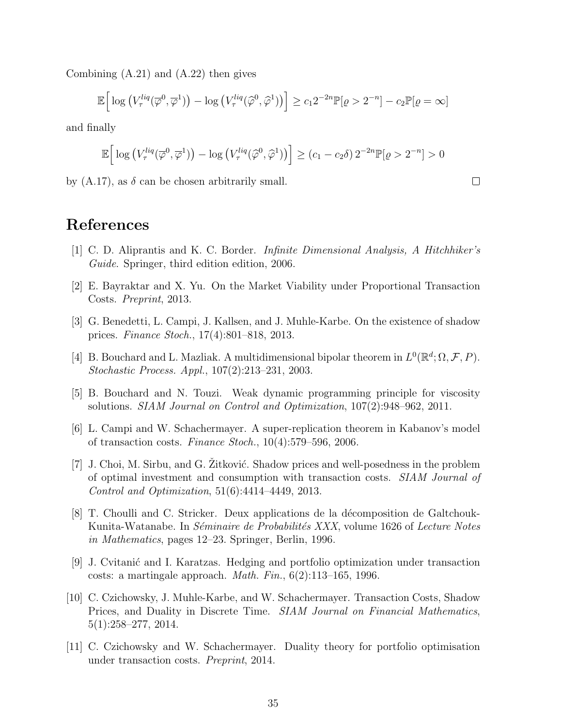Combining (A.21) and (A.22) then gives

$$\mathbb{E}\Big[ \log\big(V_\tau^{liq}(\overline{\varphi}^0, \overline{\varphi}^1)\big) - \log\big(V_\tau^{liq}(\widehat{\varphi}^0, \widehat{\varphi}^1)\big) \Big] \geq c_1 2^{-2n} \mathbb{P}[\varrho > 2^{-n}] - c_2 \mathbb{P}[\varrho = \infty]$$

and finally

$$\mathbb{E}\Big[ \log\big(V_\tau^{liq}(\overline{\varphi}^0, \overline{\varphi}^1)\big) - \log\big(V_\tau^{liq}(\widehat{\varphi}^0, \widehat{\varphi}^1)\big) \Big] \geq (c_1 - c_2 \delta)\, 2^{-2n} \mathbb{P}[\varrho > 2^{-n}] > 0$$

by (A.17), as $\delta$ can be chosen arbitrarily small. □

# References

[1] C. D. Aliprantis and K. C. Border. *Infinite Dimensional Analysis, A Hitchhiker's Guide*. Springer, third edition edition, 2006.

[2] E. Bayraktar and X. Yu. On the Market Viability under Proportional Transaction Costs. *Preprint*, 2013.

[3] G. Benedetti, L. Campi, J. Kallsen, and J. Muhle-Karbe. On the existence of shadow prices. *Finance Stoch.*, 17(4):801–818, 2013.

[4] B. Bouchard and L. Mazliak. A multidimensional bipolar theorem in $L^0(\mathbb{R}^d; \Omega, \mathcal{F}, P)$. *Stochastic Process. Appl.*, 107(2):213–231, 2003.

[5] B. Bouchard and N. Touzi. Weak dynamic programming principle for viscosity solutions. *SIAM Journal on Control and Optimization*, 107(2):948–962, 2011.

[6] L. Campi and W. Schachermayer. A super-replication theorem in Kabanov's model of transaction costs. *Finance Stoch.*, 10(4):579–596, 2006.

[7] J. Choi, M. Sirbu, and G. Žitković. Shadow prices and well-posedness in the problem of optimal investment and consumption with transaction costs. *SIAM Journal of Control and Optimization*, 51(6):4414–4449, 2013.

[8] T. Choulli and C. Stricker. Deux applications de la décomposition de Galtchouk-Kunita-Watanabe. In *Séminaire de Probabilités XXX*, volume 1626 of *Lecture Notes in Mathematics*, pages 12–23. Springer, Berlin, 1996.

[9] J. Cvitanić and I. Karatzas. Hedging and portfolio optimization under transaction costs: a martingale approach. *Math. Fin.*, 6(2):113–165, 1996.

[10] C. Czichowsky, J. Muhle-Karbe, and W. Schachermayer. Transaction Costs, Shadow Prices, and Duality in Discrete Time. *SIAM Journal on Financial Mathematics*, 5(1):258–277, 2014.

[11] C. Czichowsky and W. Schachermayer. Duality theory for portfolio optimisation under transaction costs. *Preprint*, 2014.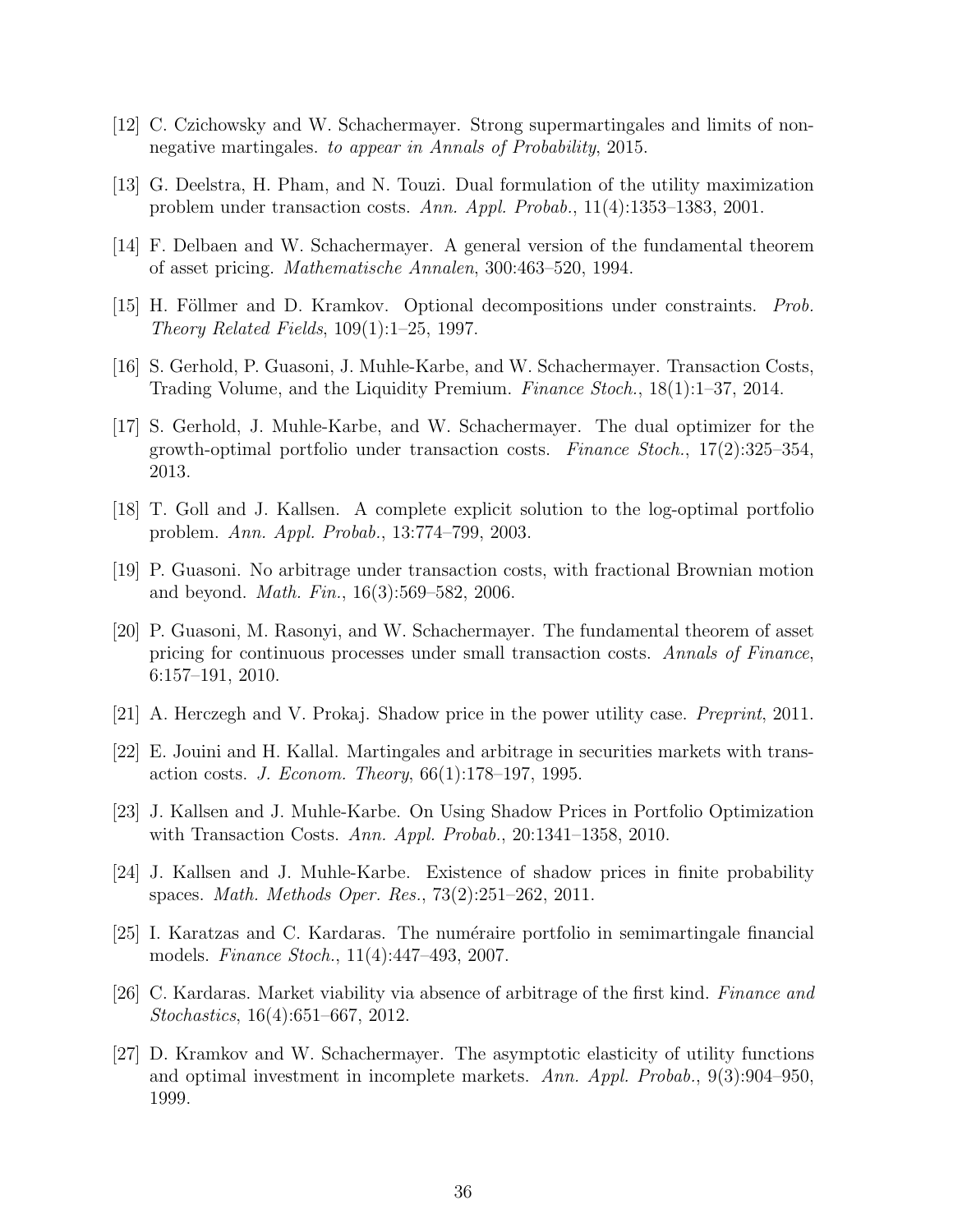[12] C. Czichowsky and W. Schachermayer. Strong supermartingales and limits of nonnegative martingales. *to appear in Annals of Probability*, 2015.

[13] G. Deelstra, H. Pham, and N. Touzi. Dual formulation of the utility maximization problem under transaction costs. *Ann. Appl. Probab.*, 11(4):1353–1383, 2001.

[14] F. Delbaen and W. Schachermayer. A general version of the fundamental theorem of asset pricing. *Mathematische Annalen*, 300:463–520, 1994.

[15] H. Föllmer and D. Kramkov. Optional decompositions under constraints. *Prob. Theory Related Fields*, 109(1):1–25, 1997.

[16] S. Gerhold, P. Guasoni, J. Muhle-Karbe, and W. Schachermayer. Transaction Costs, Trading Volume, and the Liquidity Premium. *Finance Stoch.*, 18(1):1–37, 2014.

[17] S. Gerhold, J. Muhle-Karbe, and W. Schachermayer. The dual optimizer for the growth-optimal portfolio under transaction costs. *Finance Stoch.*, 17(2):325–354, 2013.

[18] T. Goll and J. Kallsen. A complete explicit solution to the log-optimal portfolio problem. *Ann. Appl. Probab.*, 13:774–799, 2003.

[19] P. Guasoni. No arbitrage under transaction costs, with fractional Brownian motion and beyond. *Math. Fin.*, 16(3):569–582, 2006.

[20] P. Guasoni, M. Rasonyi, and W. Schachermayer. The fundamental theorem of asset pricing for continuous processes under small transaction costs. *Annals of Finance*, 6:157–191, 2010.

[21] A. Herczegh and V. Prokaj. Shadow price in the power utility case. *Preprint*, 2011.

[22] E. Jouini and H. Kallal. Martingales and arbitrage in securities markets with transaction costs. *J. Econom. Theory*, 66(1):178–197, 1995.

[23] J. Kallsen and J. Muhle-Karbe. On Using Shadow Prices in Portfolio Optimization with Transaction Costs. *Ann. Appl. Probab.*, 20:1341–1358, 2010.

[24] J. Kallsen and J. Muhle-Karbe. Existence of shadow prices in finite probability spaces. *Math. Methods Oper. Res.*, 73(2):251–262, 2011.

[25] I. Karatzas and C. Kardaras. The numéraire portfolio in semimartingale financial models. *Finance Stoch.*, 11(4):447–493, 2007.

[26] C. Kardaras. Market viability via absence of arbitrage of the first kind. *Finance and Stochastics*, 16(4):651–667, 2012.

[27] D. Kramkov and W. Schachermayer. The asymptotic elasticity of utility functions and optimal investment in incomplete markets. *Ann. Appl. Probab.*, 9(3):904–950, 1999.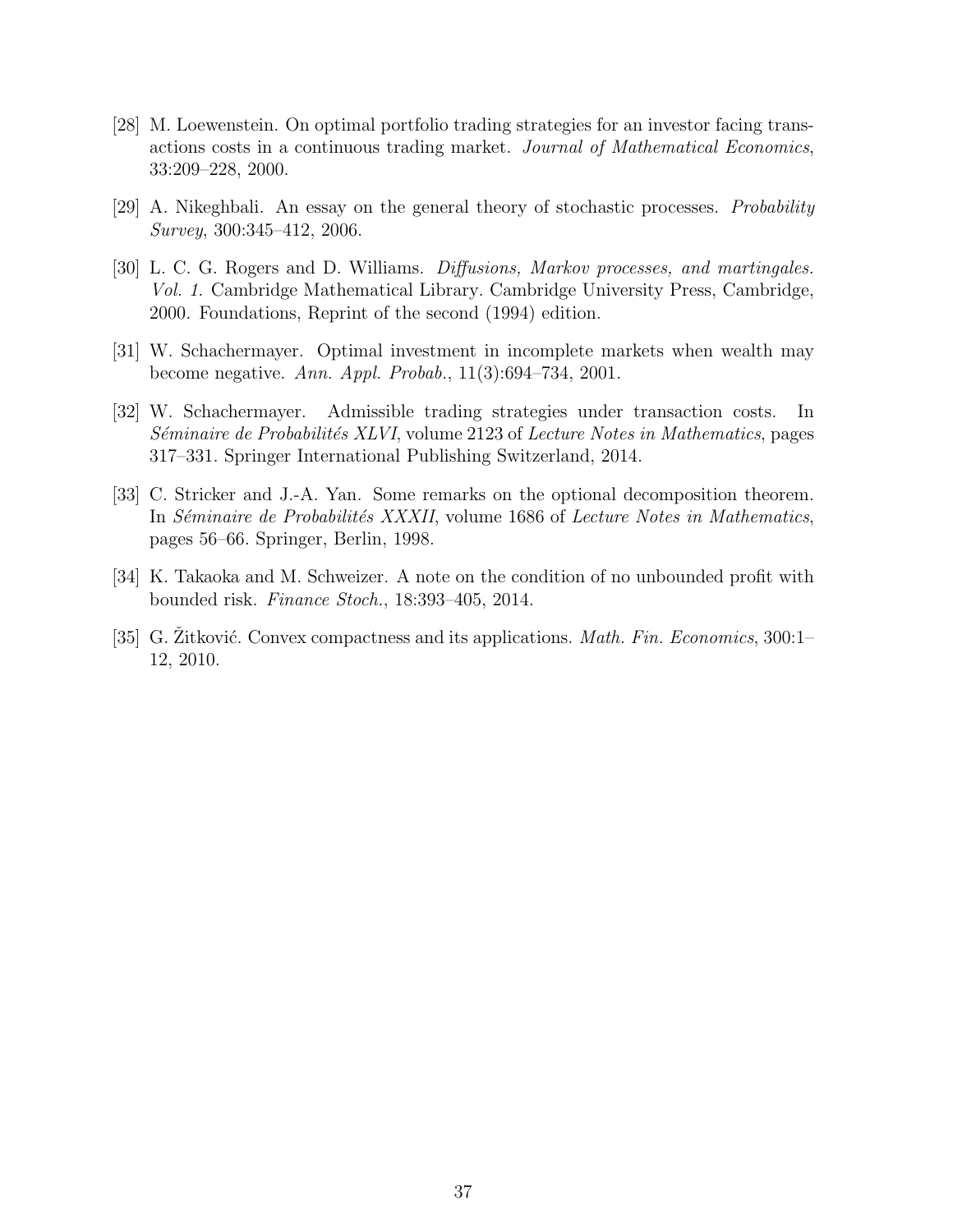[28] M. Loewenstein. On optimal portfolio trading strategies for an investor facing transactions costs in a continuous trading market. *Journal of Mathematical Economics*, 33:209–228, 2000.

[29] A. Nikeghbali. An essay on the general theory of stochastic processes. *Probability Survey*, 300:345–412, 2006.

[30] L. C. G. Rogers and D. Williams. *Diffusions, Markov processes, and martingales. Vol. 1.* Cambridge Mathematical Library. Cambridge University Press, Cambridge, 2000. Foundations, Reprint of the second (1994) edition.

[31] W. Schachermayer. Optimal investment in incomplete markets when wealth may become negative. *Ann. Appl. Probab.*, 11(3):694–734, 2001.

[32] W. Schachermayer. Admissible trading strategies under transaction costs. In *Séminaire de Probabilités XLVI*, volume 2123 of *Lecture Notes in Mathematics*, pages 317–331. Springer International Publishing Switzerland, 2014.

[33] C. Stricker and J.-A. Yan. Some remarks on the optional decomposition theorem. In *Séminaire de Probabilités XXXII*, volume 1686 of *Lecture Notes in Mathematics*, pages 56–66. Springer, Berlin, 1998.

[34] K. Takaoka and M. Schweizer. A note on the condition of no unbounded profit with bounded risk. *Finance Stoch.*, 18:393–405, 2014.

[35] G. Žitković. Convex compactness and its applications. *Math. Fin. Economics*, 300:1–12, 2010.